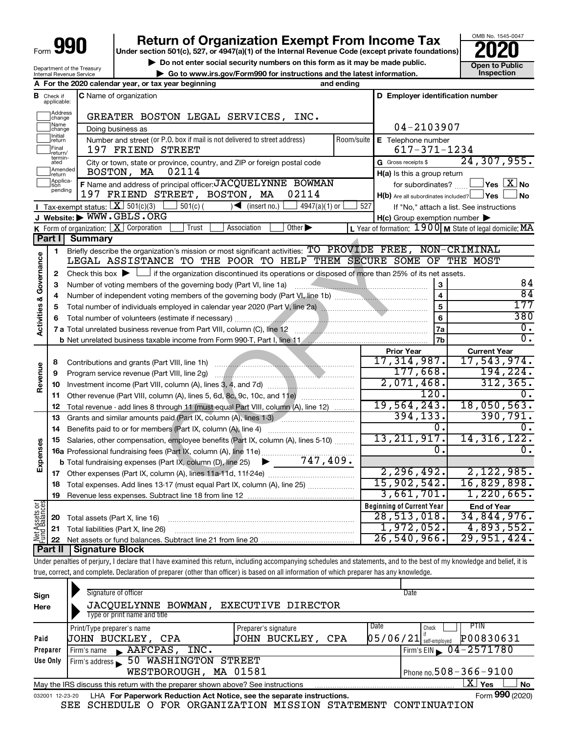Form **990**

# Return of Organization Exempt From Income Tax

**Under section 501(c), 527, or 4947(a)(1) of the Internal Revenue Code (except private foundations)**

▶ Do not enter social security numbers on this form as it may be made public.

▶ Go to www.irs.gov/Form990 for instructions and the latest information.

OMB No. 1545-0047

**2020**

**Open to Public Inspection**

Department of the Treasury
Internal Revenue Service

**A** For the 2020 calendar year, or tax year beginning and ending

**B** Check if applicable: Address change, Name change, Initial return, Final return/terminated, Amended return, Application pending

**C** Name of organization: GREATER BOSTON LEGAL SERVICES, INC.

Doing business as

Number and street (or P.O. box if mail is not delivered to street address): 197 FRIEND STREET  Room/suite

City or town, state or province, country, and ZIP or foreign postal code: BOSTON, MA 02114

**D** Employer identification number: 04-2103907

**E** Telephone number: 617-371-1234

**G** Gross receipts $ 24,307,955.

**F** Name and address of principal officer: JACQUELYNNE BOWMAN
197 FRIEND STREET, BOSTON, MA 02114

**H(a)** Is this a group return for subordinates? ☐ Yes ☒ No

**H(b)** Are all subordinates included? ☐ Yes ☐ No
If "No," attach a list. See instructions

**H(c)** Group exemption number ▶

**I** Tax-exempt status: ☒ 501(c)(3) ☐ 501(c) ( ) ◀ (insert no.) ☐ 4947(a)(1) or ☐ 527

**J** Website: ▶ WWW.GBLS.ORG

**K** Form of organization: ☒ Corporation ☐ Trust ☐ Association ☐ Other ▶

**L** Year of formation: 1900 **M** State of legal domicile: MA

## Part I Summary

**Activities & Governance**

1 Briefly describe the organization's mission or most significant activities: TO PROVIDE FREE, NON-CRIMINAL LEGAL ASSISTANCE TO THE POOR TO HELP THEM SECURE SOME OF THE MOST

2 Check this box ▶ ☐ if the organization discontinued its operations or disposed of more than 25% of its net assets.

| | | | |
|---|---|---|---|
| 3 | Number of voting members of the governing body (Part VI, line 1a) | 3 | 84 |
| 4 | Number of independent voting members of the governing body (Part VI, line 1b) | 4 | 84 |
| 5 | Total number of individuals employed in calendar year 2020 (Part V, line 2a) | 5 | 177 |
| 6 | Total number of volunteers (estimate if necessary) | 6 | 380 |
| 7a | Total unrelated business revenue from Part VIII, column (C), line 12 | 7a | 0. |
| b | Net unrelated business taxable income from Form 990-T, Part I, line 11 | 7b | 0. |

| | | | Prior Year | Current Year |
|---|---|---|---|---|
| **Revenue** | 8 | Contributions and grants (Part VIII, line 1h) | 17,314,987. | 17,543,974. |
| | 9 | Program service revenue (Part VIII, line 2g) | 177,668. | 194,224. |
| | 10 | Investment income (Part VIII, column (A), lines 3, 4, and 7d) | 2,071,468. | 312,365. |
| | 11 | Other revenue (Part VIII, column (A), lines 5, 6d, 8c, 9c, 10c, and 11e) | 120. | 0. |
| | 12 | Total revenue - add lines 8 through 11 (must equal Part VIII, column (A), line 12) | 19,564,243. | 18,050,563. |
| **Expenses** | 13 | Grants and similar amounts paid (Part IX, column (A), lines 1-3) | 394,133. | 390,791. |
| | 14 | Benefits paid to or for members (Part IX, column (A), line 4) | 0. | 0. |
| | 15 | Salaries, other compensation, employee benefits (Part IX, column (A), lines 5-10) | 13,211,917. | 14,316,122. |
| | 16a | Professional fundraising fees (Part IX, column (A), line 11e) | 0. | 0. |
| | b | Total fundraising expenses (Part IX, column (D), line 25) ▶ 747,409. | | |
| | 17 | Other expenses (Part IX, column (A), lines 11a-11d, 11f-24e) | 2,296,492. | 2,122,985. |
| | 18 | Total expenses. Add lines 13-17 (must equal Part IX, column (A), line 25) | 15,902,542. | 16,829,898. |
| | 19 | Revenue less expenses. Subtract line 18 from line 12 | 3,661,701. | 1,220,665. |

| | | | Beginning of Current Year | End of Year |
|---|---|---|---|---|
| **Net Assets or Fund Balances** | 20 | Total assets (Part X, line 16) | 28,513,018. | 34,844,976. |
| | 21 | Total liabilities (Part X, line 26) | 1,972,052. | 4,893,552. |
| | 22 | Net assets or fund balances. Subtract line 21 from line 20 | 26,540,966. | 29,951,424. |

## Part II Signature Block

Under penalties of perjury, I declare that I have examined this return, including accompanying schedules and statements, and to the best of my knowledge and belief, it is true, correct, and complete. Declaration of preparer (other than officer) is based on all information of which preparer has any knowledge.

**Sign Here**

Signature of officer | Date

JACQUELYNNE BOWMAN, EXECUTIVE DIRECTOR
Type or print name and title

| **Paid Preparer Use Only** | | | | |
|---|---|---|---|---|
| Print/Type preparer's name | Preparer's signature | Date | Check ☐ if self-employed | PTIN |
| JOHN BUCKLEY, CPA | JOHN BUCKLEY, CPA | 05/06/21 | | P00830631 |
| Firm's name ▶ AAFCPAS, INC. | | | Firm's EIN ▶ 04-2571780 | |
| Firm's address ▶ 50 WASHINGTON STREET, WESTBOROUGH, MA 01581 | | | Phone no. 508-366-9100 | |

May the IRS discuss this return with the preparer shown above? See instructions ☒ Yes ☐ No

032001 12-23-20 LHA **For Paperwork Reduction Act Notice, see the separate instructions.** Form **990** (2020)

SEE SCHEDULE O FOR ORGANIZATION MISSION STATEMENT CONTINUATION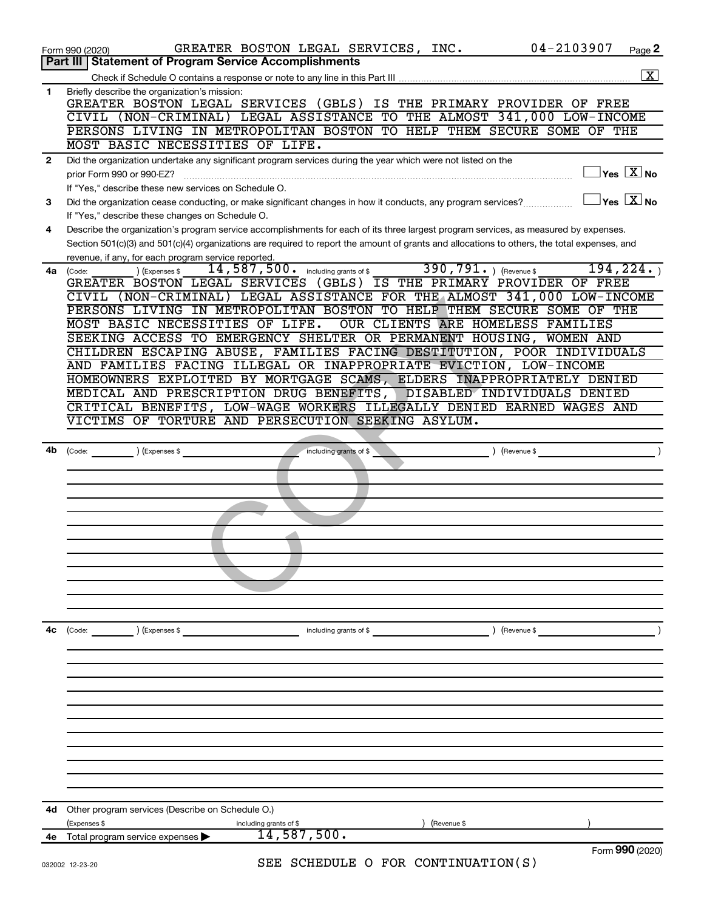Form 990 (2020) GREATER BOSTON LEGAL SERVICES, INC. 04-2103907 Page **2**

## Part III | Statement of Program Service Accomplishments

Check if Schedule O contains a response or note to any line in this Part III ..... [X]

**1** Briefly describe the organization's mission:

GREATER BOSTON LEGAL SERVICES (GBLS) IS THE PRIMARY PROVIDER OF FREE CIVIL (NON-CRIMINAL) LEGAL ASSISTANCE TO THE ALMOST 341,000 LOW-INCOME PERSONS LIVING IN METROPOLITAN BOSTON TO HELP THEM SECURE SOME OF THE MOST BASIC NECESSITIES OF LIFE.

**2** Did the organization undertake any significant program services during the year which were not listed on the prior Form 990 or 990-EZ? ..... [ ] Yes [X] No

If "Yes," describe these new services on Schedule O.

**3** Did the organization cease conducting, or make significant changes in how it conducts, any program services? ..... [ ] Yes [X] No

If "Yes," describe these changes on Schedule O.

**4** Describe the organization's program service accomplishments for each of its three largest program services, as measured by expenses. Section 501(c)(3) and 501(c)(4) organizations are required to report the amount of grants and allocations to others, the total expenses, and revenue, if any, for each program service reported.

**4a** (Code: ) (Expenses $ 14,587,500. including grants of $ 390,791. ) (Revenue $ 194,224. )

GREATER BOSTON LEGAL SERVICES (GBLS) IS THE PRIMARY PROVIDER OF FREE CIVIL (NON-CRIMINAL) LEGAL ASSISTANCE FOR THE ALMOST 341,000 LOW-INCOME PERSONS LIVING IN METROPOLITAN BOSTON TO HELP THEM SECURE SOME OF THE MOST BASIC NECESSITIES OF LIFE. OUR CLIENTS ARE HOMELESS FAMILIES SEEKING ACCESS TO EMERGENCY SHELTER OR PERMANENT HOUSING, WOMEN AND CHILDREN ESCAPING ABUSE, FAMILIES FACING DESTITUTION, POOR INDIVIDUALS AND FAMILIES FACING ILLEGAL OR INAPPROPRIATE EVICTION, LOW-INCOME HOMEOWNERS EXPLOITED BY MORTGAGE SCAMS, ELDERS INAPPROPRIATELY DENIED MEDICAL AND PRESCRIPTION DRUG BENEFITS, DISABLED INDIVIDUALS DENIED CRITICAL BENEFITS, LOW-WAGE WORKERS ILLEGALLY DENIED EARNED WAGES AND VICTIMS OF TORTURE AND PERSECUTION SEEKING ASYLUM.

**4b** (Code: ) (Expenses $ including grants of $ ) (Revenue $ )

**4c** (Code: ) (Expenses $ including grants of $ ) (Revenue $ )

**4d** Other program services (Describe on Schedule O.)

(Expenses $ including grants of $ ) (Revenue $ )

**4e** Total program service expenses ▶ 14,587,500.

SEE SCHEDULE O FOR CONTINUATION(S)

Form **990** (2020)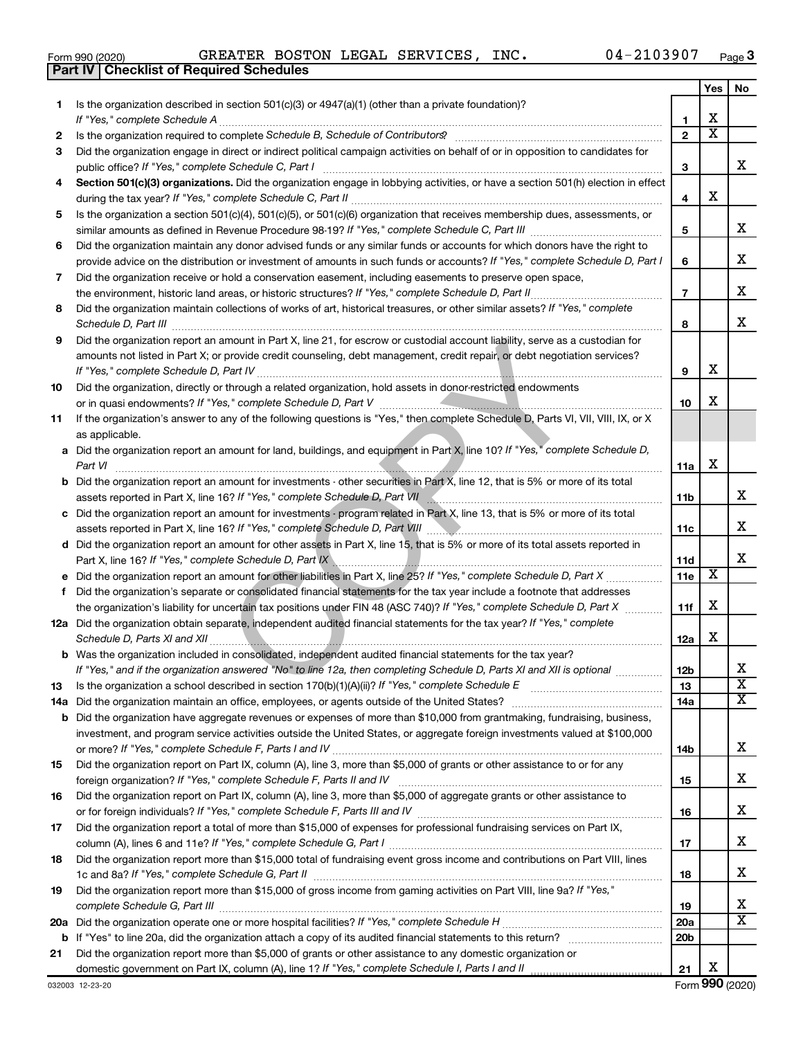Form 990 (2020) GREATER BOSTON LEGAL SERVICES, INC. 04-2103907 Page 3

**Part IV | Checklist of Required Schedules**

| | | | Yes | No |
|---|---|---|---|---|
| 1 | Is the organization described in section 501(c)(3) or 4947(a)(1) (other than a private foundation)? *If "Yes," complete Schedule A* | 1 | X | |
| 2 | Is the organization required to complete *Schedule B, Schedule of Contributors*? | 2 | X | |
| 3 | Did the organization engage in direct or indirect political campaign activities on behalf of or in opposition to candidates for public office? *If "Yes," complete Schedule C, Part I* | 3 | | X |
| 4 | **Section 501(c)(3) organizations.** Did the organization engage in lobbying activities, or have a section 501(h) election in effect during the tax year? *If "Yes," complete Schedule C, Part II* | 4 | X | |
| 5 | Is the organization a section 501(c)(4), 501(c)(5), or 501(c)(6) organization that receives membership dues, assessments, or similar amounts as defined in Revenue Procedure 98-19? *If "Yes," complete Schedule C, Part III* | 5 | | X |
| 6 | Did the organization maintain any donor advised funds or any similar funds or accounts for which donors have the right to provide advice on the distribution or investment of amounts in such funds or accounts? *If "Yes," complete Schedule D, Part I* | 6 | | X |
| 7 | Did the organization receive or hold a conservation easement, including easements to preserve open space, the environment, historic land areas, or historic structures? *If "Yes," complete Schedule D, Part II* | 7 | | X |
| 8 | Did the organization maintain collections of works of art, historical treasures, or other similar assets? *If "Yes," complete Schedule D, Part III* | 8 | | X |
| 9 | Did the organization report an amount in Part X, line 21, for escrow or custodial account liability, serve as a custodian for amounts not listed in Part X; or provide credit counseling, debt management, credit repair, or debt negotiation services? *If "Yes," complete Schedule D, Part IV* | 9 | X | |
| 10 | Did the organization, directly or through a related organization, hold assets in donor-restricted endowments or in quasi endowments? *If "Yes," complete Schedule D, Part V* | 10 | X | |
| 11 | If the organization's answer to any of the following questions is "Yes," then complete Schedule D, Parts VI, VII, VIII, IX, or X as applicable. | | | |
| a | Did the organization report an amount for land, buildings, and equipment in Part X, line 10? *If "Yes," complete Schedule D, Part VI* | 11a | X | |
| b | Did the organization report an amount for investments - other securities in Part X, line 12, that is 5% or more of its total assets reported in Part X, line 16? *If "Yes," complete Schedule D, Part VII* | 11b | | X |
| c | Did the organization report an amount for investments - program related in Part X, line 13, that is 5% or more of its total assets reported in Part X, line 16? *If "Yes," complete Schedule D, Part VIII* | 11c | | X |
| d | Did the organization report an amount for other assets in Part X, line 15, that is 5% or more of its total assets reported in Part X, line 16? *If "Yes," complete Schedule D, Part IX* | 11d | | X |
| e | Did the organization report an amount for other liabilities in Part X, line 25? *If "Yes," complete Schedule D, Part X* | 11e | X | |
| f | Did the organization's separate or consolidated financial statements for the tax year include a footnote that addresses the organization's liability for uncertain tax positions under FIN 48 (ASC 740)? *If "Yes," complete Schedule D, Part X* | 11f | X | |
| 12a | Did the organization obtain separate, independent audited financial statements for the tax year? *If "Yes," complete Schedule D, Parts XI and XII* | 12a | X | |
| b | Was the organization included in consolidated, independent audited financial statements for the tax year? *If "Yes," and if the organization answered "No" to line 12a, then completing Schedule D, Parts XI and XII is optional* | 12b | | X |
| 13 | Is the organization a school described in section 170(b)(1)(A)(ii)? *If "Yes," complete Schedule E* | 13 | | X |
| 14a | Did the organization maintain an office, employees, or agents outside of the United States? | 14a | | X |
| b | Did the organization have aggregate revenues or expenses of more than $10,000 from grantmaking, fundraising, business, investment, and program service activities outside the United States, or aggregate foreign investments valued at $100,000 or more? *If "Yes," complete Schedule F, Parts I and IV* | 14b | | X |
| 15 | Did the organization report on Part IX, column (A), line 3, more than $5,000 of grants or other assistance to or for any foreign organization? *If "Yes," complete Schedule F, Parts II and IV* | 15 | | X |
| 16 | Did the organization report on Part IX, column (A), line 3, more than $5,000 of aggregate grants or other assistance to or for foreign individuals? *If "Yes," complete Schedule F, Parts III and IV* | 16 | | X |
| 17 | Did the organization report a total of more than $15,000 of expenses for professional fundraising services on Part IX, column (A), lines 6 and 11e? *If "Yes," complete Schedule G, Part I* | 17 | | X |
| 18 | Did the organization report more than $15,000 total of fundraising event gross income and contributions on Part VIII, lines 1c and 8a? *If "Yes," complete Schedule G, Part II* | 18 | | X |
| 19 | Did the organization report more than $15,000 of gross income from gaming activities on Part VIII, line 9a? *If "Yes," complete Schedule G, Part III* | 19 | | X |
| 20a | Did the organization operate one or more hospital facilities? *If "Yes," complete Schedule H* | 20a | | X |
| b | If "Yes" to line 20a, did the organization attach a copy of its audited financial statements to this return? | 20b | | |
| 21 | Did the organization report more than $5,000 of grants or other assistance to any domestic organization or domestic government on Part IX, column (A), line 1? *If "Yes," complete Schedule I, Parts I and II* | 21 | X | |

032003 12-23-20 Form **990** (2020)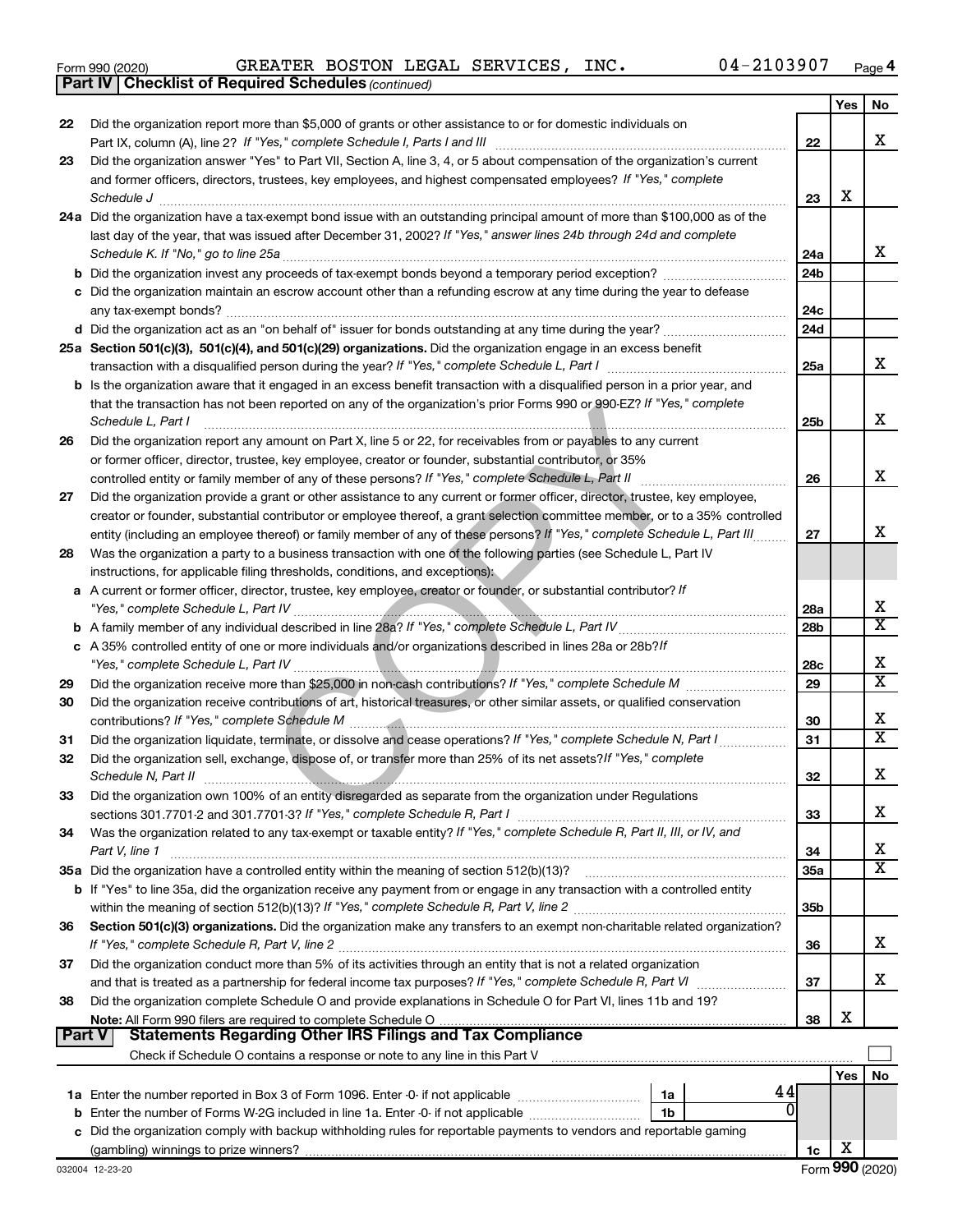Form 990 (2020) GREATER BOSTON LEGAL SERVICES, INC. 04-2103907

**Part IV | Checklist of Required Schedules** *(continued)*

| | | | Yes | No |
|---|---|---|---|---|
| 22 | Did the organization report more than $5,000 of grants or other assistance to or for domestic individuals on Part IX, column (A), line 2? *If "Yes," complete Schedule I, Parts I and III* | 22 | | X |
| 23 | Did the organization answer "Yes" to Part VII, Section A, line 3, 4, or 5 about compensation of the organization's current and former officers, directors, trustees, key employees, and highest compensated employees? *If "Yes," complete Schedule J* | 23 | X | |
| 24a | Did the organization have a tax-exempt bond issue with an outstanding principal amount of more than $100,000 as of the last day of the year, that was issued after December 31, 2002? *If "Yes," answer lines 24b through 24d and complete Schedule K. If "No," go to line 25a* | 24a | | X |
| b | Did the organization invest any proceeds of tax-exempt bonds beyond a temporary period exception? | 24b | | |
| c | Did the organization maintain an escrow account other than a refunding escrow at any time during the year to defease any tax-exempt bonds? | 24c | | |
| d | Did the organization act as an "on behalf of" issuer for bonds outstanding at any time during the year? | 24d | | |
| 25a | **Section 501(c)(3), 501(c)(4), and 501(c)(29) organizations.** Did the organization engage in an excess benefit transaction with a disqualified person during the year? *If "Yes," complete Schedule L, Part I* | 25a | | X |
| b | Is the organization aware that it engaged in an excess benefit transaction with a disqualified person in a prior year, and that the transaction has not been reported on any of the organization's prior Forms 990 or 990-EZ? *If "Yes," complete Schedule L, Part I* | 25b | | X |
| 26 | Did the organization report any amount on Part X, line 5 or 22, for receivables from or payables to any current or former officer, director, trustee, key employee, creator or founder, substantial contributor, or 35% controlled entity or family member of any of these persons? *If "Yes," complete Schedule L, Part II* | 26 | | X |
| 27 | Did the organization provide a grant or other assistance to any current or former officer, director, trustee, key employee, creator or founder, substantial contributor or employee thereof, a grant selection committee member, or to a 35% controlled entity (including an employee thereof) or family member of any of these persons? *If "Yes," complete Schedule L, Part III* | 27 | | X |
| 28 | Was the organization a party to a business transaction with one of the following parties (see Schedule L, Part IV instructions, for applicable filing thresholds, conditions, and exceptions): | | | |
| a | A current or former officer, director, trustee, key employee, creator or founder, or substantial contributor? *If "Yes," complete Schedule L, Part IV* | 28a | | X |
| b | A family member of any individual described in line 28a? *If "Yes," complete Schedule L, Part IV* | 28b | | X |
| c | A 35% controlled entity of one or more individuals and/or organizations described in lines 28a or 28b? *If "Yes," complete Schedule L, Part IV* | 28c | | X |
| 29 | Did the organization receive more than $25,000 in non-cash contributions? *If "Yes," complete Schedule M* | 29 | | X |
| 30 | Did the organization receive contributions of art, historical treasures, or other similar assets, or qualified conservation contributions? *If "Yes," complete Schedule M* | 30 | | X |
| 31 | Did the organization liquidate, terminate, or dissolve and cease operations? *If "Yes," complete Schedule N, Part I* | 31 | | X |
| 32 | Did the organization sell, exchange, dispose of, or transfer more than 25% of its net assets? *If "Yes," complete Schedule N, Part II* | 32 | | X |
| 33 | Did the organization own 100% of an entity disregarded as separate from the organization under Regulations sections 301.7701-2 and 301.7701-3? *If "Yes," complete Schedule R, Part I* | 33 | | X |
| 34 | Was the organization related to any tax-exempt or taxable entity? *If "Yes," complete Schedule R, Part II, III, or IV, and Part V, line 1* | 34 | | X |
| 35a | Did the organization have a controlled entity within the meaning of section 512(b)(13)? | 35a | | X |
| b | If "Yes" to line 35a, did the organization receive any payment from or engage in any transaction with a controlled entity within the meaning of section 512(b)(13)? *If "Yes," complete Schedule R, Part V, line 2* | 35b | | |
| 36 | **Section 501(c)(3) organizations.** Did the organization make any transfers to an exempt non-charitable related organization? *If "Yes," complete Schedule R, Part V, line 2* | 36 | | X |
| 37 | Did the organization conduct more than 5% of its activities through an entity that is not a related organization and that is treated as a partnership for federal income tax purposes? *If "Yes," complete Schedule R, Part VI* | 37 | | X |
| 38 | Did the organization complete Schedule O and provide explanations in Schedule O for Part VI, lines 11b and 19? **Note:** All Form 990 filers are required to complete Schedule O | 38 | X | |

**Part V | Statements Regarding Other IRS Filings and Tax Compliance**

Check if Schedule O contains a response or note to any line in this Part V ☐

| | | | | | Yes | No |
|---|---|---|---|---|---|---|
| 1a | Enter the number reported in Box 3 of Form 1096. Enter -0- if not applicable | 1a | 44 | | | |
| b | Enter the number of Forms W-2G included in line 1a. Enter -0- if not applicable | 1b | 0 | | | |
| c | Did the organization comply with backup withholding rules for reportable payments to vendors and reportable gaming (gambling) winnings to prize winners? | | | 1c | X | |

032004 12-23-20 Form **990** (2020)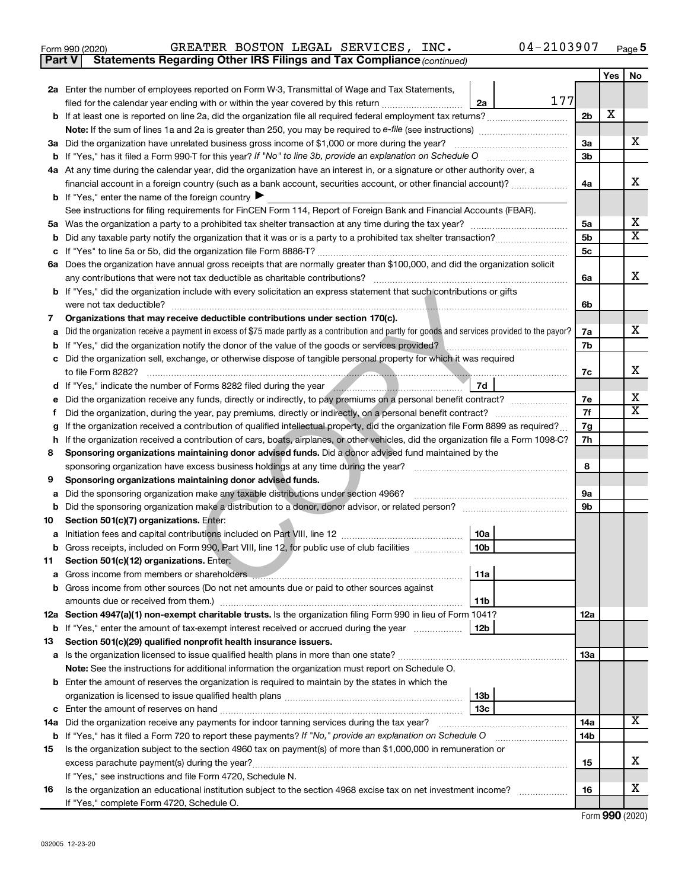Form 990 (2020) GREATER BOSTON LEGAL SERVICES, INC. 04-2103907 Page 5

**Part V Statements Regarding Other IRS Filings and Tax Compliance** *(continued)*

| | | | | | Yes | No |
|---|---|---|---|---|---|---|
| **2a** | Enter the number of employees reported on Form W-3, Transmittal of Wage and Tax Statements, filed for the calendar year ending with or within the year covered by this return | 2a | 177 | | | |
| **b** | If at least one is reported on line 2a, did the organization file all required federal employment tax returns? | | | 2b | X | |
| | **Note:** If the sum of lines 1a and 2a is greater than 250, you may be required to *e-file* (see instructions) | | | | | |
| **3a** | Did the organization have unrelated business gross income of $1,000 or more during the year? | | | 3a | | X |
| **b** | If "Yes," has it filed a Form 990-T for this year? *If "No" to line 3b, provide an explanation on Schedule O* | | | 3b | | |
| **4a** | At any time during the calendar year, did the organization have an interest in, or a signature or other authority over, a financial account in a foreign country (such as a bank account, securities account, or other financial account)? | | | 4a | | X |
| **b** | If "Yes," enter the name of the foreign country ▶ | | | | | |
| | See instructions for filing requirements for FinCEN Form 114, Report of Foreign Bank and Financial Accounts (FBAR). | | | | | |
| **5a** | Was the organization a party to a prohibited tax shelter transaction at any time during the tax year? | | | 5a | | X |
| **b** | Did any taxable party notify the organization that it was or is a party to a prohibited tax shelter transaction? | | | 5b | | X |
| **c** | If "Yes" to line 5a or 5b, did the organization file Form 8886-T? | | | 5c | | |
| **6a** | Does the organization have annual gross receipts that are normally greater than $100,000, and did the organization solicit any contributions that were not tax deductible as charitable contributions? | | | 6a | | X |
| **b** | If "Yes," did the organization include with every solicitation an express statement that such contributions or gifts were not tax deductible? | | | 6b | | |
| **7** | **Organizations that may receive deductible contributions under section 170(c).** | | | | | |
| **a** | Did the organization receive a payment in excess of $75 made partly as a contribution and partly for goods and services provided to the payor? | | | 7a | | X |
| **b** | If "Yes," did the organization notify the donor of the value of the goods or services provided? | | | 7b | | |
| **c** | Did the organization sell, exchange, or otherwise dispose of tangible personal property for which it was required to file Form 8282? | | | 7c | | X |
| **d** | If "Yes," indicate the number of Forms 8282 filed during the year | 7d | | | | |
| **e** | Did the organization receive any funds, directly or indirectly, to pay premiums on a personal benefit contract? | | | 7e | | X |
| **f** | Did the organization, during the year, pay premiums, directly or indirectly, on a personal benefit contract? | | | 7f | | X |
| **g** | If the organization received a contribution of qualified intellectual property, did the organization file Form 8899 as required? | | | 7g | | |
| **h** | If the organization received a contribution of cars, boats, airplanes, or other vehicles, did the organization file a Form 1098-C? | | | 7h | | |
| **8** | **Sponsoring organizations maintaining donor advised funds.** Did a donor advised fund maintained by the sponsoring organization have excess business holdings at any time during the year? | | | 8 | | |
| **9** | **Sponsoring organizations maintaining donor advised funds.** | | | | | |
| **a** | Did the sponsoring organization make any taxable distributions under section 4966? | | | 9a | | |
| **b** | Did the sponsoring organization make a distribution to a donor, donor advisor, or related person? | | | 9b | | |
| **10** | **Section 501(c)(7) organizations.** Enter: | | | | | |
| **a** | Initiation fees and capital contributions included on Part VIII, line 12 | 10a | | | | |
| **b** | Gross receipts, included on Form 990, Part VIII, line 12, for public use of club facilities | 10b | | | | |
| **11** | **Section 501(c)(12) organizations.** Enter: | | | | | |
| **a** | Gross income from members or shareholders | 11a | | | | |
| **b** | Gross income from other sources (Do not net amounts due or paid to other sources against amounts due or received from them.) | 11b | | | | |
| **12a** | **Section 4947(a)(1) non-exempt charitable trusts.** Is the organization filing Form 990 in lieu of Form 1041? | | | 12a | | |
| **b** | If "Yes," enter the amount of tax-exempt interest received or accrued during the year | 12b | | | | |
| **13** | **Section 501(c)(29) qualified nonprofit health insurance issuers.** | | | | | |
| **a** | Is the organization licensed to issue qualified health plans in more than one state? | | | 13a | | |
| | **Note:** See the instructions for additional information the organization must report on Schedule O. | | | | | |
| **b** | Enter the amount of reserves the organization is required to maintain by the states in which the organization is licensed to issue qualified health plans | 13b | | | | |
| **c** | Enter the amount of reserves on hand | 13c | | | | |
| **14a** | Did the organization receive any payments for indoor tanning services during the tax year? | | | 14a | | X |
| **b** | If "Yes," has it filed a Form 720 to report these payments? *If "No," provide an explanation on Schedule O* | | | 14b | | |
| **15** | Is the organization subject to the section 4960 tax on payment(s) of more than $1,000,000 in remuneration or excess parachute payment(s) during the year? | | | 15 | | X |
| | If "Yes," see instructions and file Form 4720, Schedule N. | | | | | |
| **16** | Is the organization an educational institution subject to the section 4968 excise tax on net investment income? | | | 16 | | X |
| | If "Yes," complete Form 4720, Schedule O. | | | | | |

Form **990** (2020)

032005 12-23-20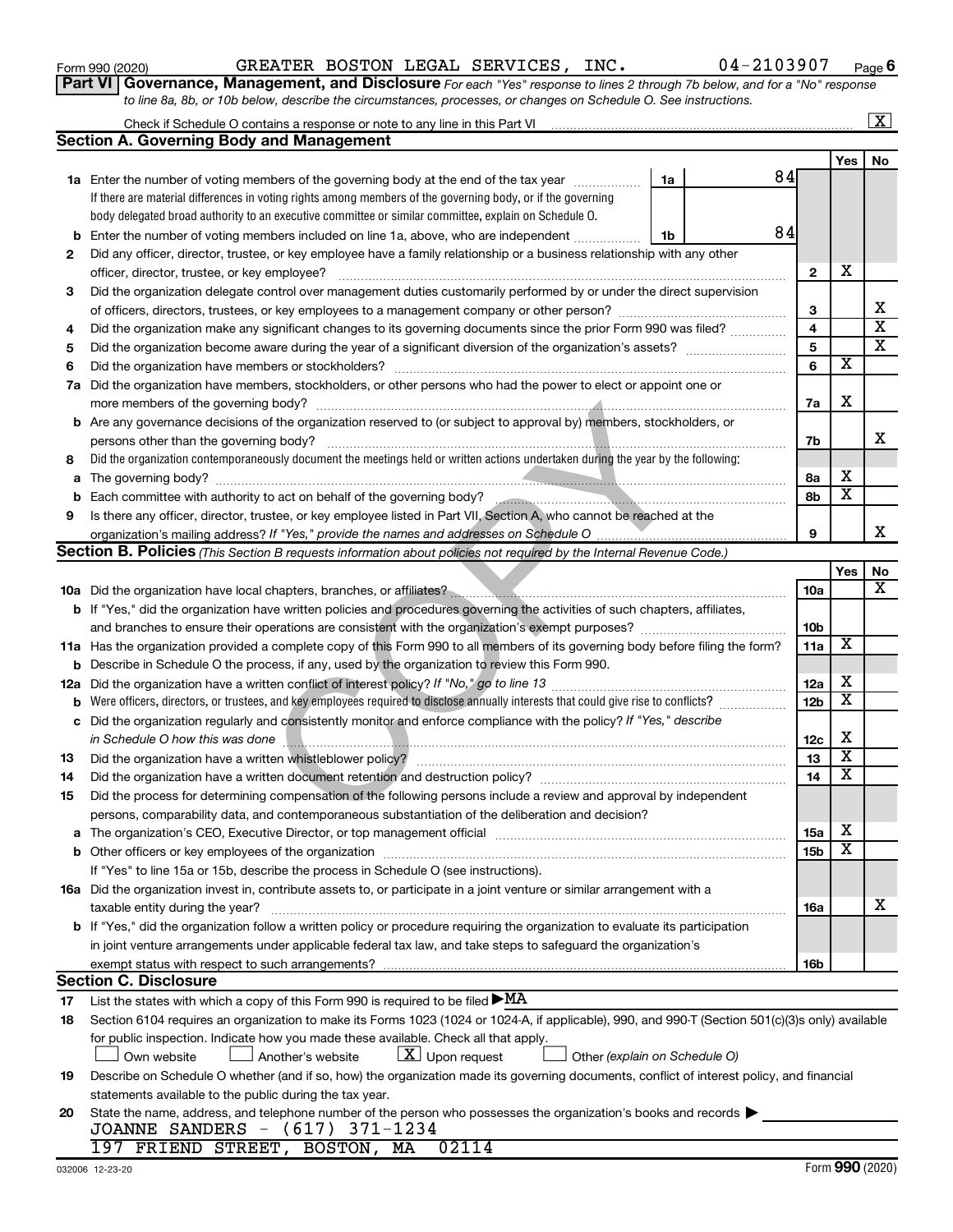Form 990 (2020) GREATER BOSTON LEGAL SERVICES, INC. 04-2103907 Page 6

**Part VI | Governance, Management, and Disclosure** *For each "Yes" response to lines 2 through 7b below, and for a "No" response to line 8a, 8b, or 10b below, describe the circumstances, processes, or changes on Schedule O. See instructions.*

Check if Schedule O contains a response or note to any line in this Part VI ..... [X]

## Section A. Governing Body and Management

| | | | | Yes | No |
|---|---|---|---|---|---|
| **1a** | Enter the number of voting members of the governing body at the end of the tax year ..... **1a** 84<br>If there are material differences in voting rights among members of the governing body, or if the governing body delegated broad authority to an executive committee or similar committee, explain on Schedule O. | | | | |
| **b** | Enter the number of voting members included on line 1a, above, who are independent ..... **1b** 84 | | | | |
| **2** | Did any officer, director, trustee, or key employee have a family relationship or a business relationship with any other officer, director, trustee, or key employee? | **2** | | X | |
| **3** | Did the organization delegate control over management duties customarily performed by or under the direct supervision of officers, directors, trustees, or key employees to a management company or other person? | **3** | | | X |
| **4** | Did the organization make any significant changes to its governing documents since the prior Form 990 was filed? | **4** | | | X |
| **5** | Did the organization become aware during the year of a significant diversion of the organization's assets? | **5** | | | X |
| **6** | Did the organization have members or stockholders? | **6** | | X | |
| **7a** | Did the organization have members, stockholders, or other persons who had the power to elect or appoint one or more members of the governing body? | **7a** | | X | |
| **b** | Are any governance decisions of the organization reserved to (or subject to approval by) members, stockholders, or persons other than the governing body? | **7b** | | | X |
| **8** | Did the organization contemporaneously document the meetings held or written actions undertaken during the year by the following: | | | | |
| **a** | The governing body? | **8a** | | X | |
| **b** | Each committee with authority to act on behalf of the governing body? | **8b** | | X | |
| **9** | Is there any officer, director, trustee, or key employee listed in Part VII, Section A, who cannot be reached at the organization's mailing address? *If "Yes," provide the names and addresses on Schedule O* | **9** | | | X |

## Section B. Policies *(This Section B requests information about policies not required by the Internal Revenue Code.)*

| | | | Yes | No |
|---|---|---|---|---|
| **10a** | Did the organization have local chapters, branches, or affiliates? | **10a** | | X |
| **b** | If "Yes," did the organization have written policies and procedures governing the activities of such chapters, affiliates, and branches to ensure their operations are consistent with the organization's exempt purposes? | **10b** | | |
| **11a** | Has the organization provided a complete copy of this Form 990 to all members of its governing body before filing the form? | **11a** | X | |
| **b** | Describe in Schedule O the process, if any, used by the organization to review this Form 990. | | | |
| **12a** | Did the organization have a written conflict of interest policy? *If "No," go to line 13* | **12a** | X | |
| **b** | Were officers, directors, or trustees, and key employees required to disclose annually interests that could give rise to conflicts? | **12b** | X | |
| **c** | Did the organization regularly and consistently monitor and enforce compliance with the policy? *If "Yes," describe in Schedule O how this was done* | **12c** | X | |
| **13** | Did the organization have a written whistleblower policy? | **13** | X | |
| **14** | Did the organization have a written document retention and destruction policy? | **14** | X | |
| **15** | Did the process for determining compensation of the following persons include a review and approval by independent persons, comparability data, and contemporaneous substantiation of the deliberation and decision? | | | |
| **a** | The organization's CEO, Executive Director, or top management official | **15a** | X | |
| **b** | Other officers or key employees of the organization | **15b** | X | |
| | If "Yes" to line 15a or 15b, describe the process in Schedule O (see instructions). | | | |
| **16a** | Did the organization invest in, contribute assets to, or participate in a joint venture or similar arrangement with a taxable entity during the year? | **16a** | | X |
| **b** | If "Yes," did the organization follow a written policy or procedure requiring the organization to evaluate its participation in joint venture arrangements under applicable federal tax law, and take steps to safeguard the organization's exempt status with respect to such arrangements? | **16b** | | |

## Section C. Disclosure

**17** List the states with which a copy of this Form 990 is required to be filed ▶ MA

**18** Section 6104 requires an organization to make its Forms 1023 (1024 or 1024-A, if applicable), 990, and 990-T (Section 501(c)(3)s only) available for public inspection. Indicate how you made these available. Check all that apply.

[ ] Own website  [ ] Another's website  [X] Upon request  [ ] Other *(explain on Schedule O)*

**19** Describe on Schedule O whether (and if so, how) the organization made its governing documents, conflict of interest policy, and financial statements available to the public during the tax year.

**20** State the name, address, and telephone number of the person who possesses the organization's books and records ▶

JOANNE SANDERS - (617) 371-1234
197 FRIEND STREET, BOSTON, MA 02114

032006 12-23-20 Form **990** (2020)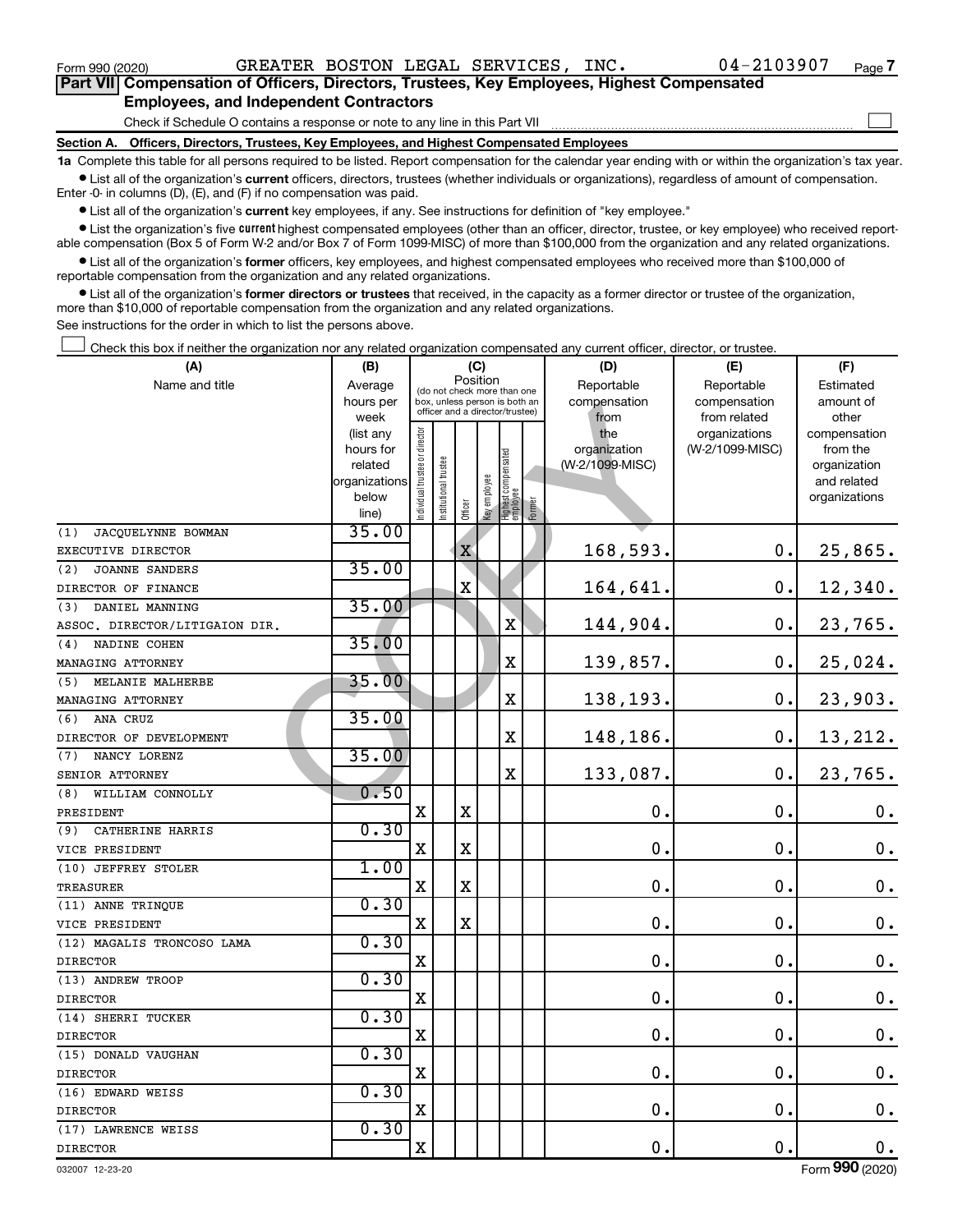Form 990 (2020) GREATER BOSTON LEGAL SERVICES, INC. 04-2103907 Page 7

## Part VII Compensation of Officers, Directors, Trustees, Key Employees, Highest Compensated Employees, and Independent Contractors

Check if Schedule O contains a response or note to any line in this Part VII

### Section A. Officers, Directors, Trustees, Key Employees, and Highest Compensated Employees

**1a** Complete this table for all persons required to be listed. Report compensation for the calendar year ending with or within the organization's tax year.

- List all of the organization's **current** officers, directors, trustees (whether individuals or organizations), regardless of amount of compensation. Enter -0- in columns (D), (E), and (F) if no compensation was paid.
- List all of the organization's **current** key employees, if any. See instructions for definition of "key employee."
- List the organization's five **current** highest compensated employees (other than an officer, director, trustee, or key employee) who received reportable compensation (Box 5 of Form W-2 and/or Box 7 of Form 1099-MISC) of more than $100,000 from the organization and any related organizations.
- List all of the organization's **former** officers, key employees, and highest compensated employees who received more than $100,000 of reportable compensation from the organization and any related organizations.
- List all of the organization's **former directors or trustees** that received, in the capacity as a former director or trustee of the organization, more than $10,000 of reportable compensation from the organization and any related organizations.

See instructions for the order in which to list the persons above.

Check this box if neither the organization nor any related organization compensated any current officer, director, or trustee.

| (A) Name and title | (B) Average hours per week (list any hours for related organizations below line) | (C) Position: Individual trustee or director | Institutional trustee | Officer | Key employee | Highest compensated employee | Former | (D) Reportable compensation from the organization (W-2/1099-MISC) | (E) Reportable compensation from related organizations (W-2/1099-MISC) | (F) Estimated amount of other compensation from the organization and related organizations |
|---|---|---|---|---|---|---|---|---|---|---|
| (1) JACQUELYNNE BOWMAN<br>EXECUTIVE DIRECTOR | 35.00 | | | X | | | | 168,593. | 0. | 25,865. |
| (2) JOANNE SANDERS<br>DIRECTOR OF FINANCE | 35.00 | | | X | | | | 164,641. | 0. | 12,340. |
| (3) DANIEL MANNING<br>ASSOC. DIRECTOR/LITIGAION DIR. | 35.00 | | | | | X | | 144,904. | 0. | 23,765. |
| (4) NADINE COHEN<br>MANAGING ATTORNEY | 35.00 | | | | | X | | 139,857. | 0. | 25,024. |
| (5) MELANIE MALHERBE<br>MANAGING ATTORNEY | 35.00 | | | | | X | | 138,193. | 0. | 23,903. |
| (6) ANA CRUZ<br>DIRECTOR OF DEVELOPMENT | 35.00 | | | | | X | | 148,186. | 0. | 13,212. |
| (7) NANCY LORENZ<br>SENIOR ATTORNEY | 35.00 | | | | | X | | 133,087. | 0. | 23,765. |
| (8) WILLIAM CONNOLLY<br>PRESIDENT | 0.50 | X | | X | | | | 0. | 0. | 0. |
| (9) CATHERINE HARRIS<br>VICE PRESIDENT | 0.30 | X | | X | | | | 0. | 0. | 0. |
| (10) JEFFREY STOLER<br>TREASURER | 1.00 | X | | X | | | | 0. | 0. | 0. |
| (11) ANNE TRINQUE<br>VICE PRESIDENT | 0.30 | X | | X | | | | 0. | 0. | 0. |
| (12) MAGALIS TRONCOSO LAMA<br>DIRECTOR | 0.30 | X | | | | | | 0. | 0. | 0. |
| (13) ANDREW TROOP<br>DIRECTOR | 0.30 | X | | | | | | 0. | 0. | 0. |
| (14) SHERRI TUCKER<br>DIRECTOR | 0.30 | X | | | | | | 0. | 0. | 0. |
| (15) DONALD VAUGHAN<br>DIRECTOR | 0.30 | X | | | | | | 0. | 0. | 0. |
| (16) EDWARD WEISS<br>DIRECTOR | 0.30 | X | | | | | | 0. | 0. | 0. |
| (17) LAWRENCE WEISS<br>DIRECTOR | 0.30 | X | | | | | | 0. | 0. | 0. |

032007 12-23-20 Form 990 (2020)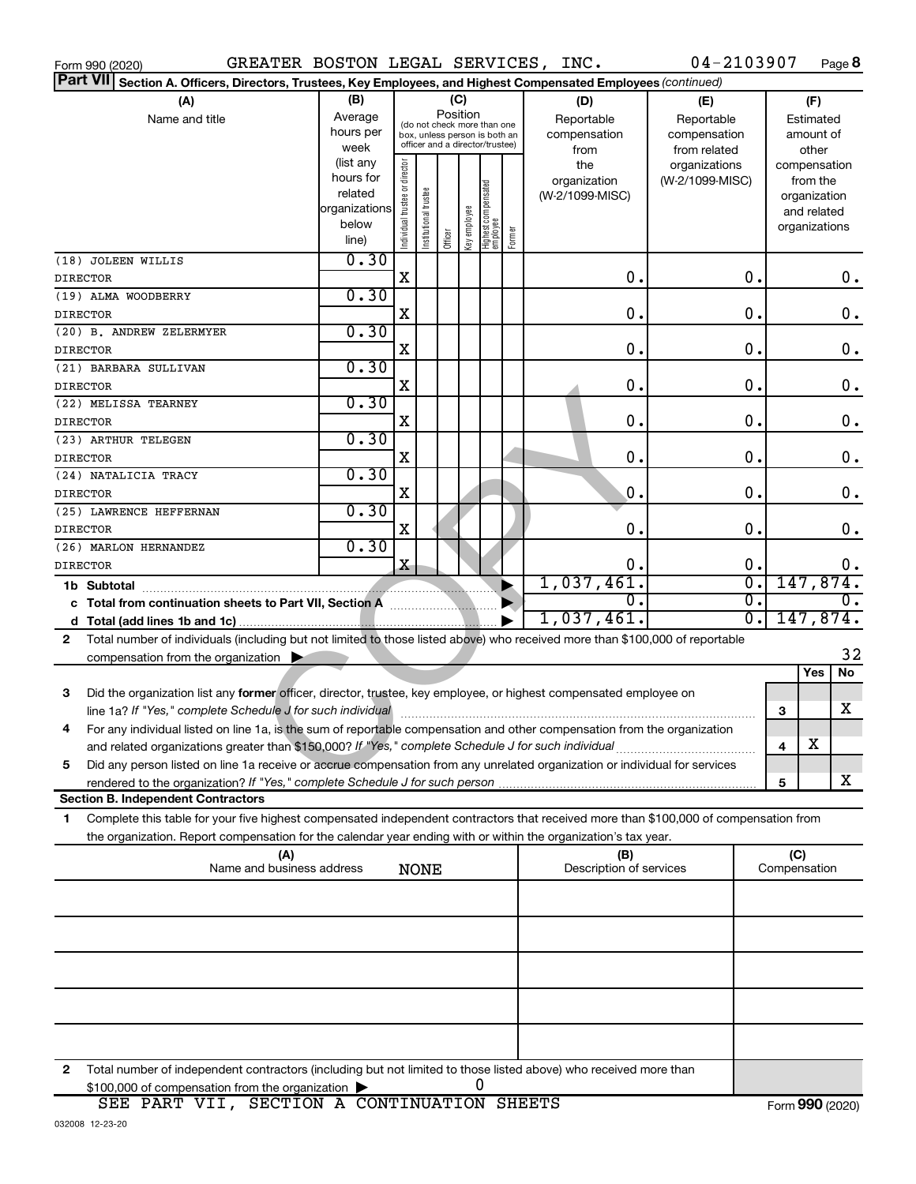Form 990 (2020) GREATER BOSTON LEGAL SERVICES, INC. 04-2103907 Page **8**

**Part VII** **Section A. Officers, Directors, Trustees, Key Employees, and Highest Compensated Employees** *(continued)*

| (A) Name and title | (B) Average hours per week (list any hours for related organizations below line) | (C) Position: Individual trustee or director | Institutional trustee | Officer | Key employee | Highest compensated employee | Former | (D) Reportable compensation from the organization (W-2/1099-MISC) | (E) Reportable compensation from related organizations (W-2/1099-MISC) | (F) Estimated amount of other compensation from the organization and related organizations |
|---|---|---|---|---|---|---|---|---|---|---|
| (18) JOLEEN WILLIS<br>DIRECTOR | 0.30 | X | | | | | | 0. | 0. | 0. |
| (19) ALMA WOODBERRY<br>DIRECTOR | 0.30 | X | | | | | | 0. | 0. | 0. |
| (20) B. ANDREW ZELERMYER<br>DIRECTOR | 0.30 | X | | | | | | 0. | 0. | 0. |
| (21) BARBARA SULLIVAN<br>DIRECTOR | 0.30 | X | | | | | | 0. | 0. | 0. |
| (22) MELISSA TEARNEY<br>DIRECTOR | 0.30 | X | | | | | | 0. | 0. | 0. |
| (23) ARTHUR TELEGEN<br>DIRECTOR | 0.30 | X | | | | | | 0. | 0. | 0. |
| (24) NATALICIA TRACY<br>DIRECTOR | 0.30 | X | | | | | | 0. | 0. | 0. |
| (25) LAWRENCE HEFFERNAN<br>DIRECTOR | 0.30 | X | | | | | | 0. | 0. | 0. |
| (26) MARLON HERNANDEZ<br>DIRECTOR | 0.30 | X | | | | | | 0. | 0. | 0. |
| **1b Subtotal** | | | | | | | | 1,037,461. | 0. | 147,874. |
| **c Total from continuation sheets to Part VII, Section A** | | | | | | | | 0. | 0. | 0. |
| **d Total (add lines 1b and 1c)** | | | | | | | | 1,037,461. | 0. | 147,874. |

**2** Total number of individuals (including but not limited to those listed above) who received more than $100,000 of reportable compensation from the organization ▶ 32

| | | | Yes | No |
|---|---|---|---|---|
| **3** | Did the organization list any **former** officer, director, trustee, key employee, or highest compensated employee on line 1a? *If "Yes," complete Schedule J for such individual* | 3 | | X |
| **4** | For any individual listed on line 1a, is the sum of reportable compensation and other compensation from the organization and related organizations greater than $150,000? *If "Yes," complete Schedule J for such individual* | 4 | X | |
| **5** | Did any person listed on line 1a receive or accrue compensation from any unrelated organization or individual for services rendered to the organization? *If "Yes," complete Schedule J for such person* | 5 | | X |

**Section B. Independent Contractors**

**1** Complete this table for your five highest compensated independent contractors that received more than $100,000 of compensation from the organization. Report compensation for the calendar year ending with or within the organization's tax year.

| (A) Name and business address | (B) Description of services | (C) Compensation |
|---|---|---|
| NONE | | |
| | | |
| | | |
| | | |
| | | |

**2** Total number of independent contractors (including but not limited to those listed above) who received more than $100,000 of compensation from the organization ▶ 0

SEE PART VII, SECTION A CONTINUATION SHEETS

Form **990** (2020)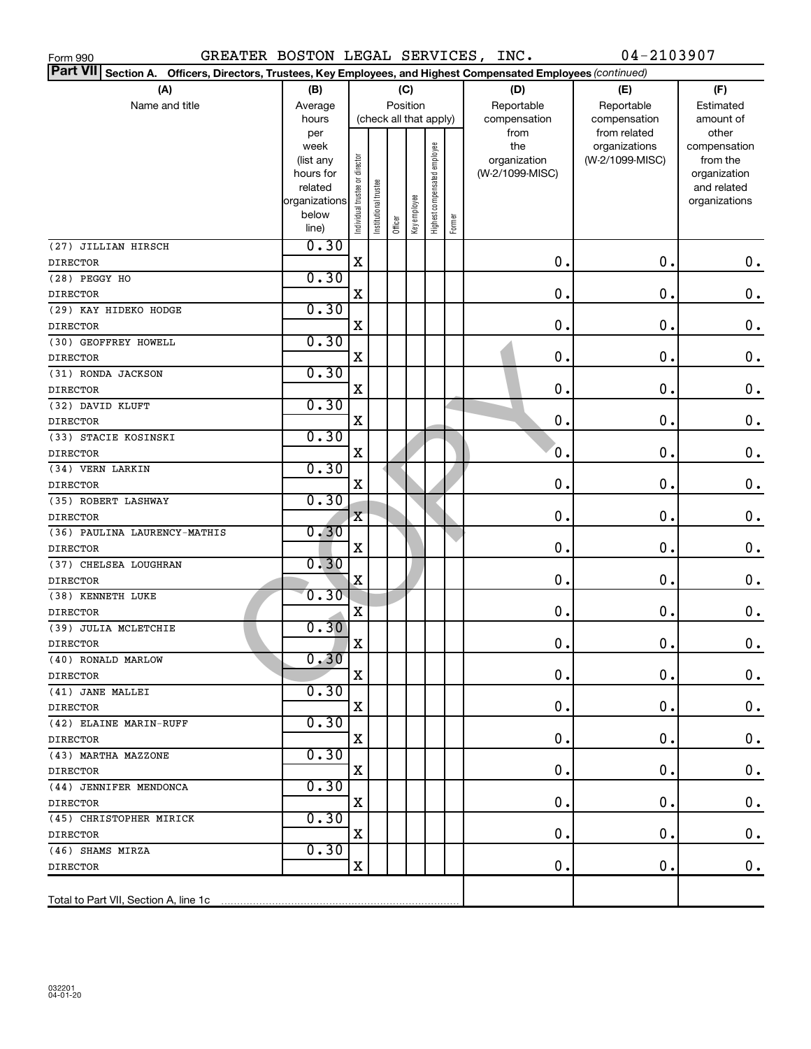Form 990 GREATER BOSTON LEGAL SERVICES, INC. 04-2103907

**Part VII Section A. Officers, Directors, Trustees, Key Employees, and Highest Compensated Employees** *(continued)*

| (A) Name and title | (B) Average hours per week (list any hours for related organizations below line) | (C) Position (check all that apply): Individual trustee or director | Institutional trustee | Officer | Key employee | Highest compensated employee | Former | (D) Reportable compensation from the organization (W-2/1099-MISC) | (E) Reportable compensation from related organizations (W-2/1099-MISC) | (F) Estimated amount of other compensation from the organization and related organizations |
|---|---|---|---|---|---|---|---|---|---|---|
| (27) JILLIAN HIRSCH<br>DIRECTOR | 0.30 | X | | | | | | 0. | 0. | 0. |
| (28) PEGGY HO<br>DIRECTOR | 0.30 | X | | | | | | 0. | 0. | 0. |
| (29) KAY HIDEKO HODGE<br>DIRECTOR | 0.30 | X | | | | | | 0. | 0. | 0. |
| (30) GEOFFREY HOWELL<br>DIRECTOR | 0.30 | X | | | | | | 0. | 0. | 0. |
| (31) RONDA JACKSON<br>DIRECTOR | 0.30 | X | | | | | | 0. | 0. | 0. |
| (32) DAVID KLUFT<br>DIRECTOR | 0.30 | X | | | | | | 0. | 0. | 0. |
| (33) STACIE KOSINSKI<br>DIRECTOR | 0.30 | X | | | | | | 0. | 0. | 0. |
| (34) VERN LARKIN<br>DIRECTOR | 0.30 | X | | | | | | 0. | 0. | 0. |
| (35) ROBERT LASHWAY<br>DIRECTOR | 0.30 | X | | | | | | 0. | 0. | 0. |
| (36) PAULINA LAURENCY-MATHIS<br>DIRECTOR | 0.30 | X | | | | | | 0. | 0. | 0. |
| (37) CHELSEA LOUGHRAN<br>DIRECTOR | 0.30 | X | | | | | | 0. | 0. | 0. |
| (38) KENNETH LUKE<br>DIRECTOR | 0.30 | X | | | | | | 0. | 0. | 0. |
| (39) JULIA MCLETCHIE<br>DIRECTOR | 0.30 | X | | | | | | 0. | 0. | 0. |
| (40) RONALD MARLOW<br>DIRECTOR | 0.30 | X | | | | | | 0. | 0. | 0. |
| (41) JANE MALLEI<br>DIRECTOR | 0.30 | X | | | | | | 0. | 0. | 0. |
| (42) ELAINE MARIN-RUFF<br>DIRECTOR | 0.30 | X | | | | | | 0. | 0. | 0. |
| (43) MARTHA MAZZONE<br>DIRECTOR | 0.30 | X | | | | | | 0. | 0. | 0. |
| (44) JENNIFER MENDONCA<br>DIRECTOR | 0.30 | X | | | | | | 0. | 0. | 0. |
| (45) CHRISTOPHER MIRICK<br>DIRECTOR | 0.30 | X | | | | | | 0. | 0. | 0. |
| (46) SHAMS MIRZA<br>DIRECTOR | 0.30 | X | | | | | | 0. | 0. | 0. |
| Total to Part VII, Section A, line 1c | | | | | | | | | | |

032201 04-01-20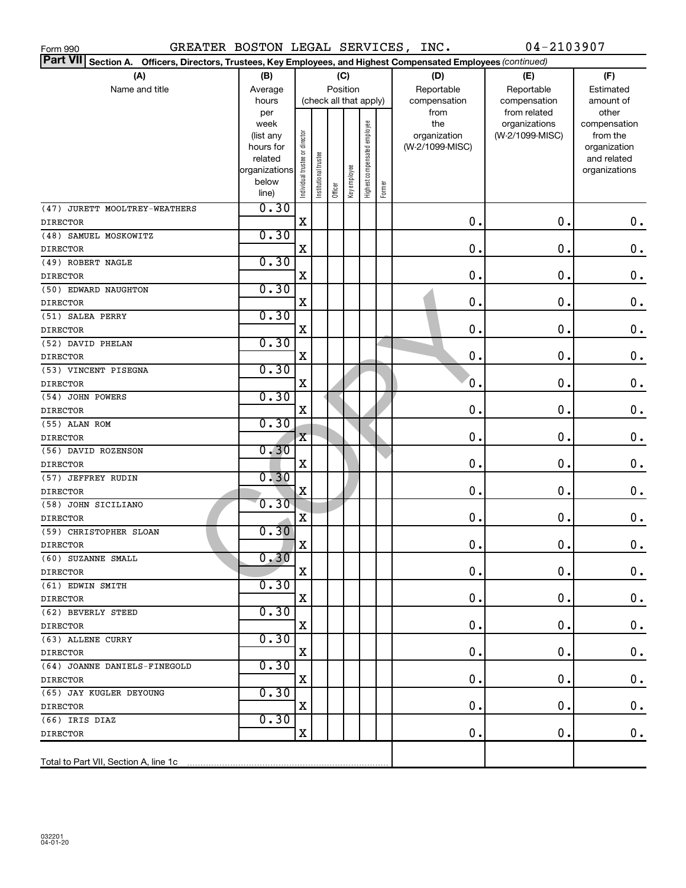Form 990 GREATER BOSTON LEGAL SERVICES, INC. 04-2103907

**Part VII** Section A. Officers, Directors, Trustees, Key Employees, and Highest Compensated Employees *(continued)*

| (A) Name and title | (B) Average hours per week (list any hours for related organizations below line) | (C) Position (check all that apply): Individual trustee or director | Institutional trustee | Officer | Key employee | Highest compensated employee | Former | (D) Reportable compensation from the organization (W-2/1099-MISC) | (E) Reportable compensation from related organizations (W-2/1099-MISC) | (F) Estimated amount of other compensation from the organization and related organizations |
|---|---|---|---|---|---|---|---|---|---|---|
| (47) JURETT MOOLTREY-WEATHERS<br>DIRECTOR | 0.30 | X | | | | | | 0. | 0. | 0. |
| (48) SAMUEL MOSKOWITZ<br>DIRECTOR | 0.30 | X | | | | | | 0. | 0. | 0. |
| (49) ROBERT NAGLE<br>DIRECTOR | 0.30 | X | | | | | | 0. | 0. | 0. |
| (50) EDWARD NAUGHTON<br>DIRECTOR | 0.30 | X | | | | | | 0. | 0. | 0. |
| (51) SALEA PERRY<br>DIRECTOR | 0.30 | X | | | | | | 0. | 0. | 0. |
| (52) DAVID PHELAN<br>DIRECTOR | 0.30 | X | | | | | | 0. | 0. | 0. |
| (53) VINCENT PISEGNA<br>DIRECTOR | 0.30 | X | | | | | | 0. | 0. | 0. |
| (54) JOHN POWERS<br>DIRECTOR | 0.30 | X | | | | | | 0. | 0. | 0. |
| (55) ALAN ROM<br>DIRECTOR | 0.30 | X | | | | | | 0. | 0. | 0. |
| (56) DAVID ROZENSON<br>DIRECTOR | 0.30 | X | | | | | | 0. | 0. | 0. |
| (57) JEFFREY RUDIN<br>DIRECTOR | 0.30 | X | | | | | | 0. | 0. | 0. |
| (58) JOHN SICILIANO<br>DIRECTOR | 0.30 | X | | | | | | 0. | 0. | 0. |
| (59) CHRISTOPHER SLOAN<br>DIRECTOR | 0.30 | X | | | | | | 0. | 0. | 0. |
| (60) SUZANNE SMALL<br>DIRECTOR | 0.30 | X | | | | | | 0. | 0. | 0. |
| (61) EDWIN SMITH<br>DIRECTOR | 0.30 | X | | | | | | 0. | 0. | 0. |
| (62) BEVERLY STEED<br>DIRECTOR | 0.30 | X | | | | | | 0. | 0. | 0. |
| (63) ALLENE CURRY<br>DIRECTOR | 0.30 | X | | | | | | 0. | 0. | 0. |
| (64) JOANNE DANIELS-FINEGOLD<br>DIRECTOR | 0.30 | X | | | | | | 0. | 0. | 0. |
| (65) JAY KUGLER DEYOUNG<br>DIRECTOR | 0.30 | X | | | | | | 0. | 0. | 0. |
| (66) IRIS DIAZ<br>DIRECTOR | 0.30 | X | | | | | | 0. | 0. | 0. |
| Total to Part VII, Section A, line 1c | | | | | | | | | | |

032201
04-01-20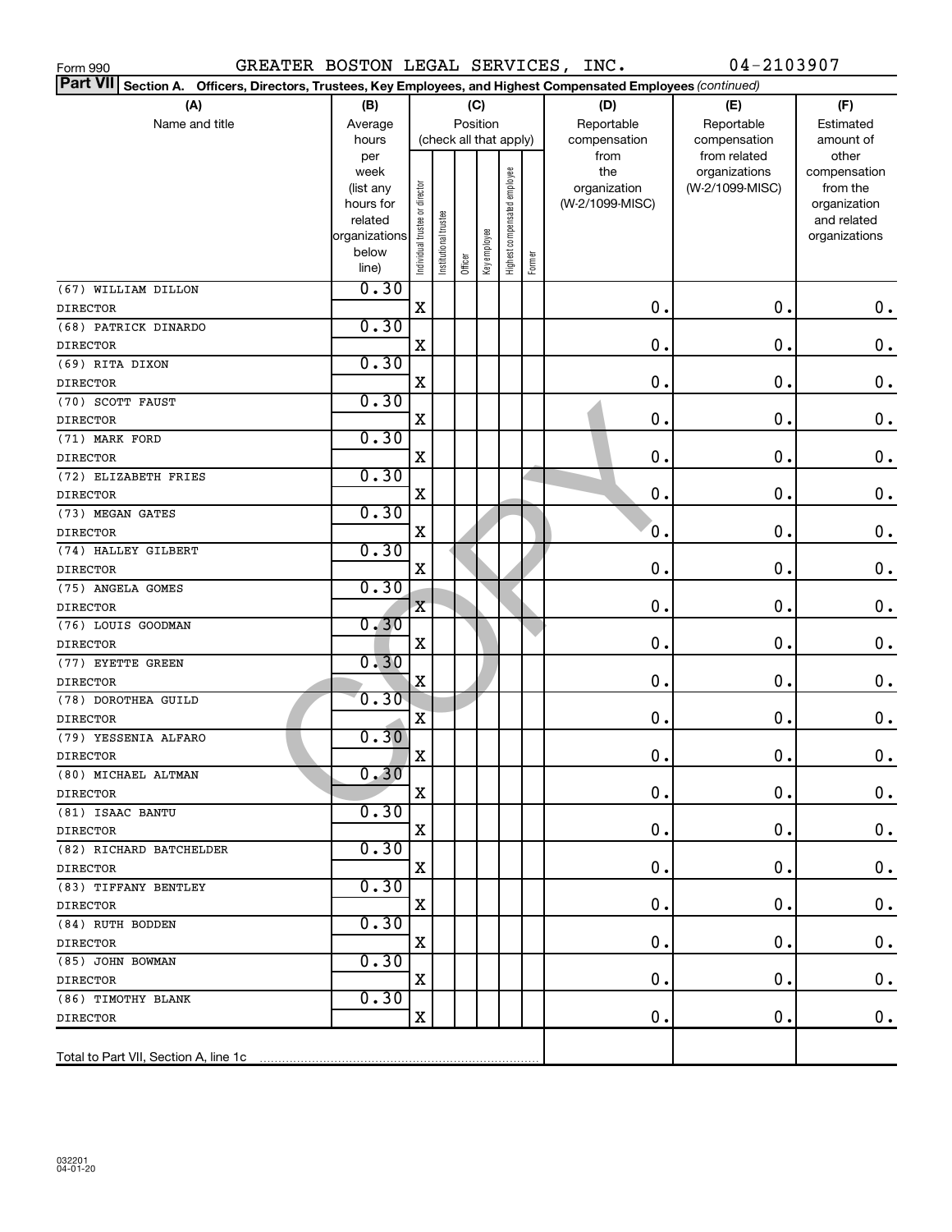Form 990 GREATER BOSTON LEGAL SERVICES, INC. 04-2103907

**Part VII** Section A. Officers, Directors, Trustees, Key Employees, and Highest Compensated Employees *(continued)*

| (A) Name and title | (B) Average hours per week (list any hours for related organizations below line) | (C) Position (check all that apply): Individual trustee or director | Institutional trustee | Officer | Key employee | Highest compensated employee | Former | (D) Reportable compensation from the organization (W-2/1099-MISC) | (E) Reportable compensation from related organizations (W-2/1099-MISC) | (F) Estimated amount of other compensation from the organization and related organizations |
|---|---|---|---|---|---|---|---|---|---|---|
| (67) WILLIAM DILLON<br>DIRECTOR | 0.30 | X | | | | | | 0. | 0. | 0. |
| (68) PATRICK DINARDO<br>DIRECTOR | 0.30 | X | | | | | | 0. | 0. | 0. |
| (69) RITA DIXON<br>DIRECTOR | 0.30 | X | | | | | | 0. | 0. | 0. |
| (70) SCOTT FAUST<br>DIRECTOR | 0.30 | X | | | | | | 0. | 0. | 0. |
| (71) MARK FORD<br>DIRECTOR | 0.30 | X | | | | | | 0. | 0. | 0. |
| (72) ELIZABETH FRIES<br>DIRECTOR | 0.30 | X | | | | | | 0. | 0. | 0. |
| (73) MEGAN GATES<br>DIRECTOR | 0.30 | X | | | | | | 0. | 0. | 0. |
| (74) HALLEY GILBERT<br>DIRECTOR | 0.30 | X | | | | | | 0. | 0. | 0. |
| (75) ANGELA GOMES<br>DIRECTOR | 0.30 | X | | | | | | 0. | 0. | 0. |
| (76) LOUIS GOODMAN<br>DIRECTOR | 0.30 | X | | | | | | 0. | 0. | 0. |
| (77) EYETTE GREEN<br>DIRECTOR | 0.30 | X | | | | | | 0. | 0. | 0. |
| (78) DOROTHEA GUILD<br>DIRECTOR | 0.30 | X | | | | | | 0. | 0. | 0. |
| (79) YESSENIA ALFARO<br>DIRECTOR | 0.30 | X | | | | | | 0. | 0. | 0. |
| (80) MICHAEL ALTMAN<br>DIRECTOR | 0.30 | X | | | | | | 0. | 0. | 0. |
| (81) ISAAC BANTU<br>DIRECTOR | 0.30 | X | | | | | | 0. | 0. | 0. |
| (82) RICHARD BATCHELDER<br>DIRECTOR | 0.30 | X | | | | | | 0. | 0. | 0. |
| (83) TIFFANY BENTLEY<br>DIRECTOR | 0.30 | X | | | | | | 0. | 0. | 0. |
| (84) RUTH BODDEN<br>DIRECTOR | 0.30 | X | | | | | | 0. | 0. | 0. |
| (85) JOHN BOWMAN<br>DIRECTOR | 0.30 | X | | | | | | 0. | 0. | 0. |
| (86) TIMOTHY BLANK<br>DIRECTOR | 0.30 | X | | | | | | 0. | 0. | 0. |
| Total to Part VII, Section A, line 1c | | | | | | | | | | |

032201 04-01-20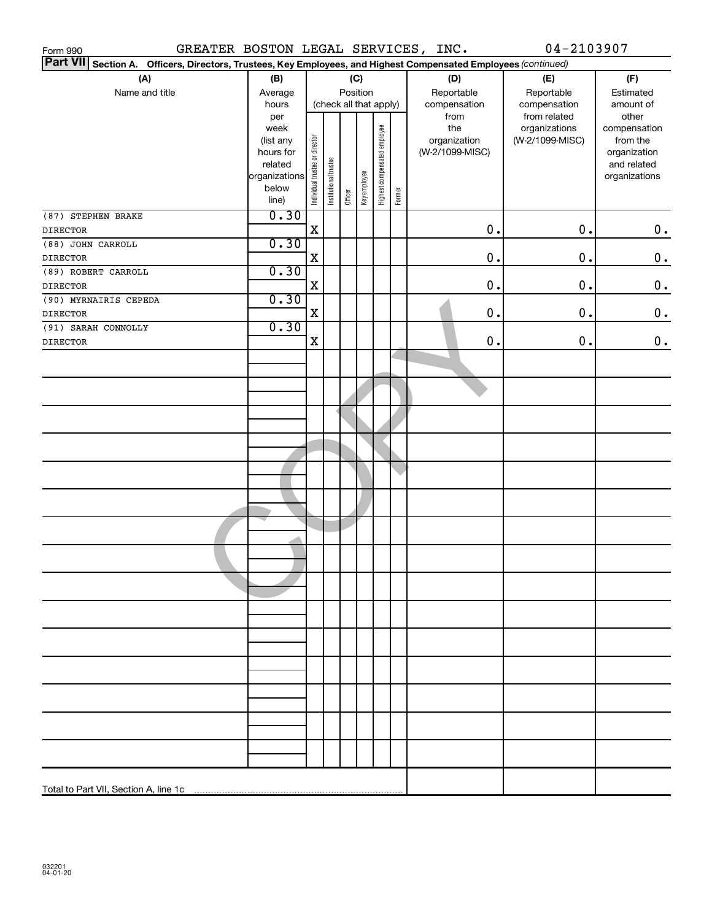Form 990 GREATER BOSTON LEGAL SERVICES, INC. 04-2103907

**Part VII** Section A. Officers, Directors, Trustees, Key Employees, and Highest Compensated Employees *(continued)*

| (A) Name and title | (B) Average hours per week (list any hours for related organizations below line) | (C) Position (check all that apply): Individual trustee or director | Institutional trustee | Officer | Key employee | Highest compensated employee | Former | (D) Reportable compensation from the organization (W-2/1099-MISC) | (E) Reportable compensation from related organizations (W-2/1099-MISC) | (F) Estimated amount of other compensation from the organization and related organizations |
|---|---|---|---|---|---|---|---|---|---|---|
| (87) STEPHEN BRAKE<br>DIRECTOR | 0.30 | X | | | | | | 0. | 0. | 0. |
| (88) JOHN CARROLL<br>DIRECTOR | 0.30 | X | | | | | | 0. | 0. | 0. |
| (89) ROBERT CARROLL<br>DIRECTOR | 0.30 | X | | | | | | 0. | 0. | 0. |
| (90) MYRNAIRIS CEPEDA<br>DIRECTOR | 0.30 | X | | | | | | 0. | 0. | 0. |
| (91) SARAH CONNOLLY<br>DIRECTOR | 0.30 | X | | | | | | 0. | 0. | 0. |
| Total to Part VII, Section A, line 1c | | | | | | | | | | |

032201 04-01-20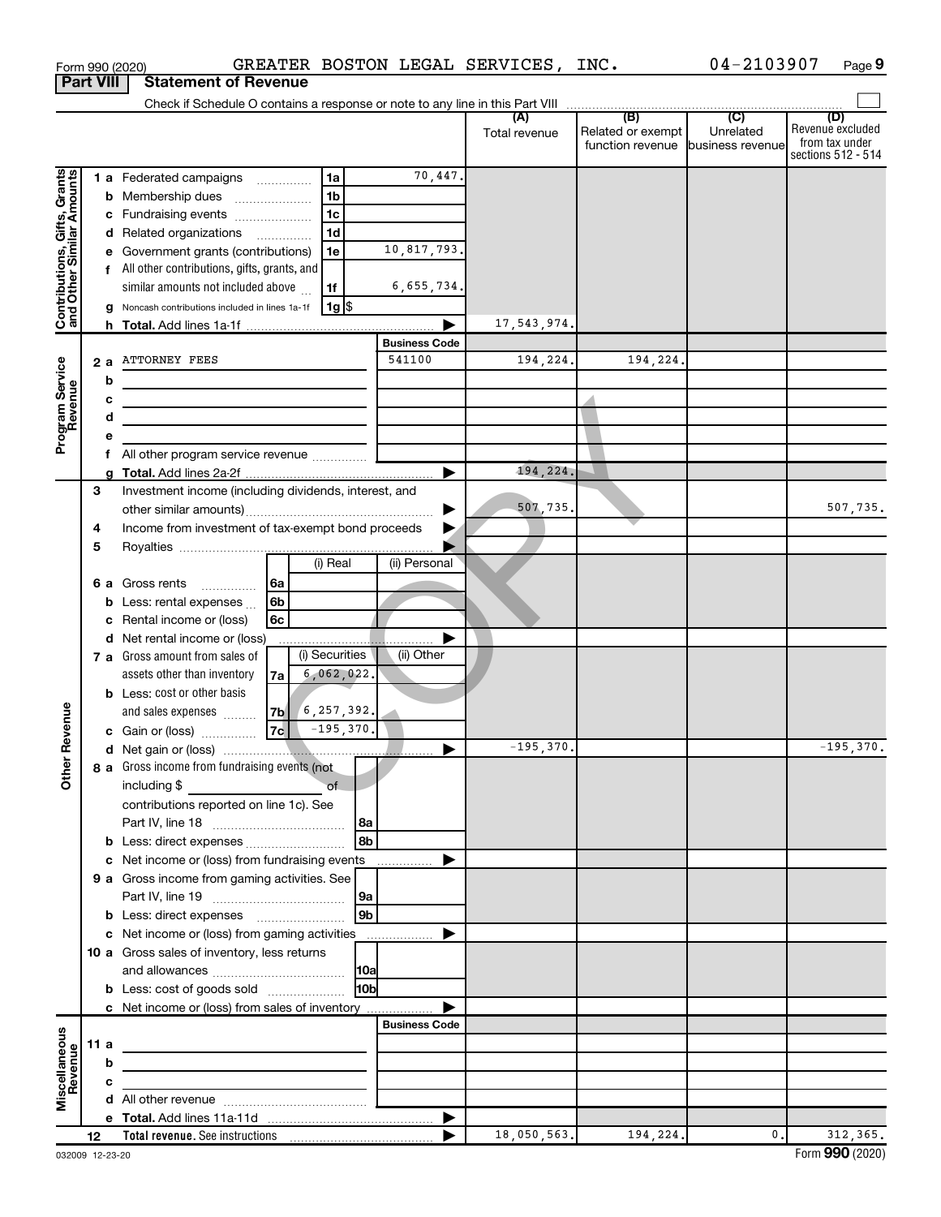Form 990 (2020) GREATER BOSTON LEGAL SERVICES, INC. 04-2103907

## Part VIII Statement of Revenue

Check if Schedule O contains a response or note to any line in this Part VIII

| | | | | (A) Total revenue | (B) Related or exempt function revenue | (C) Unrelated business revenue | (D) Revenue excluded from tax under sections 512 - 514 |
|---|---|---|---|---|---|---|---|
| **Contributions, Gifts, Grants and Other Similar Amounts** | 1 a Federated campaigns | 1a | 70,447. | | | | |
| | b Membership dues | 1b | | | | | |
| | c Fundraising events | 1c | | | | | |
| | d Related organizations | 1d | | | | | |
| | e Government grants (contributions) | 1e | 10,817,793. | | | | |
| | f All other contributions, gifts, grants, and similar amounts not included above | 1f | 6,655,734. | | | | |
| | g Noncash contributions included in lines 1a-1f | 1g | $ | | | | |
| | h Total. Add lines 1a-1f | | | 17,543,974. | | | |
| **Program Service Revenue** | | | Business Code | | | | |
| | 2 a ATTORNEY FEES | | 541100 | 194,224. | 194,224. | | |
| | b | | | | | | |
| | c | | | | | | |
| | d | | | | | | |
| | e | | | | | | |
| | f All other program service revenue | | | | | | |
| | g Total. Add lines 2a-2f | | | 194,224. | | | |
| **Other Revenue** | 3 Investment income (including dividends, interest, and other similar amounts) | | | 507,735. | | | 507,735. |
| | 4 Income from investment of tax-exempt bond proceeds | | | | | | |
| | 5 Royalties | | | | | | |
| | | (i) Real | (ii) Personal | | | | |
| | 6 a Gross rents 6a | | | | | | |
| | b Less: rental expenses 6b | | | | | | |
| | c Rental income or (loss) 6c | | | | | | |
| | d Net rental income or (loss) | | | | | | |
| | | (i) Securities | (ii) Other | | | | |
| | 7 a Gross amount from sales of assets other than inventory 7a | 6,062,022. | | | | | |
| | b Less: cost or other basis and sales expenses 7b | 6,257,392. | | | | | |
| | c Gain or (loss) 7c | -195,370. | | | | | |
| | d Net gain or (loss) | | | -195,370. | | | -195,370. |
| | 8 a Gross income from fundraising events (not including $ of contributions reported on line 1c). See Part IV, line 18 | 8a | | | | | |
| | b Less: direct expenses | 8b | | | | | |
| | c Net income or (loss) from fundraising events | | | | | | |
| | 9 a Gross income from gaming activities. See Part IV, line 19 | 9a | | | | | |
| | b Less: direct expenses | 9b | | | | | |
| | c Net income or (loss) from gaming activities | | | | | | |
| | 10 a Gross sales of inventory, less returns and allowances | 10a | | | | | |
| | b Less: cost of goods sold | 10b | | | | | |
| | c Net income or (loss) from sales of inventory | | | | | | |
| **Miscellaneous Revenue** | | | Business Code | | | | |
| | 11 a | | | | | | |
| | b | | | | | | |
| | c | | | | | | |
| | d All other revenue | | | | | | |
| | e Total. Add lines 11a-11d | | | | | | |
| | 12 Total revenue. See instructions | | | 18,050,563. | 194,224. | 0. | 312,365. |

032009 12-23-20

Form 990 (2020)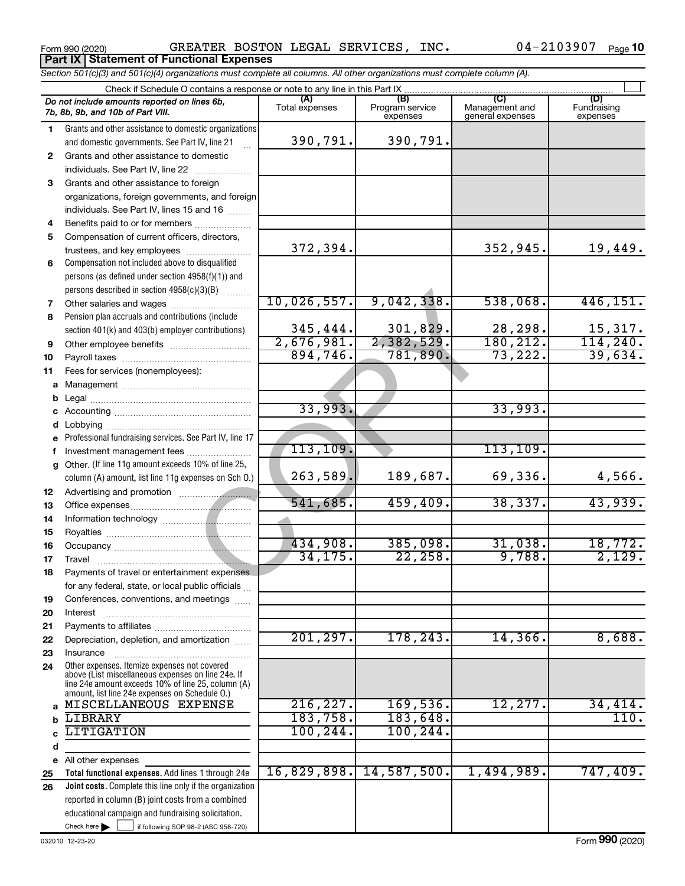Form 990 (2020) GREATER BOSTON LEGAL SERVICES, INC. 04-2103907 Page 10

**Part IX Statement of Functional Expenses**

*Section 501(c)(3) and 501(c)(4) organizations must complete all columns. All other organizations must complete column (A).*

Check if Schedule O contains a response or note to any line in this Part IX

| *Do not include amounts reported on lines 6b, 7b, 8b, 9b, and 10b of Part VIII.* | (A) Total expenses | (B) Program service expenses | (C) Management and general expenses | (D) Fundraising expenses |
|---|---|---|---|---|
| 1 Grants and other assistance to domestic organizations and domestic governments. See Part IV, line 21 | 390,791. | 390,791. | | |
| 2 Grants and other assistance to domestic individuals. See Part IV, line 22 | | | | |
| 3 Grants and other assistance to foreign organizations, foreign governments, and foreign individuals. See Part IV, lines 15 and 16 | | | | |
| 4 Benefits paid to or for members | | | | |
| 5 Compensation of current officers, directors, trustees, and key employees | 372,394. | | 352,945. | 19,449. |
| 6 Compensation not included above to disqualified persons (as defined under section 4958(f)(1)) and persons described in section 4958(c)(3)(B) | | | | |
| 7 Other salaries and wages | 10,026,557. | 9,042,338. | 538,068. | 446,151. |
| 8 Pension plan accruals and contributions (include section 401(k) and 403(b) employer contributions) | 345,444. | 301,829. | 28,298. | 15,317. |
| 9 Other employee benefits | 2,676,981. | 2,382,529. | 180,212. | 114,240. |
| 10 Payroll taxes | 894,746. | 781,890. | 73,222. | 39,634. |
| 11 Fees for services (nonemployees): | | | | |
| a Management | | | | |
| b Legal | | | | |
| c Accounting | 33,993. | | 33,993. | |
| d Lobbying | | | | |
| e Professional fundraising services. See Part IV, line 17 | | | | |
| f Investment management fees | 113,109. | | 113,109. | |
| g Other. (If line 11g amount exceeds 10% of line 25, column (A) amount, list line 11g expenses on Sch O.) | 263,589. | 189,687. | 69,336. | 4,566. |
| 12 Advertising and promotion | | | | |
| 13 Office expenses | 541,685. | 459,409. | 38,337. | 43,939. |
| 14 Information technology | | | | |
| 15 Royalties | | | | |
| 16 Occupancy | 434,908. | 385,098. | 31,038. | 18,772. |
| 17 Travel | 34,175. | 22,258. | 9,788. | 2,129. |
| 18 Payments of travel or entertainment expenses for any federal, state, or local public officials | | | | |
| 19 Conferences, conventions, and meetings | | | | |
| 20 Interest | | | | |
| 21 Payments to affiliates | | | | |
| 22 Depreciation, depletion, and amortization | 201,297. | 178,243. | 14,366. | 8,688. |
| 23 Insurance | | | | |
| 24 Other expenses. Itemize expenses not covered above (List miscellaneous expenses on line 24e. If line 24e amount exceeds 10% of line 25, column (A) amount, list line 24e expenses on Schedule O.) | | | | |
| a MISCELLANEOUS EXPENSE | 216,227. | 169,536. | 12,277. | 34,414. |
| b LIBRARY | 183,758. | 183,648. | | 110. |
| c LITIGATION | 100,244. | 100,244. | | |
| d | | | | |
| e All other expenses | | | | |
| 25 **Total functional expenses.** Add lines 1 through 24e | 16,829,898. | 14,587,500. | 1,494,989. | 747,409. |
| 26 **Joint costs.** Complete this line only if the organization reported in column (B) joint costs from a combined educational campaign and fundraising solicitation. Check here ☐ if following SOP 98-2 (ASC 958-720) | | | | |

032010 12-23-20

Form **990** (2020)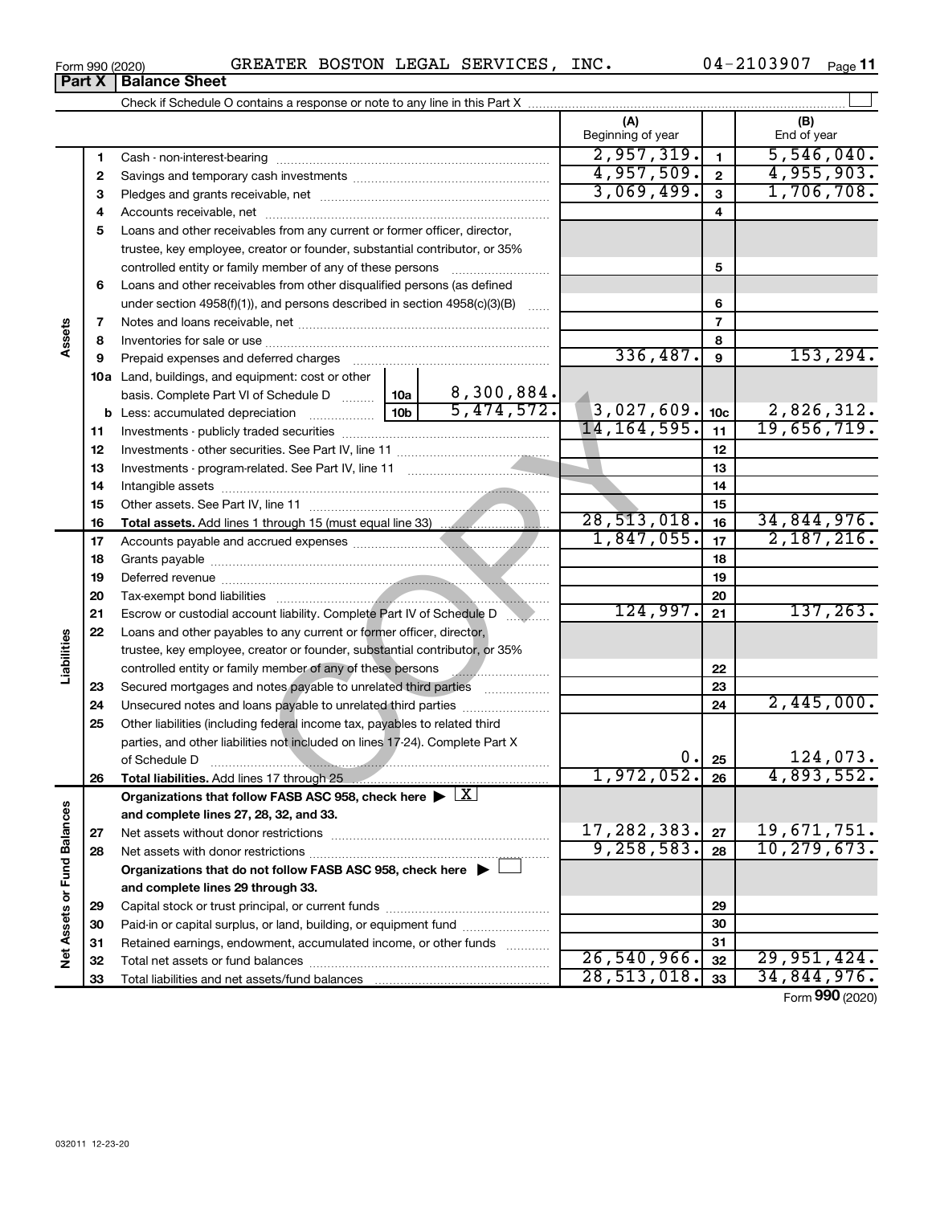Form 990 (2020) GREATER BOSTON LEGAL SERVICES, INC. 04-2103907 Page 11

## Part X Balance Sheet

Check if Schedule O contains a response or note to any line in this Part X

| | | | | | (A) Beginning of year | | (B) End of year |
|---|---|---|---|---|---|---|---|
| Assets | 1 | Cash - non-interest-bearing | | | 2,957,319. | 1 | 5,546,040. |
| | 2 | Savings and temporary cash investments | | | 4,957,509. | 2 | 4,955,903. |
| | 3 | Pledges and grants receivable, net | | | 3,069,499. | 3 | 1,706,708. |
| | 4 | Accounts receivable, net | | | | 4 | |
| | 5 | Loans and other receivables from any current or former officer, director, trustee, key employee, creator or founder, substantial contributor, or 35% controlled entity or family member of any of these persons | | | | 5 | |
| | 6 | Loans and other receivables from other disqualified persons (as defined under section 4958(f)(1)), and persons described in section 4958(c)(3)(B) | | | | 6 | |
| | 7 | Notes and loans receivable, net | | | | 7 | |
| | 8 | Inventories for sale or use | | | | 8 | |
| | 9 | Prepaid expenses and deferred charges | | | 336,487. | 9 | 153,294. |
| | 10a | Land, buildings, and equipment: cost or other basis. Complete Part VI of Schedule D | 10a | 8,300,884. | | | |
| | b | Less: accumulated depreciation | 10b | 5,474,572. | 3,027,609. | 10c | 2,826,312. |
| | 11 | Investments - publicly traded securities | | | 14,164,595. | 11 | 19,656,719. |
| | 12 | Investments - other securities. See Part IV, line 11 | | | | 12 | |
| | 13 | Investments - program-related. See Part IV, line 11 | | | | 13 | |
| | 14 | Intangible assets | | | | 14 | |
| | 15 | Other assets. See Part IV, line 11 | | | | 15 | |
| | 16 | **Total assets.** Add lines 1 through 15 (must equal line 33) | | | 28,513,018. | 16 | 34,844,976. |
| Liabilities | 17 | Accounts payable and accrued expenses | | | 1,847,055. | 17 | 2,187,216. |
| | 18 | Grants payable | | | | 18 | |
| | 19 | Deferred revenue | | | | 19 | |
| | 20 | Tax-exempt bond liabilities | | | | 20 | |
| | 21 | Escrow or custodial account liability. Complete Part IV of Schedule D | | | 124,997. | 21 | 137,263. |
| | 22 | Loans and other payables to any current or former officer, director, trustee, key employee, creator or founder, substantial contributor, or 35% controlled entity or family member of any of these persons | | | | 22 | |
| | 23 | Secured mortgages and notes payable to unrelated third parties | | | | 23 | |
| | 24 | Unsecured notes and loans payable to unrelated third parties | | | | 24 | 2,445,000. |
| | 25 | Other liabilities (including federal income tax, payables to related third parties, and other liabilities not included on lines 17-24). Complete Part X of Schedule D | | | 0. | 25 | 124,073. |
| | 26 | **Total liabilities.** Add lines 17 through 25 | | | 1,972,052. | 26 | 4,893,552. |
| Net Assets or Fund Balances | | **Organizations that follow FASB ASC 958, check here** [X] **and complete lines 27, 28, 32, and 33.** | | | | | |
| | 27 | Net assets without donor restrictions | | | 17,282,383. | 27 | 19,671,751. |
| | 28 | Net assets with donor restrictions | | | 9,258,583. | 28 | 10,279,673. |
| | | **Organizations that do not follow FASB ASC 958, check here** [ ] **and complete lines 29 through 33.** | | | | | |
| | 29 | Capital stock or trust principal, or current funds | | | | 29 | |
| | 30 | Paid-in or capital surplus, or land, building, or equipment fund | | | | 30 | |
| | 31 | Retained earnings, endowment, accumulated income, or other funds | | | | 31 | |
| | 32 | Total net assets or fund balances | | | 26,540,966. | 32 | 29,951,424. |
| | 33 | Total liabilities and net assets/fund balances | | | 28,513,018. | 33 | 34,844,976. |

Form **990** (2020)

032011 12-23-20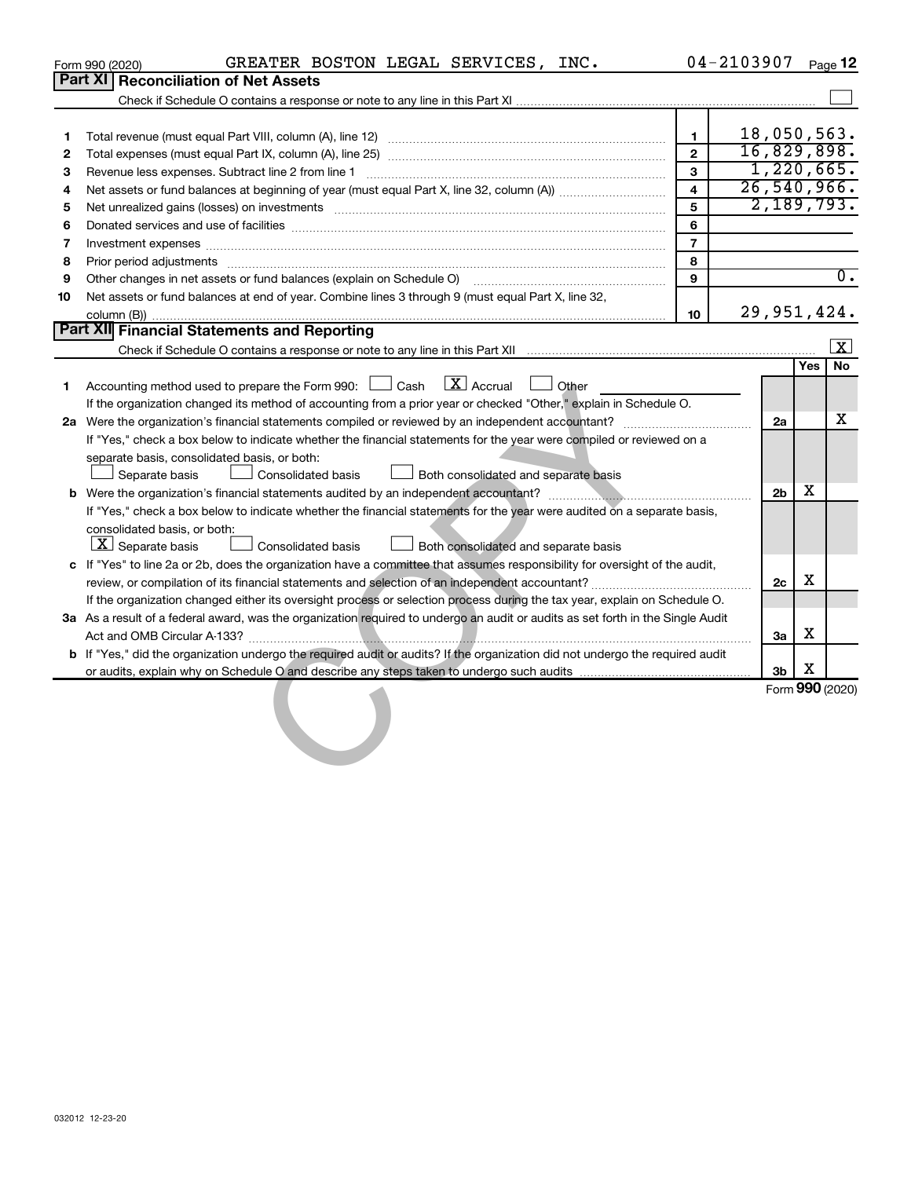Form 990 (2020) GREATER BOSTON LEGAL SERVICES, INC. 04-2103907 Page 12

## Part XI Reconciliation of Net Assets

Check if Schedule O contains a response or note to any line in this Part XI ☐

| | | | |
|---|---|---|---|
| 1 | Total revenue (must equal Part VIII, column (A), line 12) | 1 | 18,050,563. |
| 2 | Total expenses (must equal Part IX, column (A), line 25) | 2 | 16,829,898. |
| 3 | Revenue less expenses. Subtract line 2 from line 1 | 3 | 1,220,665. |
| 4 | Net assets or fund balances at beginning of year (must equal Part X, line 32, column (A)) | 4 | 26,540,966. |
| 5 | Net unrealized gains (losses) on investments | 5 | 2,189,793. |
| 6 | Donated services and use of facilities | 6 | |
| 7 | Investment expenses | 7 | |
| 8 | Prior period adjustments | 8 | |
| 9 | Other changes in net assets or fund balances (explain on Schedule O) | 9 | 0. |
| 10 | Net assets or fund balances at end of year. Combine lines 3 through 9 (must equal Part X, line 32, column (B)) | 10 | 29,951,424. |

## Part XII Financial Statements and Reporting

Check if Schedule O contains a response or note to any line in this Part XII ☒

| | | | Yes | No |
|---|---|---|---|---|
| 1 | Accounting method used to prepare the Form 990: ☐ Cash ☒ Accrual ☐ Other<br>If the organization changed its method of accounting from a prior year or checked "Other," explain in Schedule O. | | | |
| 2a | Were the organization's financial statements compiled or reviewed by an independent accountant?<br>If "Yes," check a box below to indicate whether the financial statements for the year were compiled or reviewed on a separate basis, consolidated basis, or both:<br>☐ Separate basis ☐ Consolidated basis ☐ Both consolidated and separate basis | 2a | | X |
| b | Were the organization's financial statements audited by an independent accountant?<br>If "Yes," check a box below to indicate whether the financial statements for the year were audited on a separate basis, consolidated basis, or both:<br>☒ Separate basis ☐ Consolidated basis ☐ Both consolidated and separate basis | 2b | X | |
| c | If "Yes" to line 2a or 2b, does the organization have a committee that assumes responsibility for oversight of the audit, review, or compilation of its financial statements and selection of an independent accountant?<br>If the organization changed either its oversight process or selection process during the tax year, explain on Schedule O. | 2c | X | |
| 3a | As a result of a federal award, was the organization required to undergo an audit or audits as set forth in the Single Audit Act and OMB Circular A-133? | 3a | X | |
| b | If "Yes," did the organization undergo the required audit or audits? If the organization did not undergo the required audit or audits, explain why on Schedule O and describe any steps taken to undergo such audits | 3b | X | |

Form 990 (2020)

032012 12-23-20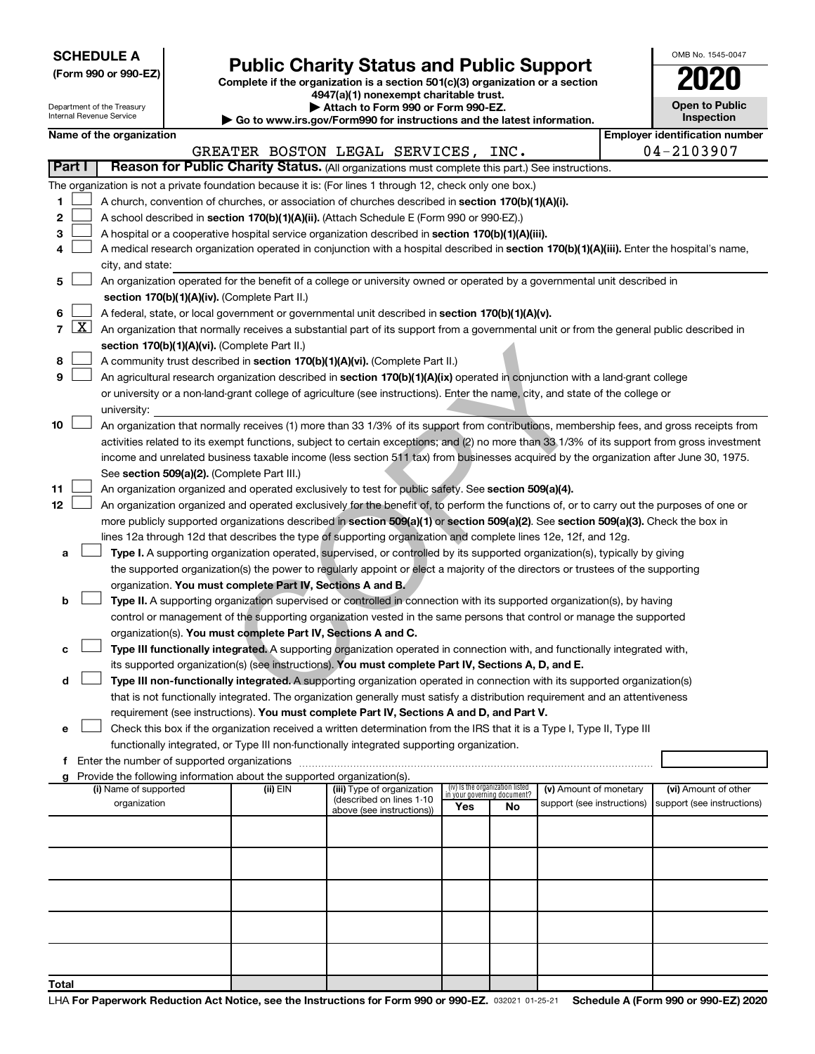**SCHEDULE A**
**(Form 990 or 990-EZ)**

Department of the Treasury
Internal Revenue Service

# Public Charity Status and Public Support

**Complete if the organization is a section 501(c)(3) organization or a section 4947(a)(1) nonexempt charitable trust.**
**▶ Attach to Form 990 or Form 990-EZ.**
**▶ Go to www.irs.gov/Form990 for instructions and the latest information.**

OMB No. 1545-0047
**2020**
**Open to Public Inspection**

**Name of the organization:** GREATER BOSTON LEGAL SERVICES, INC.
**Employer identification number:** 04-2103907

**Part I** **Reason for Public Charity Status.** (All organizations must complete this part.) See instructions.

The organization is not a private foundation because it is: (For lines 1 through 12, check only one box.)

1 ☐ A church, convention of churches, or association of churches described in **section 170(b)(1)(A)(i).**

2 ☐ A school described in **section 170(b)(1)(A)(ii).** (Attach Schedule E (Form 990 or 990-EZ).)

3 ☐ A hospital or a cooperative hospital service organization described in **section 170(b)(1)(A)(iii).**

4 ☐ A medical research organization operated in conjunction with a hospital described in **section 170(b)(1)(A)(iii).** Enter the hospital's name, city, and state:

5 ☐ An organization operated for the benefit of a college or university owned or operated by a governmental unit described in **section 170(b)(1)(A)(iv).** (Complete Part II.)

6 ☐ A federal, state, or local government or governmental unit described in **section 170(b)(1)(A)(v).**

7 ☒ An organization that normally receives a substantial part of its support from a governmental unit or from the general public described in **section 170(b)(1)(A)(vi).** (Complete Part II.)

8 ☐ A community trust described in **section 170(b)(1)(A)(vi).** (Complete Part II.)

9 ☐ An agricultural research organization described in **section 170(b)(1)(A)(ix)** operated in conjunction with a land-grant college or university or a non-land-grant college of agriculture (see instructions). Enter the name, city, and state of the college or university:

10 ☐ An organization that normally receives (1) more than 33 1/3% of its support from contributions, membership fees, and gross receipts from activities related to its exempt functions, subject to certain exceptions; and (2) no more than 33 1/3% of its support from gross investment income and unrelated business taxable income (less section 511 tax) from businesses acquired by the organization after June 30, 1975. See **section 509(a)(2).** (Complete Part III.)

11 ☐ An organization organized and operated exclusively to test for public safety. See **section 509(a)(4).**

12 ☐ An organization organized and operated exclusively for the benefit of, to perform the functions of, or to carry out the purposes of one or more publicly supported organizations described in **section 509(a)(1)** or **section 509(a)(2).** See **section 509(a)(3).** Check the box in lines 12a through 12d that describes the type of supporting organization and complete lines 12e, 12f, and 12g.

a ☐ **Type I.** A supporting organization operated, supervised, or controlled by its supported organization(s), typically by giving the supported organization(s) the power to regularly appoint or elect a majority of the directors or trustees of the supporting organization. **You must complete Part IV, Sections A and B.**

b ☐ **Type II.** A supporting organization supervised or controlled in connection with its supported organization(s), by having control or management of the supporting organization vested in the same persons that control or manage the supported organization(s). **You must complete Part IV, Sections A and C.**

c ☐ **Type III functionally integrated.** A supporting organization operated in connection with, and functionally integrated with, its supported organization(s) (see instructions). **You must complete Part IV, Sections A, D, and E.**

d ☐ **Type III non-functionally integrated.** A supporting organization operated in connection with its supported organization(s) that is not functionally integrated. The organization generally must satisfy a distribution requirement and an attentiveness requirement (see instructions). **You must complete Part IV, Sections A and D, and Part V.**

e ☐ Check this box if the organization received a written determination from the IRS that it is a Type I, Type II, Type III functionally integrated, or Type III non-functionally integrated supporting organization.

f Enter the number of supported organizations

g Provide the following information about the supported organization(s).

| (i) Name of supported organization | (ii) EIN | (iii) Type of organization (described on lines 1-10 above (see instructions)) | (iv) Is the organization listed in your governing document? Yes | No | (v) Amount of monetary support (see instructions) | (vi) Amount of other support (see instructions) |
|---|---|---|---|---|---|---|
| | | | | | | |
| | | | | | | |
| | | | | | | |
| | | | | | | |
| | | | | | | |
| **Total** | | | | | | |

LHA **For Paperwork Reduction Act Notice, see the Instructions for Form 990 or 990-EZ.** 032021 01-25-21 **Schedule A (Form 990 or 990-EZ) 2020**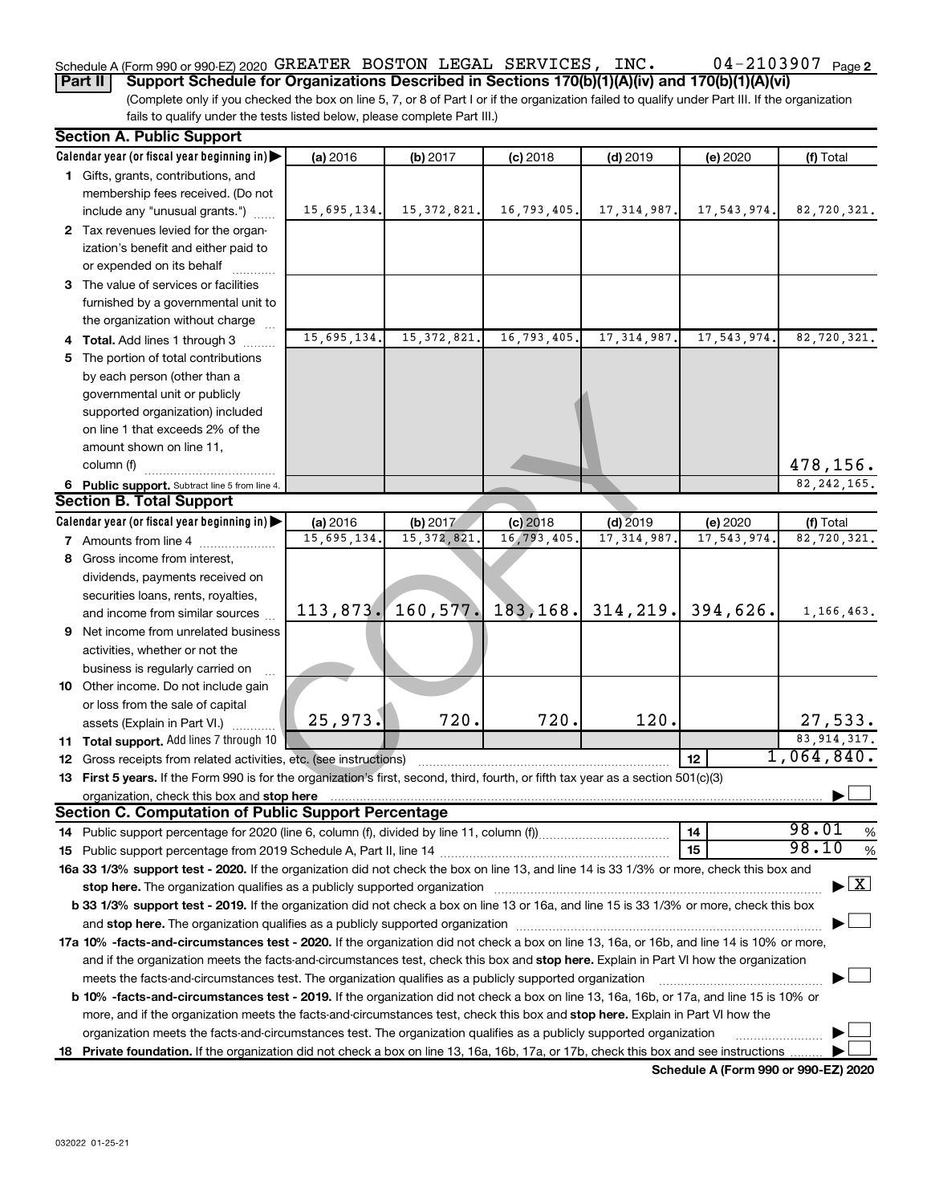Schedule A (Form 990 or 990-EZ) 2020 GREATER BOSTON LEGAL SERVICES, INC. 04-2103907

**Part II** **Support Schedule for Organizations Described in Sections 170(b)(1)(A)(iv) and 170(b)(1)(A)(vi)**

(Complete only if you checked the box on line 5, 7, or 8 of Part I or if the organization failed to qualify under Part III. If the organization fails to qualify under the tests listed below, please complete Part III.)

**Section A. Public Support**

| Calendar year (or fiscal year beginning in) | (a) 2016 | (b) 2017 | (c) 2018 | (d) 2019 | (e) 2020 | (f) Total |
|---|---|---|---|---|---|---|
| 1 Gifts, grants, contributions, and membership fees received. (Do not include any "unusual grants.") | 15,695,134. | 15,372,821. | 16,793,405. | 17,314,987. | 17,543,974. | 82,720,321. |
| 2 Tax revenues levied for the organization's benefit and either paid to or expended on its behalf | | | | | | |
| 3 The value of services or facilities furnished by a governmental unit to the organization without charge | | | | | | |
| 4 **Total.** Add lines 1 through 3 | 15,695,134. | 15,372,821. | 16,793,405. | 17,314,987. | 17,543,974. | 82,720,321. |
| 5 The portion of total contributions by each person (other than a governmental unit or publicly supported organization) included on line 1 that exceeds 2% of the amount shown on line 11, column (f) | | | | | | 478,156. |
| 6 **Public support.** Subtract line 5 from line 4. | | | | | | 82,242,165. |

**Section B. Total Support**

| Calendar year (or fiscal year beginning in) | (a) 2016 | (b) 2017 | (c) 2018 | (d) 2019 | (e) 2020 | (f) Total |
|---|---|---|---|---|---|---|
| 7 Amounts from line 4 | 15,695,134. | 15,372,821. | 16,793,405. | 17,314,987. | 17,543,974. | 82,720,321. |
| 8 Gross income from interest, dividends, payments received on securities loans, rents, royalties, and income from similar sources | 113,873. | 160,577. | 183,168. | 314,219. | 394,626. | 1,166,463. |
| 9 Net income from unrelated business activities, whether or not the business is regularly carried on | | | | | | |
| 10 Other income. Do not include gain or loss from the sale of capital assets (Explain in Part VI.) | 25,973. | 720. | 720. | 120. | | 27,533. |
| 11 **Total support.** Add lines 7 through 10 | | | | | | 83,914,317. |
| 12 Gross receipts from related activities, etc. (see instructions) | | | | | 12 | 1,064,840. |

13 **First 5 years.** If the Form 990 is for the organization's first, second, third, fourth, or fifth tax year as a section 501(c)(3) organization, check this box and **stop here** ☐

**Section C. Computation of Public Support Percentage**

| | | |
|---|---|---|
| 14 Public support percentage for 2020 (line 6, column (f), divided by line 11, column (f)) | 14 | 98.01 % |
| 15 Public support percentage from 2019 Schedule A, Part II, line 14 | 15 | 98.10 % |

**16a 33 1/3% support test - 2020.** If the organization did not check the box on line 13, and line 14 is 33 1/3% or more, check this box and **stop here.** The organization qualifies as a publicly supported organization ☒

**b 33 1/3% support test - 2019.** If the organization did not check a box on line 13 or 16a, and line 15 is 33 1/3% or more, check this box and **stop here.** The organization qualifies as a publicly supported organization ☐

**17a 10% -facts-and-circumstances test - 2020.** If the organization did not check a box on line 13, 16a, or 16b, and line 14 is 10% or more, and if the organization meets the facts-and-circumstances test, check this box and **stop here.** Explain in Part VI how the organization meets the facts-and-circumstances test. The organization qualifies as a publicly supported organization ☐

**b 10% -facts-and-circumstances test - 2019.** If the organization did not check a box on line 13, 16a, 16b, or 17a, and line 15 is 10% or more, and if the organization meets the facts-and-circumstances test, check this box and **stop here.** Explain in Part VI how the organization meets the facts-and-circumstances test. The organization qualifies as a publicly supported organization ☐

**18 Private foundation.** If the organization did not check a box on line 13, 16a, 16b, 17a, or 17b, check this box and see instructions ☐

**Schedule A (Form 990 or 990-EZ) 2020**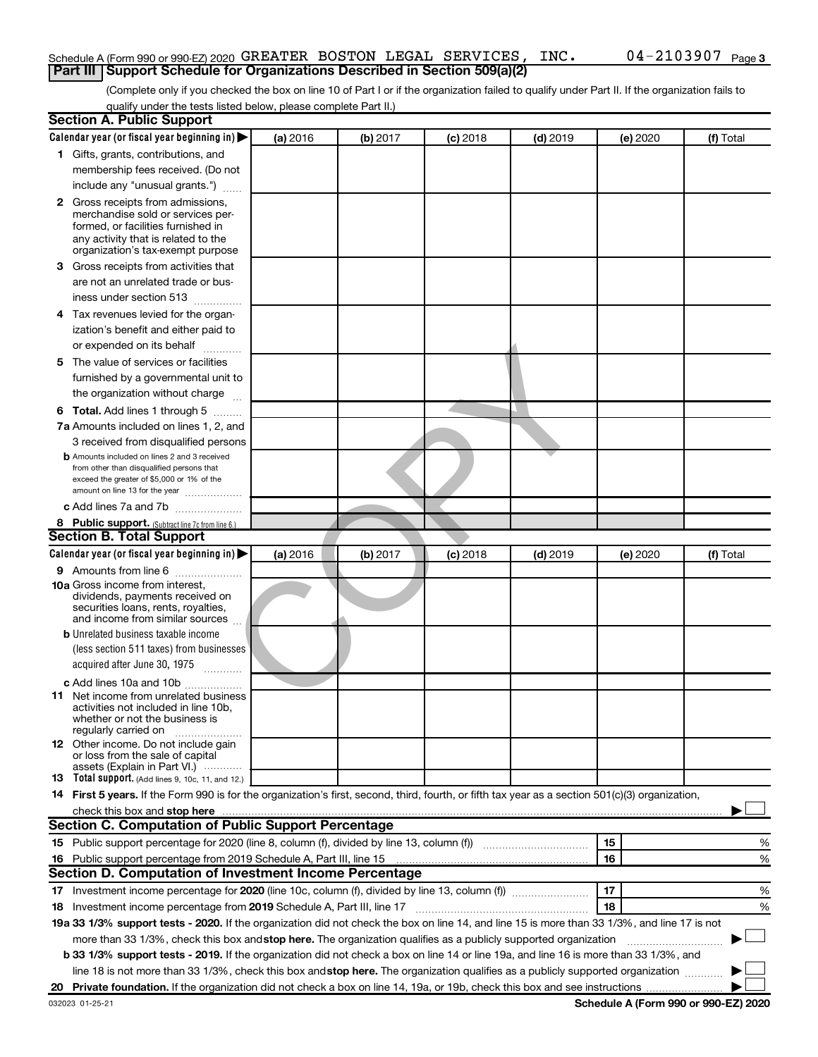Schedule A (Form 990 or 990-EZ) 2020 GREATER BOSTON LEGAL SERVICES, INC. 04-2103907 Page 3

## Part III Support Schedule for Organizations Described in Section 509(a)(2)

(Complete only if you checked the box on line 10 of Part I or if the organization failed to qualify under Part II. If the organization fails to qualify under the tests listed below, please complete Part II.)

### Section A. Public Support

| Calendar year (or fiscal year beginning in) ▶ | (a) 2016 | (b) 2017 | (c) 2018 | (d) 2019 | (e) 2020 | (f) Total |
|---|---|---|---|---|---|---|
| 1 Gifts, grants, contributions, and membership fees received. (Do not include any "unusual grants.") | | | | | | |
| 2 Gross receipts from admissions, merchandise sold or services performed, or facilities furnished in any activity that is related to the organization's tax-exempt purpose | | | | | | |
| 3 Gross receipts from activities that are not an unrelated trade or business under section 513 | | | | | | |
| 4 Tax revenues levied for the organization's benefit and either paid to or expended on its behalf | | | | | | |
| 5 The value of services or facilities furnished by a governmental unit to the organization without charge | | | | | | |
| 6 Total. Add lines 1 through 5 | | | | | | |
| 7a Amounts included on lines 1, 2, and 3 received from disqualified persons | | | | | | |
| b Amounts included on lines 2 and 3 received from other than disqualified persons that exceed the greater of $5,000 or 1% of the amount on line 13 for the year | | | | | | |
| c Add lines 7a and 7b | | | | | | |
| 8 Public support. (Subtract line 7c from line 6.) | | | | | | |

### Section B. Total Support

| Calendar year (or fiscal year beginning in) ▶ | (a) 2016 | (b) 2017 | (c) 2018 | (d) 2019 | (e) 2020 | (f) Total |
|---|---|---|---|---|---|---|
| 9 Amounts from line 6 | | | | | | |
| 10a Gross income from interest, dividends, payments received on securities loans, rents, royalties, and income from similar sources | | | | | | |
| b Unrelated business taxable income (less section 511 taxes) from businesses acquired after June 30, 1975 | | | | | | |
| c Add lines 10a and 10b | | | | | | |
| 11 Net income from unrelated business activities not included in line 10b, whether or not the business is regularly carried on | | | | | | |
| 12 Other income. Do not include gain or loss from the sale of capital assets (Explain in Part VI.) | | | | | | |
| 13 Total support. (Add lines 9, 10c, 11, and 12.) | | | | | | |

14 First 5 years. If the Form 990 is for the organization's first, second, third, fourth, or fifth tax year as a section 501(c)(3) organization, check this box and stop here ▶ ☐

### Section C. Computation of Public Support Percentage

| | | | |
|---|---|---|---|
| 15 | Public support percentage for 2020 (line 8, column (f), divided by line 13, column (f)) | 15 | % |
| 16 | Public support percentage from 2019 Schedule A, Part III, line 15 | 16 | % |

### Section D. Computation of Investment Income Percentage

| | | | |
|---|---|---|---|
| 17 | Investment income percentage for 2020 (line 10c, column (f), divided by line 13, column (f)) | 17 | % |
| 18 | Investment income percentage from 2019 Schedule A, Part III, line 17 | 18 | % |

19a 33 1/3% support tests - 2020. If the organization did not check the box on line 14, and line 15 is more than 33 1/3%, and line 17 is not more than 33 1/3%, check this box and stop here. The organization qualifies as a publicly supported organization ▶ ☐

b 33 1/3% support tests - 2019. If the organization did not check a box on line 14 or line 19a, and line 16 is more than 33 1/3%, and line 18 is not more than 33 1/3%, check this box and stop here. The organization qualifies as a publicly supported organization ▶ ☐

20 Private foundation. If the organization did not check a box on line 14, 19a, or 19b, check this box and see instructions ▶ ☐

032023 01-25-21 Schedule A (Form 990 or 990-EZ) 2020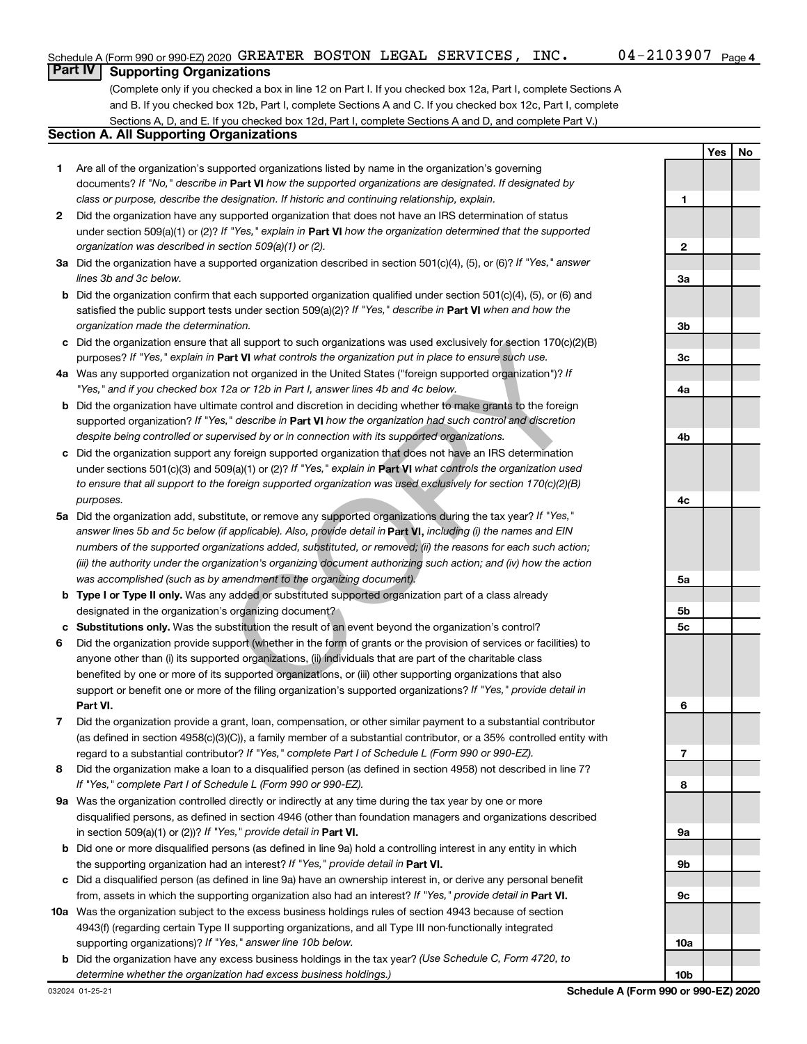Schedule A (Form 990 or 990-EZ) 2020 GREATER BOSTON LEGAL SERVICES, INC. 04-2103907 Page 4

## Part IV Supporting Organizations

(Complete only if you checked a box in line 12 on Part I. If you checked box 12a, Part I, complete Sections A and B. If you checked box 12b, Part I, complete Sections A and C. If you checked box 12c, Part I, complete Sections A, D, and E. If you checked box 12d, Part I, complete Sections A and D, and complete Part V.)

### Section A. All Supporting Organizations

| | | | Yes | No |
|---|---|---|---|---|
| 1 | Are all of the organization's supported organizations listed by name in the organization's governing documents? *If "No," describe in* **Part VI** *how the supported organizations are designated. If designated by class or purpose, describe the designation. If historic and continuing relationship, explain.* | 1 | | |
| 2 | Did the organization have any supported organization that does not have an IRS determination of status under section 509(a)(1) or (2)? *If "Yes," explain in* **Part VI** *how the organization determined that the supported organization was described in section 509(a)(1) or (2).* | 2 | | |
| 3a | Did the organization have a supported organization described in section 501(c)(4), (5), or (6)? *If "Yes," answer lines 3b and 3c below.* | 3a | | |
| b | Did the organization confirm that each supported organization qualified under section 501(c)(4), (5), or (6) and satisfied the public support tests under section 509(a)(2)? *If "Yes," describe in* **Part VI** *when and how the organization made the determination.* | 3b | | |
| c | Did the organization ensure that all support to such organizations was used exclusively for section 170(c)(2)(B) purposes? *If "Yes," explain in* **Part VI** *what controls the organization put in place to ensure such use.* | 3c | | |
| 4a | Was any supported organization not organized in the United States ("foreign supported organization")? *If "Yes," and if you checked box 12a or 12b in Part I, answer lines 4b and 4c below.* | 4a | | |
| b | Did the organization have ultimate control and discretion in deciding whether to make grants to the foreign supported organization? *If "Yes," describe in* **Part VI** *how the organization had such control and discretion despite being controlled or supervised by or in connection with its supported organizations.* | 4b | | |
| c | Did the organization support any foreign supported organization that does not have an IRS determination under sections 501(c)(3) and 509(a)(1) or (2)? *If "Yes," explain in* **Part VI** *what controls the organization used to ensure that all support to the foreign supported organization was used exclusively for section 170(c)(2)(B) purposes.* | 4c | | |
| 5a | Did the organization add, substitute, or remove any supported organizations during the tax year? *If "Yes," answer lines 5b and 5c below (if applicable). Also, provide detail in* **Part VI,** *including (i) the names and EIN numbers of the supported organizations added, substituted, or removed; (ii) the reasons for each such action; (iii) the authority under the organization's organizing document authorizing such action; and (iv) how the action was accomplished (such as by amendment to the organizing document).* | 5a | | |
| b | **Type I or Type II only.** Was any added or substituted supported organization part of a class already designated in the organization's organizing document? | 5b | | |
| c | **Substitutions only.** Was the substitution the result of an event beyond the organization's control? | 5c | | |
| 6 | Did the organization provide support (whether in the form of grants or the provision of services or facilities) to anyone other than (i) its supported organizations, (ii) individuals that are part of the charitable class benefited by one or more of its supported organizations, or (iii) other supporting organizations that also support or benefit one or more of the filing organization's supported organizations? *If "Yes," provide detail in* **Part VI.** | 6 | | |
| 7 | Did the organization provide a grant, loan, compensation, or other similar payment to a substantial contributor (as defined in section 4958(c)(3)(C)), a family member of a substantial contributor, or a 35% controlled entity with regard to a substantial contributor? *If "Yes," complete Part I of Schedule L (Form 990 or 990-EZ).* | 7 | | |
| 8 | Did the organization make a loan to a disqualified person (as defined in section 4958) not described in line 7? *If "Yes," complete Part I of Schedule L (Form 990 or 990-EZ).* | 8 | | |
| 9a | Was the organization controlled directly or indirectly at any time during the tax year by one or more disqualified persons, as defined in section 4946 (other than foundation managers and organizations described in section 509(a)(1) or (2))? *If "Yes," provide detail in* **Part VI.** | 9a | | |
| b | Did one or more disqualified persons (as defined in line 9a) hold a controlling interest in any entity in which the supporting organization had an interest? *If "Yes," provide detail in* **Part VI.** | 9b | | |
| c | Did a disqualified person (as defined in line 9a) have an ownership interest in, or derive any personal benefit from, assets in which the supporting organization also had an interest? *If "Yes," provide detail in* **Part VI.** | 9c | | |
| 10a | Was the organization subject to the excess business holdings rules of section 4943 because of section 4943(f) (regarding certain Type II supporting organizations, and all Type III non-functionally integrated supporting organizations)? *If "Yes," answer line 10b below.* | 10a | | |
| b | Did the organization have any excess business holdings in the tax year? *(Use Schedule C, Form 4720, to determine whether the organization had excess business holdings.)* | 10b | | |

032024 01-25-21 **Schedule A (Form 990 or 990-EZ) 2020**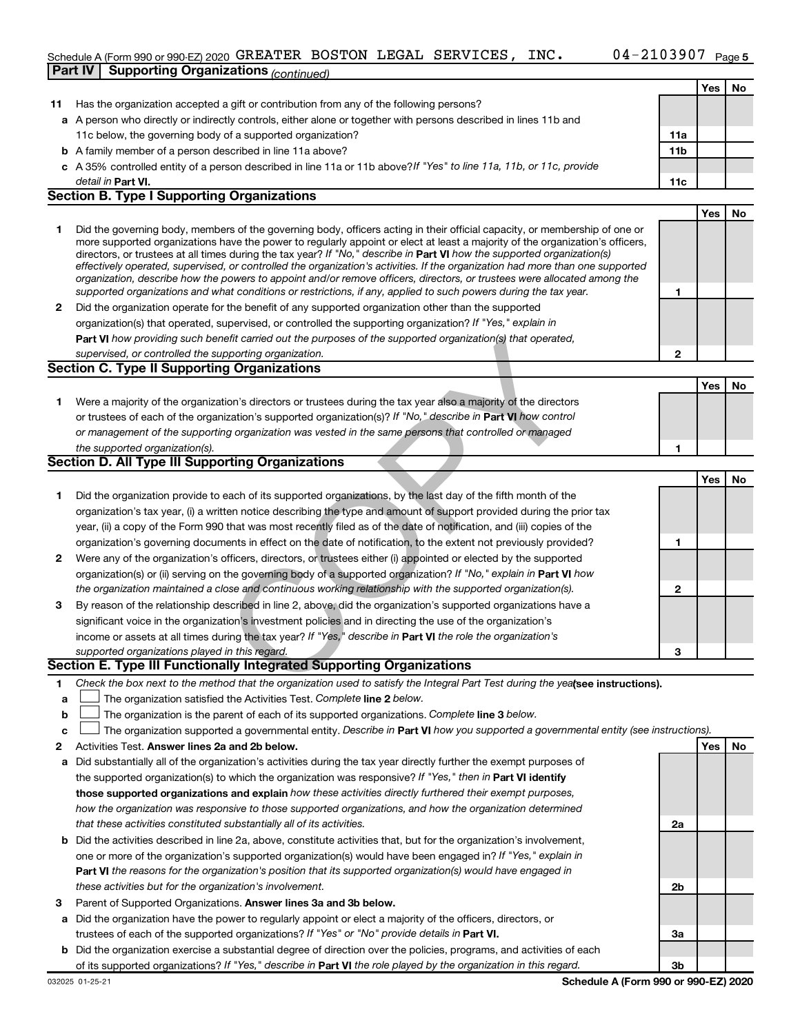Schedule A (Form 990 or 990-EZ) 2020 GREATER BOSTON LEGAL SERVICES, INC. 04-2103907 Page 5

**Part IV | Supporting Organizations** *(continued)*

| | | | Yes | No |
|---|---|---|---|---|
| **11** | Has the organization accepted a gift or contribution from any of the following persons? | | | |
| **a** | A person who directly or indirectly controls, either alone or together with persons described in lines 11b and 11c below, the governing body of a supported organization? | **11a** | | |
| **b** | A family member of a person described in line 11a above? | **11b** | | |
| **c** | A 35% controlled entity of a person described in line 11a or 11b above? *If "Yes" to line 11a, 11b, or 11c, provide detail in* **Part VI.** | **11c** | | |

**Section B. Type I Supporting Organizations**

| | | | Yes | No |
|---|---|---|---|---|
| **1** | Did the governing body, members of the governing body, officers acting in their official capacity, or membership of one or more supported organizations have the power to regularly appoint or elect at least a majority of the organization's officers, directors, or trustees at all times during the tax year? *If "No," describe in* **Part VI** *how the supported organization(s) effectively operated, supervised, or controlled the organization's activities. If the organization had more than one supported organization, describe how the powers to appoint and/or remove officers, directors, or trustees were allocated among the supported organizations and what conditions or restrictions, if any, applied to such powers during the tax year.* | **1** | | |
| **2** | Did the organization operate for the benefit of any supported organization other than the supported organization(s) that operated, supervised, or controlled the supporting organization? *If "Yes," explain in* **Part VI** *how providing such benefit carried out the purposes of the supported organization(s) that operated, supervised, or controlled the supporting organization.* | **2** | | |

**Section C. Type II Supporting Organizations**

| | | | Yes | No |
|---|---|---|---|---|
| **1** | Were a majority of the organization's directors or trustees during the tax year also a majority of the directors or trustees of each of the organization's supported organization(s)? *If "No," describe in* **Part VI** *how control or management of the supporting organization was vested in the same persons that controlled or managed the supported organization(s).* | **1** | | |

**Section D. All Type III Supporting Organizations**

| | | | Yes | No |
|---|---|---|---|---|
| **1** | Did the organization provide to each of its supported organizations, by the last day of the fifth month of the organization's tax year, (i) a written notice describing the type and amount of support provided during the prior tax year, (ii) a copy of the Form 990 that was most recently filed as of the date of notification, and (iii) copies of the organization's governing documents in effect on the date of notification, to the extent not previously provided? | **1** | | |
| **2** | Were any of the organization's officers, directors, or trustees either (i) appointed or elected by the supported organization(s) or (ii) serving on the governing body of a supported organization? *If "No," explain in* **Part VI** *how the organization maintained a close and continuous working relationship with the supported organization(s).* | **2** | | |
| **3** | By reason of the relationship described in line 2, above, did the organization's supported organizations have a significant voice in the organization's investment policies and in directing the use of the organization's income or assets at all times during the tax year? *If "Yes," describe in* **Part VI** *the role the organization's supported organizations played in this regard.* | **3** | | |

**Section E. Type III Functionally Integrated Supporting Organizations**

**1** *Check the box next to the method that the organization used to satisfy the Integral Part Test during the year* **(see instructions).**

**a** ☐ The organization satisfied the Activities Test. *Complete* **line 2** *below.*

**b** ☐ The organization is the parent of each of its supported organizations. *Complete* **line 3** *below.*

**c** ☐ The organization supported a governmental entity. *Describe in* **Part VI** *how you supported a governmental entity (see instructions).*

| | | | Yes | No |
|---|---|---|---|---|
| **2** | Activities Test. **Answer lines 2a and 2b below.** | | | |
| **a** | Did substantially all of the organization's activities during the tax year directly further the exempt purposes of the supported organization(s) to which the organization was responsive? *If "Yes," then in* **Part VI identify those supported organizations and explain** *how these activities directly furthered their exempt purposes, how the organization was responsive to those supported organizations, and how the organization determined that these activities constituted substantially all of its activities.* | **2a** | | |
| **b** | Did the activities described in line 2a, above, constitute activities that, but for the organization's involvement, one or more of the organization's supported organization(s) would have been engaged in? *If "Yes," explain in* **Part VI** *the reasons for the organization's position that its supported organization(s) would have engaged in these activities but for the organization's involvement.* | **2b** | | |
| **3** | Parent of Supported Organizations. **Answer lines 3a and 3b below.** | | | |
| **a** | Did the organization have the power to regularly appoint or elect a majority of the officers, directors, or trustees of each of the supported organizations? *If "Yes" or "No" provide details in* **Part VI.** | **3a** | | |
| **b** | Did the organization exercise a substantial degree of direction over the policies, programs, and activities of each of its supported organizations? *If "Yes," describe in* **Part VI** *the role played by the organization in this regard.* | **3b** | | |

032025 01-25-21 **Schedule A (Form 990 or 990-EZ) 2020**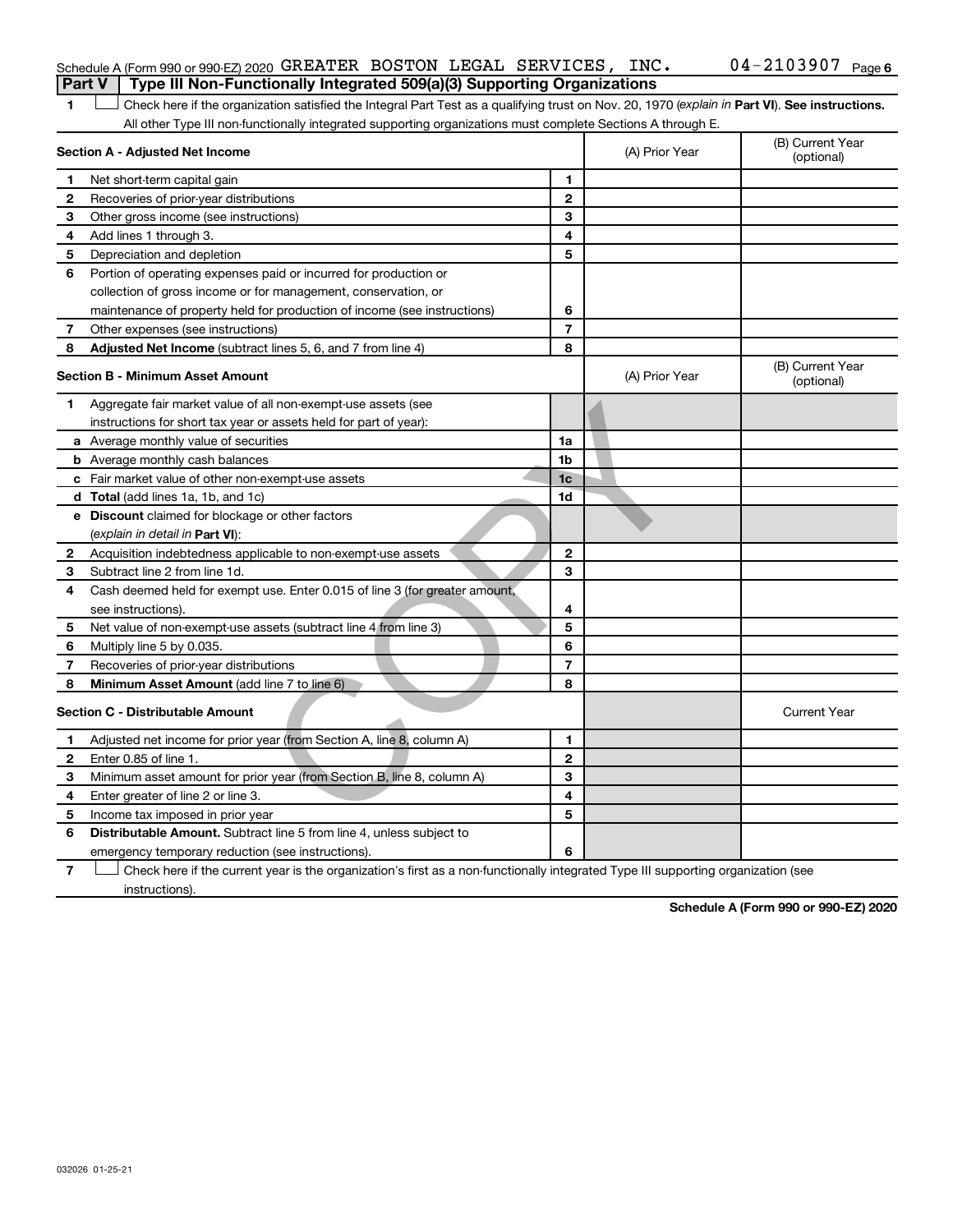Schedule A (Form 990 or 990-EZ) 2020 GREATER BOSTON LEGAL SERVICES, INC. 04-2103907 Page 6

**Part V | Type III Non-Functionally Integrated 509(a)(3) Supporting Organizations**

1 ☐ Check here if the organization satisfied the Integral Part Test as a qualifying trust on Nov. 20, 1970 (*explain in* **Part VI**). **See instructions.** All other Type III non-functionally integrated supporting organizations must complete Sections A through E.

| **Section A - Adjusted Net Income** | | | (A) Prior Year | (B) Current Year (optional) |
|---|---|---|---|---|
| 1 | Net short-term capital gain | 1 | | |
| 2 | Recoveries of prior-year distributions | 2 | | |
| 3 | Other gross income (see instructions) | 3 | | |
| 4 | Add lines 1 through 3. | 4 | | |
| 5 | Depreciation and depletion | 5 | | |
| 6 | Portion of operating expenses paid or incurred for production or collection of gross income or for management, conservation, or maintenance of property held for production of income (see instructions) | 6 | | |
| 7 | Other expenses (see instructions) | 7 | | |
| 8 | **Adjusted Net Income** (subtract lines 5, 6, and 7 from line 4) | 8 | | |

| **Section B - Minimum Asset Amount** | | | (A) Prior Year | (B) Current Year (optional) |
|---|---|---|---|---|
| 1 | Aggregate fair market value of all non-exempt-use assets (see instructions for short tax year or assets held for part of year): | | | |
| a | Average monthly value of securities | 1a | | |
| b | Average monthly cash balances | 1b | | |
| c | Fair market value of other non-exempt-use assets | 1c | | |
| d | **Total** (add lines 1a, 1b, and 1c) | 1d | | |
| e | **Discount** claimed for blockage or other factors (*explain in detail in* **Part VI**): | | | |
| 2 | Acquisition indebtedness applicable to non-exempt-use assets | 2 | | |
| 3 | Subtract line 2 from line 1d. | 3 | | |
| 4 | Cash deemed held for exempt use. Enter 0.015 of line 3 (for greater amount, see instructions). | 4 | | |
| 5 | Net value of non-exempt-use assets (subtract line 4 from line 3) | 5 | | |
| 6 | Multiply line 5 by 0.035. | 6 | | |
| 7 | Recoveries of prior-year distributions | 7 | | |
| 8 | **Minimum Asset Amount** (add line 7 to line 6) | 8 | | |

| **Section C - Distributable Amount** | | | | Current Year |
|---|---|---|---|---|
| 1 | Adjusted net income for prior year (from Section A, line 8, column A) | 1 | | |
| 2 | Enter 0.85 of line 1. | 2 | | |
| 3 | Minimum asset amount for prior year (from Section B, line 8, column A) | 3 | | |
| 4 | Enter greater of line 2 or line 3. | 4 | | |
| 5 | Income tax imposed in prior year | 5 | | |
| 6 | **Distributable Amount.** Subtract line 5 from line 4, unless subject to emergency temporary reduction (see instructions). | 6 | | |

7 ☐ Check here if the current year is the organization's first as a non-functionally integrated Type III supporting organization (see instructions).

**Schedule A (Form 990 or 990-EZ) 2020**

032026 01-25-21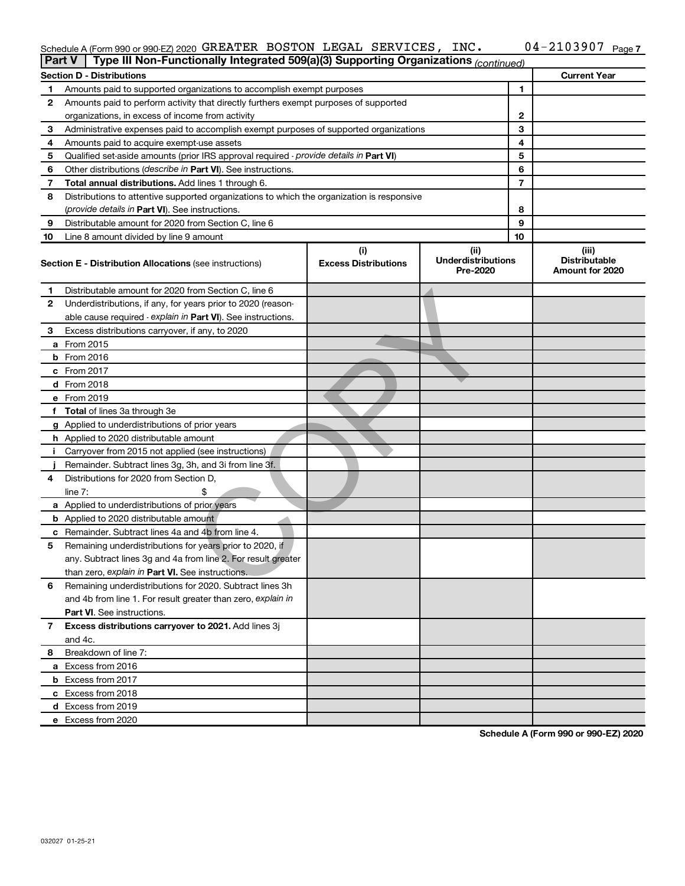Schedule A (Form 990 or 990-EZ) 2020 GREATER BOSTON LEGAL SERVICES, INC. 04-2103907 Page 7

**Part V | Type III Non-Functionally Integrated 509(a)(3) Supporting Organizations** *(continued)*

| **Section D - Distributions** | | | **Current Year** |
|---|---|---|---|
| 1 | Amounts paid to supported organizations to accomplish exempt purposes | 1 | |
| 2 | Amounts paid to perform activity that directly furthers exempt purposes of supported organizations, in excess of income from activity | 2 | |
| 3 | Administrative expenses paid to accomplish exempt purposes of supported organizations | 3 | |
| 4 | Amounts paid to acquire exempt-use assets | 4 | |
| 5 | Qualified set-aside amounts (prior IRS approval required - *provide details in* **Part VI**) | 5 | |
| 6 | Other distributions (*describe in* **Part VI**). See instructions. | 6 | |
| 7 | **Total annual distributions.** Add lines 1 through 6. | 7 | |
| 8 | Distributions to attentive supported organizations to which the organization is responsive (*provide details in* **Part VI**). See instructions. | 8 | |
| 9 | Distributable amount for 2020 from Section C, line 6 | 9 | |
| 10 | Line 8 amount divided by line 9 amount | 10 | |

| **Section E - Distribution Allocations** (see instructions) | (i) Excess Distributions | (ii) Underdistributions Pre-2020 | (iii) Distributable Amount for 2020 |
|---|---|---|---|
| **1** Distributable amount for 2020 from Section C, line 6 | | | |
| **2** Underdistributions, if any, for years prior to 2020 (reasonable cause required - *explain in* **Part VI**). See instructions. | | | |
| **3** Excess distributions carryover, if any, to 2020 | | | |
| **a** From 2015 | | | |
| **b** From 2016 | | | |
| **c** From 2017 | | | |
| **d** From 2018 | | | |
| **e** From 2019 | | | |
| **f** **Total** of lines 3a through 3e | | | |
| **g** Applied to underdistributions of prior years | | | |
| **h** Applied to 2020 distributable amount | | | |
| **i** Carryover from 2015 not applied (see instructions) | | | |
| **j** Remainder. Subtract lines 3g, 3h, and 3i from line 3f. | | | |
| **4** Distributions for 2020 from Section D, line 7: $ | | | |
| **a** Applied to underdistributions of prior years | | | |
| **b** Applied to 2020 distributable amount | | | |
| **c** Remainder. Subtract lines 4a and 4b from line 4. | | | |
| **5** Remaining underdistributions for years prior to 2020, if any. Subtract lines 3g and 4a from line 2. For result greater than zero, *explain in* **Part VI.** See instructions. | | | |
| **6** Remaining underdistributions for 2020. Subtract lines 3h and 4b from line 1. For result greater than zero, *explain in* **Part VI**. See instructions. | | | |
| **7** **Excess distributions carryover to 2021.** Add lines 3j and 4c. | | | |
| **8** Breakdown of line 7: | | | |
| **a** Excess from 2016 | | | |
| **b** Excess from 2017 | | | |
| **c** Excess from 2018 | | | |
| **d** Excess from 2019 | | | |
| **e** Excess from 2020 | | | |

**Schedule A (Form 990 or 990-EZ) 2020**

032027 01-25-21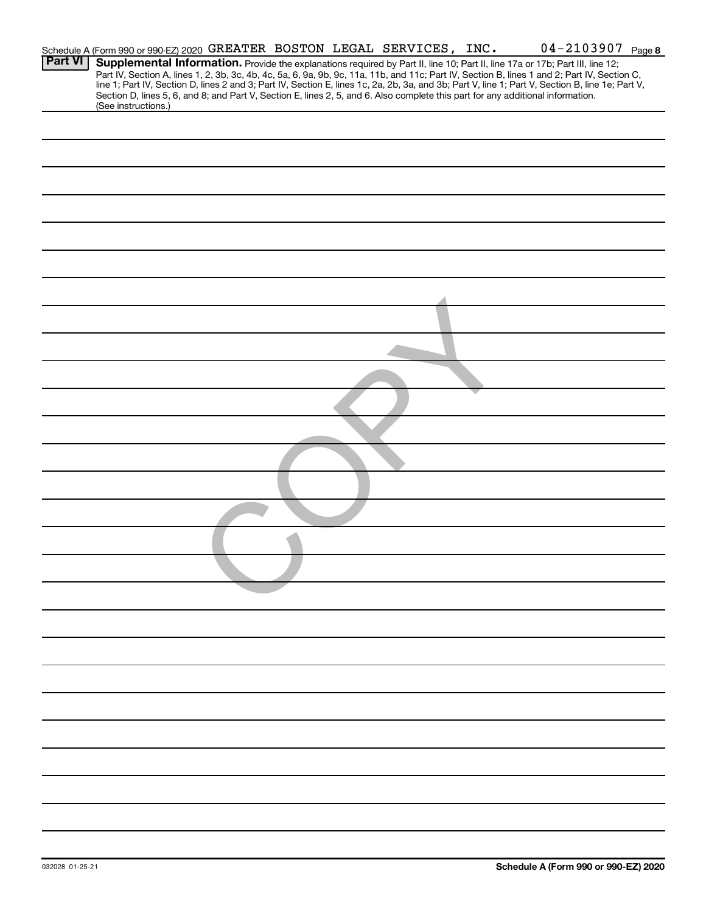Schedule A (Form 990 or 990-EZ) 2020 GREATER BOSTON LEGAL SERVICES, INC. 04-2103907 Page 8

**Part VI** **Supplemental Information.** Provide the explanations required by Part II, line 10; Part II, line 17a or 17b; Part III, line 12; Part IV, Section A, lines 1, 2, 3b, 3c, 4b, 4c, 5a, 6, 9a, 9b, 9c, 11a, 11b, and 11c; Part IV, Section B, lines 1 and 2; Part IV, Section C, line 1; Part IV, Section D, lines 2 and 3; Part IV, Section E, lines 1c, 2a, 2b, 3a, and 3b; Part V, line 1; Part V, Section B, line 1e; Part V, Section D, lines 5, 6, and 8; and Part V, Section E, lines 2, 5, and 6. Also complete this part for any additional information. (See instructions.)

COPY

032028 01-25-21

**Schedule A (Form 990 or 990-EZ) 2020**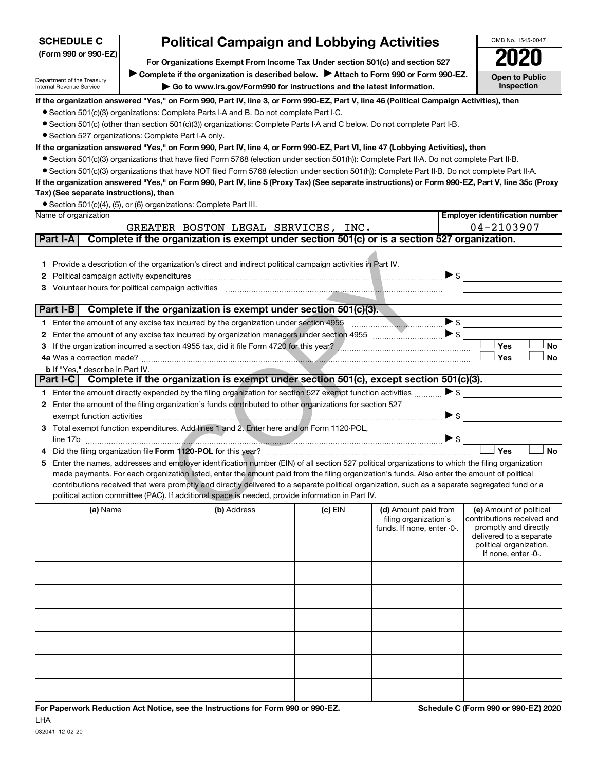**SCHEDULE C (Form 990 or 990-EZ)**

Department of the Treasury
Internal Revenue Service

# Political Campaign and Lobbying Activities

**For Organizations Exempt From Income Tax Under section 501(c) and section 527**

▶ **Complete if the organization is described below.** ▶ **Attach to Form 990 or Form 990-EZ.**

▶ **Go to www.irs.gov/Form990 for instructions and the latest information.**

OMB No. 1545-0047

**2020**

**Open to Public Inspection**

**If the organization answered "Yes," on Form 990, Part IV, line 3, or Form 990-EZ, Part V, line 46 (Political Campaign Activities), then**

- Section 501(c)(3) organizations: Complete Parts I-A and B. Do not complete Part I-C.
- Section 501(c) (other than section 501(c)(3)) organizations: Complete Parts I-A and C below. Do not complete Part I-B.
- Section 527 organizations: Complete Part I-A only.

**If the organization answered "Yes," on Form 990, Part IV, line 4, or Form 990-EZ, Part VI, line 47 (Lobbying Activities), then**

- Section 501(c)(3) organizations that have filed Form 5768 (election under section 501(h)): Complete Part II-A. Do not complete Part II-B.
- Section 501(c)(3) organizations that have NOT filed Form 5768 (election under section 501(h)): Complete Part II-B. Do not complete Part II-A.

**If the organization answered "Yes," on Form 990, Part IV, line 5 (Proxy Tax) (See separate instructions) or Form 990-EZ, Part V, line 35c (Proxy Tax) (See separate instructions), then**

- Section 501(c)(4), (5), or (6) organizations: Complete Part III.

| Name of organization | Employer identification number |
|---|---|
| GREATER BOSTON LEGAL SERVICES, INC. | 04-2103907 |

**Part I-A  Complete if the organization is exempt under section 501(c) or is a section 527 organization.**

1 Provide a description of the organization's direct and indirect political campaign activities in Part IV.

2 Political campaign activity expenditures ▶ $

3 Volunteer hours for political campaign activities

**Part I-B  Complete if the organization is exempt under section 501(c)(3).**

1 Enter the amount of any excise tax incurred by the organization under section 4955 ▶ $

2 Enter the amount of any excise tax incurred by organization managers under section 4955 ▶ $

3 If the organization incurred a section 4955 tax, did it file Form 4720 for this year? ☐ Yes ☐ No

4a Was a correction made? ☐ Yes ☐ No

b If "Yes," describe in Part IV.

**Part I-C  Complete if the organization is exempt under section 501(c), except section 501(c)(3).**

1 Enter the amount directly expended by the filing organization for section 527 exempt function activities ▶ $

2 Enter the amount of the filing organization's funds contributed to other organizations for section 527 exempt function activities ▶ $

3 Total exempt function expenditures. Add lines 1 and 2. Enter here and on Form 1120-POL, line 17b ▶ $

4 Did the filing organization file **Form 1120-POL** for this year? ☐ Yes ☐ No

5 Enter the names, addresses and employer identification number (EIN) of all section 527 political organizations to which the filing organization made payments. For each organization listed, enter the amount paid from the filing organization's funds. Also enter the amount of political contributions received that were promptly and directly delivered to a separate political organization, such as a separate segregated fund or a political action committee (PAC). If additional space is needed, provide information in Part IV.

| (a) Name | (b) Address | (c) EIN | (d) Amount paid from filing organization's funds. If none, enter -0-. | (e) Amount of political contributions received and promptly and directly delivered to a separate political organization. If none, enter -0-. |
|---|---|---|---|---|
| | | | | |
| | | | | |
| | | | | |
| | | | | |
| | | | | |
| | | | | |

**For Paperwork Reduction Act Notice, see the Instructions for Form 990 or 990-EZ.** **Schedule C (Form 990 or 990-EZ) 2020**

LHA

032041 12-02-20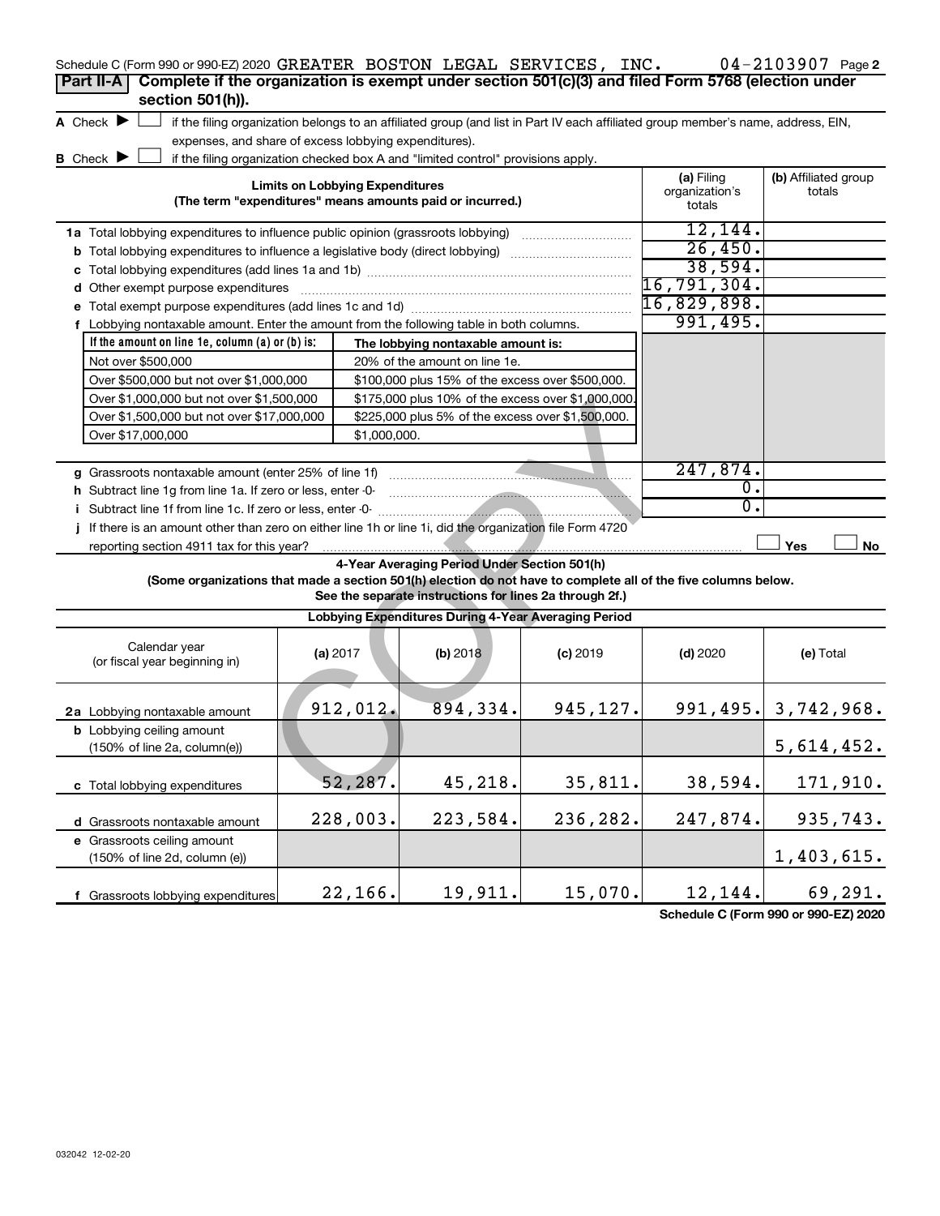Schedule C (Form 990 or 990-EZ) 2020 GREATER BOSTON LEGAL SERVICES, INC. 04-2103907 Page 2

## Part II-A Complete if the organization is exempt under section 501(c)(3) and filed Form 5768 (election under section 501(h)).

**A** Check ▶ ☐ if the filing organization belongs to an affiliated group (and list in Part IV each affiliated group member's name, address, EIN, expenses, and share of excess lobbying expenditures).

**B** Check ▶ ☐ if the filing organization checked box A and "limited control" provisions apply.

| Limits on Lobbying Expenditures (The term "expenditures" means amounts paid or incurred.) | (a) Filing organization's totals | (b) Affiliated group totals |
|---|---|---|
| **1a** Total lobbying expenditures to influence public opinion (grassroots lobbying) | 12,144. | |
| **b** Total lobbying expenditures to influence a legislative body (direct lobbying) | 26,450. | |
| **c** Total lobbying expenditures (add lines 1a and 1b) | 38,594. | |
| **d** Other exempt purpose expenditures | 16,791,304. | |
| **e** Total exempt purpose expenditures (add lines 1c and 1d) | 16,829,898. | |
| **f** Lobbying nontaxable amount. Enter the amount from the following table in both columns. | 991,495. | |

| If the amount on line 1e, column (a) or (b) is: | The lobbying nontaxable amount is: |
|---|---|
| Not over $500,000 | 20% of the amount on line 1e. |
| Over $500,000 but not over $1,000,000 | $100,000 plus 15% of the excess over $500,000. |
| Over $1,000,000 but not over $1,500,000 | $175,000 plus 10% of the excess over $1,000,000. |
| Over $1,500,000 but not over $17,000,000 | $225,000 plus 5% of the excess over $1,500,000. |
| Over $17,000,000 | $1,000,000. |

| | (a) | (b) |
|---|---|---|
| **g** Grassroots nontaxable amount (enter 25% of line 1f) | 247,874. | |
| **h** Subtract line 1g from line 1a. If zero or less, enter -0- | 0. | |
| **i** Subtract line 1f from line 1c. If zero or less, enter -0- | 0. | |
| **j** If there is an amount other than zero on either line 1h or line 1i, did the organization file Form 4720 reporting section 4911 tax for this year? | ☐ Yes | ☐ No |

### 4-Year Averaging Period Under Section 501(h)

**(Some organizations that made a section 501(h) election do not have to complete all of the five columns below. See the separate instructions for lines 2a through 2f.)**

| Lobbying Expenditures During 4-Year Averaging Period | | | | | |
|---|---|---|---|---|---|
| Calendar year (or fiscal year beginning in) | (a) 2017 | (b) 2018 | (c) 2019 | (d) 2020 | (e) Total |
| **2a** Lobbying nontaxable amount | 912,012. | 894,334. | 945,127. | 991,495. | 3,742,968. |
| **b** Lobbying ceiling amount (150% of line 2a, column(e)) | | | | | 5,614,452. |
| **c** Total lobbying expenditures | 52,287. | 45,218. | 35,811. | 38,594. | 171,910. |
| **d** Grassroots nontaxable amount | 228,003. | 223,584. | 236,282. | 247,874. | 935,743. |
| **e** Grassroots ceiling amount (150% of line 2d, column (e)) | | | | | 1,403,615. |
| **f** Grassroots lobbying expenditures | 22,166. | 19,911. | 15,070. | 12,144. | 69,291. |

Schedule C (Form 990 or 990-EZ) 2020

032042 12-02-20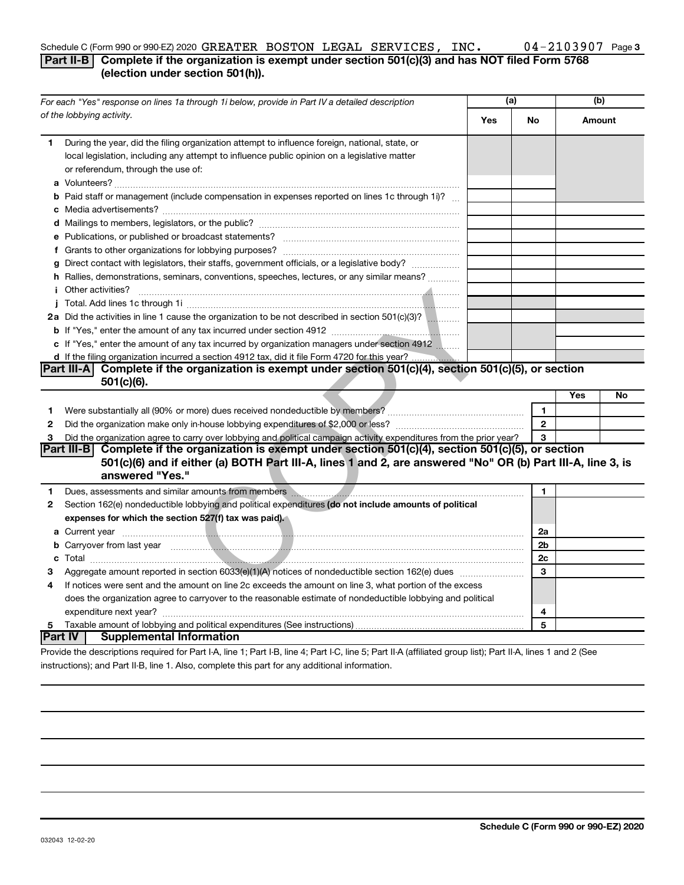Schedule C (Form 990 or 990-EZ) 2020 GREATER BOSTON LEGAL SERVICES, INC. 04-2103907 Page 3

## Part II-B Complete if the organization is exempt under section 501(c)(3) and has NOT filed Form 5768 (election under section 501(h)).

| For each "Yes" response on lines 1a through 1i below, provide in Part IV a detailed description of the lobbying activity. | (a) Yes | (a) No | (b) Amount |
|---|---|---|---|
| **1** During the year, did the filing organization attempt to influence foreign, national, state, or local legislation, including any attempt to influence public opinion on a legislative matter or referendum, through the use of: | | | |
| **a** Volunteers? | | | |
| **b** Paid staff or management (include compensation in expenses reported on lines 1c through 1i)? | | | |
| **c** Media advertisements? | | | |
| **d** Mailings to members, legislators, or the public? | | | |
| **e** Publications, or published or broadcast statements? | | | |
| **f** Grants to other organizations for lobbying purposes? | | | |
| **g** Direct contact with legislators, their staffs, government officials, or a legislative body? | | | |
| **h** Rallies, demonstrations, seminars, conventions, speeches, lectures, or any similar means? | | | |
| **i** Other activities? | | | |
| **j** Total. Add lines 1c through 1i | | | |
| **2a** Did the activities in line 1 cause the organization to be not described in section 501(c)(3)? | | | |
| **b** If "Yes," enter the amount of any tax incurred under section 4912 | | | |
| **c** If "Yes," enter the amount of any tax incurred by organization managers under section 4912 | | | |
| **d** If the filing organization incurred a section 4912 tax, did it file Form 4720 for this year? | | | |

## Part III-A Complete if the organization is exempt under section 501(c)(4), section 501(c)(5), or section 501(c)(6).

| | | | Yes | No |
|---|---|---|---|---|
| **1** | Were substantially all (90% or more) dues received nondeductible by members? | 1 | | |
| **2** | Did the organization make only in-house lobbying expenditures of $2,000 or less? | 2 | | |
| **3** | Did the organization agree to carry over lobbying and political campaign activity expenditures from the prior year? | 3 | | |

## Part III-B Complete if the organization is exempt under section 501(c)(4), section 501(c)(5), or section 501(c)(6) and if either (a) BOTH Part III-A, lines 1 and 2, are answered "No" OR (b) Part III-A, line 3, is answered "Yes."

| | | | |
|---|---|---|---|
| **1** | Dues, assessments and similar amounts from members | 1 | |
| **2** | Section 162(e) nondeductible lobbying and political expenditures **(do not include amounts of political expenses for which the section 527(f) tax was paid).** | | |
| **a** | Current year | 2a | |
| **b** | Carryover from last year | 2b | |
| **c** | Total | 2c | |
| **3** | Aggregate amount reported in section 6033(e)(1)(A) notices of nondeductible section 162(e) dues | 3 | |
| **4** | If notices were sent and the amount on line 2c exceeds the amount on line 3, what portion of the excess does the organization agree to carryover to the reasonable estimate of nondeductible lobbying and political expenditure next year? | 4 | |
| **5** | Taxable amount of lobbying and political expenditures (See instructions) | 5 | |

## Part IV Supplemental Information

Provide the descriptions required for Part I-A, line 1; Part I-B, line 4; Part I-C, line 5; Part II-A (affiliated group list); Part II-A, lines 1 and 2 (See instructions); and Part II-B, line 1. Also, complete this part for any additional information.

Schedule C (Form 990 or 990-EZ) 2020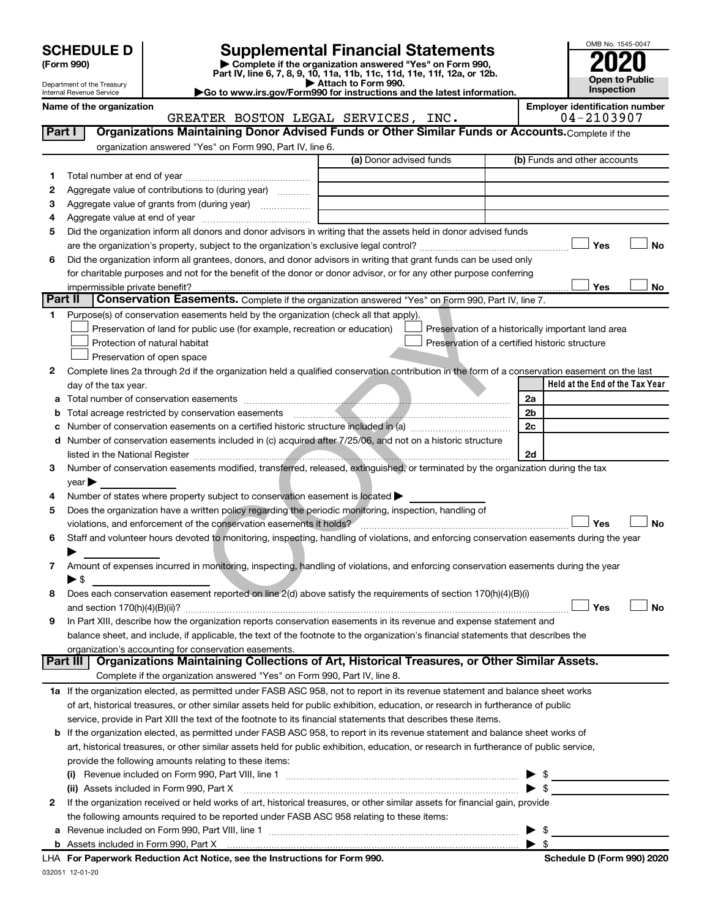**SCHEDULE D (Form 990)**

Department of the Treasury
Internal Revenue Service

# Supplemental Financial Statements

▶ Complete if the organization answered "Yes" on Form 990, Part IV, line 6, 7, 8, 9, 10, 11a, 11b, 11c, 11d, 11e, 11f, 12a, or 12b.
▶ Attach to Form 990.
▶Go to www.irs.gov/Form990 for instructions and the latest information.

OMB No. 1545-0047

**2020**

**Open to Public Inspection**

**Name of the organization:** GREATER BOSTON LEGAL SERVICES, INC.

**Employer identification number:** 04-2103907

## Part I — Organizations Maintaining Donor Advised Funds or Other Similar Funds or Accounts.

Complete if the organization answered "Yes" on Form 990, Part IV, line 6.

| | | (a) Donor advised funds | (b) Funds and other accounts |
|---|---|---|---|
| 1 | Total number at end of year | | |
| 2 | Aggregate value of contributions to (during year) | | |
| 3 | Aggregate value of grants from (during year) | | |
| 4 | Aggregate value at end of year | | |

5 Did the organization inform all donors and donor advisors in writing that the assets held in donor advised funds are the organization's property, subject to the organization's exclusive legal control? ☐ Yes ☐ No

6 Did the organization inform all grantees, donors, and donor advisors in writing that grant funds can be used only for charitable purposes and not for the benefit of the donor or donor advisor, or for any other purpose conferring impermissible private benefit? ☐ Yes ☐ No

## Part II — Conservation Easements.

Complete if the organization answered "Yes" on Form 990, Part IV, line 7.

1 Purpose(s) of conservation easements held by the organization (check all that apply).

- ☐ Preservation of land for public use (for example, recreation or education)
- ☐ Preservation of a historically important land area
- ☐ Protection of natural habitat
- ☐ Preservation of a certified historic structure
- ☐ Preservation of open space

2 Complete lines 2a through 2d if the organization held a qualified conservation contribution in the form of a conservation easement on the last day of the tax year.

| | | | Held at the End of the Tax Year |
|---|---|---|---|
| a | Total number of conservation easements | 2a | |
| b | Total acreage restricted by conservation easements | 2b | |
| c | Number of conservation easements on a certified historic structure included in (a) | 2c | |
| d | Number of conservation easements included in (c) acquired after 7/25/06, and not on a historic structure listed in the National Register | 2d | |

3 Number of conservation easements modified, transferred, released, extinguished, or terminated by the organization during the tax year ▶

4 Number of states where property subject to conservation easement is located ▶

5 Does the organization have a written policy regarding the periodic monitoring, inspection, handling of violations, and enforcement of the conservation easements it holds? ☐ Yes ☐ No

6 Staff and volunteer hours devoted to monitoring, inspecting, handling of violations, and enforcing conservation easements during the year ▶

7 Amount of expenses incurred in monitoring, inspecting, handling of violations, and enforcing conservation easements during the year ▶ $

8 Does each conservation easement reported on line 2(d) above satisfy the requirements of section 170(h)(4)(B)(i) and section 170(h)(4)(B)(ii)? ☐ Yes ☐ No

9 In Part XIII, describe how the organization reports conservation easements in its revenue and expense statement and balance sheet, and include, if applicable, the text of the footnote to the organization's financial statements that describes the organization's accounting for conservation easements.

## Part III — Organizations Maintaining Collections of Art, Historical Treasures, or Other Similar Assets.

Complete if the organization answered "Yes" on Form 990, Part IV, line 8.

1a If the organization elected, as permitted under FASB ASC 958, not to report in its revenue statement and balance sheet works of art, historical treasures, or other similar assets held for public exhibition, education, or research in furtherance of public service, provide in Part XIII the text of the footnote to its financial statements that describes these items.

b If the organization elected, as permitted under FASB ASC 958, to report in its revenue statement and balance sheet works of art, historical treasures, or other similar assets held for public exhibition, education, or research in furtherance of public service, provide the following amounts relating to these items:

(i) Revenue included on Form 990, Part VIII, line 1 ▶ $

(ii) Assets included in Form 990, Part X ▶ $

2 If the organization received or held works of art, historical treasures, or other similar assets for financial gain, provide the following amounts required to be reported under FASB ASC 958 relating to these items:

a Revenue included on Form 990, Part VIII, line 1 ▶ $

b Assets included in Form 990, Part X ▶ $

LHA **For Paperwork Reduction Act Notice, see the Instructions for Form 990.** **Schedule D (Form 990) 2020**

032051 12-01-20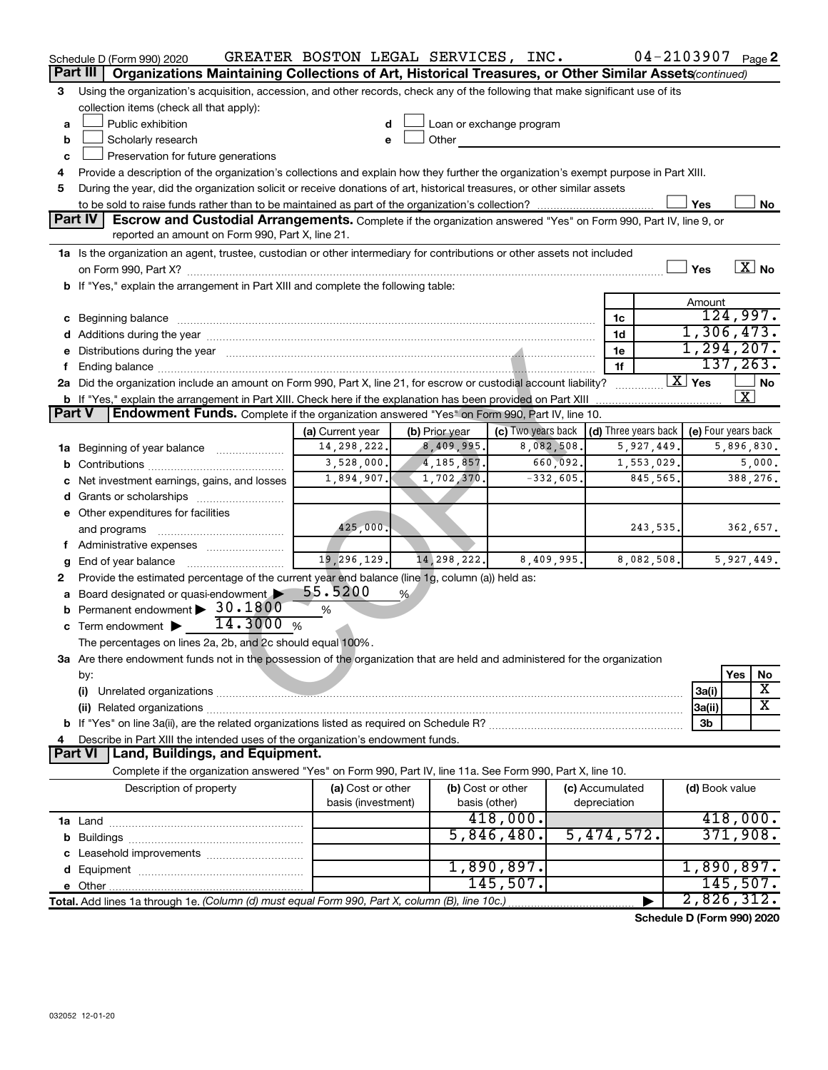Schedule D (Form 990) 2020 GREATER BOSTON LEGAL SERVICES, INC. 04-2103907 Page 2

## Part III | Organizations Maintaining Collections of Art, Historical Treasures, or Other Similar Assets *(continued)*

3 Using the organization's acquisition, accession, and other records, check any of the following that make significant use of its collection items (check all that apply):

- a ☐ Public exhibition
- b ☐ Scholarly research
- c ☐ Preservation for future generations
- d ☐ Loan or exchange program
- e ☐ Other

4 Provide a description of the organization's collections and explain how they further the organization's exempt purpose in Part XIII.

5 During the year, did the organization solicit or receive donations of art, historical treasures, or other similar assets to be sold to raise funds rather than to be maintained as part of the organization's collection? ☐ Yes ☐ No

## Part IV | Escrow and Custodial Arrangements.

Complete if the organization answered "Yes" on Form 990, Part IV, line 9, or reported an amount on Form 990, Part X, line 21.

1a Is the organization an agent, trustee, custodian or other intermediary for contributions or other assets not included on Form 990, Part X? ☐ Yes ☒ No

b If "Yes," explain the arrangement in Part XIII and complete the following table:

| | | Amount |
|---|---|---|
| c Beginning balance | 1c | 124,997. |
| d Additions during the year | 1d | 1,306,473. |
| e Distributions during the year | 1e | 1,294,207. |
| f Ending balance | 1f | 137,263. |

2a Did the organization include an amount on Form 990, Part X, line 21, for escrow or custodial account liability? ☒ Yes ☐ No

b If "Yes," explain the arrangement in Part XIII. Check here if the explanation has been provided on Part XIII ☒

## Part V | Endowment Funds.

Complete if the organization answered "Yes" on Form 990, Part IV, line 10.

| | (a) Current year | (b) Prior year | (c) Two years back | (d) Three years back | (e) Four years back |
|---|---|---|---|---|---|
| 1a Beginning of year balance | 14,298,222. | 8,409,995. | 8,082,508. | 5,927,449. | 5,896,830. |
| b Contributions | 3,528,000. | 4,185,857. | 660,092. | 1,553,029. | 5,000. |
| c Net investment earnings, gains, and losses | 1,894,907. | 1,702,370. | -332,605. | 845,565. | 388,276. |
| d Grants or scholarships | | | | | |
| e Other expenditures for facilities and programs | 425,000. | | | 243,535. | 362,657. |
| f Administrative expenses | | | | | |
| g End of year balance | 19,296,129. | 14,298,222. | 8,409,995. | 8,082,508. | 5,927,449. |

2 Provide the estimated percentage of the current year end balance (line 1g, column (a)) held as:

- a Board designated or quasi-endowment ▶ 55.5200 %
- b Permanent endowment ▶ 30.1800 %
- c Term endowment ▶ 14.3000 %

The percentages on lines 2a, 2b, and 2c should equal 100%.

3a Are there endowment funds not in the possession of the organization that are held and administered for the organization by:

| | | Yes | No |
|---|---|---|---|
| (i) Unrelated organizations | 3a(i) | | X |
| (ii) Related organizations | 3a(ii) | | X |
| b If "Yes" on line 3a(ii), are the related organizations listed as required on Schedule R? | 3b | | |

4 Describe in Part XIII the intended uses of the organization's endowment funds.

## Part VI | Land, Buildings, and Equipment.

Complete if the organization answered "Yes" on Form 990, Part IV, line 11a. See Form 990, Part X, line 10.

| Description of property | (a) Cost or other basis (investment) | (b) Cost or other basis (other) | (c) Accumulated depreciation | (d) Book value |
|---|---|---|---|---|
| 1a Land | | 418,000. | | 418,000. |
| b Buildings | | 5,846,480. | 5,474,572. | 371,908. |
| c Leasehold improvements | | | | |
| d Equipment | | 1,890,897. | | 1,890,897. |
| e Other | | 145,507. | | 145,507. |
| Total. Add lines 1a through 1e. *(Column (d) must equal Form 990, Part X, column (B), line 10c.)* | | | | 2,826,312. |

Schedule D (Form 990) 2020

032052 12-01-20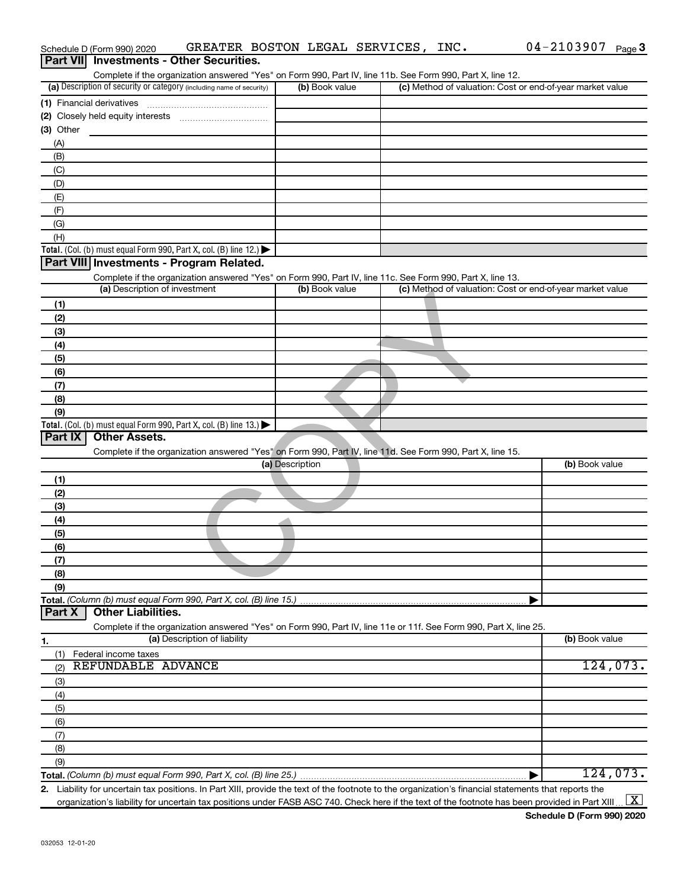Schedule D (Form 990) 2020 GREATER BOSTON LEGAL SERVICES, INC. 04-2103907 Page 3

## Part VII Investments - Other Securities.

Complete if the organization answered "Yes" on Form 990, Part IV, line 11b. See Form 990, Part X, line 12.

| (a) Description of security or category (including name of security) | (b) Book value | (c) Method of valuation: Cost or end-of-year market value |
|---|---|---|
| (1) Financial derivatives | | |
| (2) Closely held equity interests | | |
| (3) Other | | |
| (A) | | |
| (B) | | |
| (C) | | |
| (D) | | |
| (E) | | |
| (F) | | |
| (G) | | |
| (H) | | |
| **Total.** (Col. (b) must equal Form 990, Part X, col. (B) line 12.) | | |

## Part VIII Investments - Program Related.

Complete if the organization answered "Yes" on Form 990, Part IV, line 11c. See Form 990, Part X, line 13.

| (a) Description of investment | (b) Book value | (c) Method of valuation: Cost or end-of-year market value |
|---|---|---|
| (1) | | |
| (2) | | |
| (3) | | |
| (4) | | |
| (5) | | |
| (6) | | |
| (7) | | |
| (8) | | |
| (9) | | |
| **Total.** (Col. (b) must equal Form 990, Part X, col. (B) line 13.) | | |

## Part IX Other Assets.

Complete if the organization answered "Yes" on Form 990, Part IV, line 11d. See Form 990, Part X, line 15.

| (a) Description | (b) Book value |
|---|---|
| (1) | |
| (2) | |
| (3) | |
| (4) | |
| (5) | |
| (6) | |
| (7) | |
| (8) | |
| (9) | |
| **Total.** (Column (b) must equal Form 990, Part X, col. (B) line 15.) | |

## Part X Other Liabilities.

Complete if the organization answered "Yes" on Form 990, Part IV, line 11e or 11f. See Form 990, Part X, line 25.

| 1. (a) Description of liability | (b) Book value |
|---|---|
| (1) Federal income taxes | |
| (2) REFUNDABLE ADVANCE | 124,073. |
| (3) | |
| (4) | |
| (5) | |
| (6) | |
| (7) | |
| (8) | |
| (9) | |
| **Total.** (Column (b) must equal Form 990, Part X, col. (B) line 25.) | 124,073. |

2. Liability for uncertain tax positions. In Part XIII, provide the text of the footnote to the organization's financial statements that reports the organization's liability for uncertain tax positions under FASB ASC 740. Check here if the text of the footnote has been provided in Part XIII [X]

Schedule D (Form 990) 2020

032053 12-01-20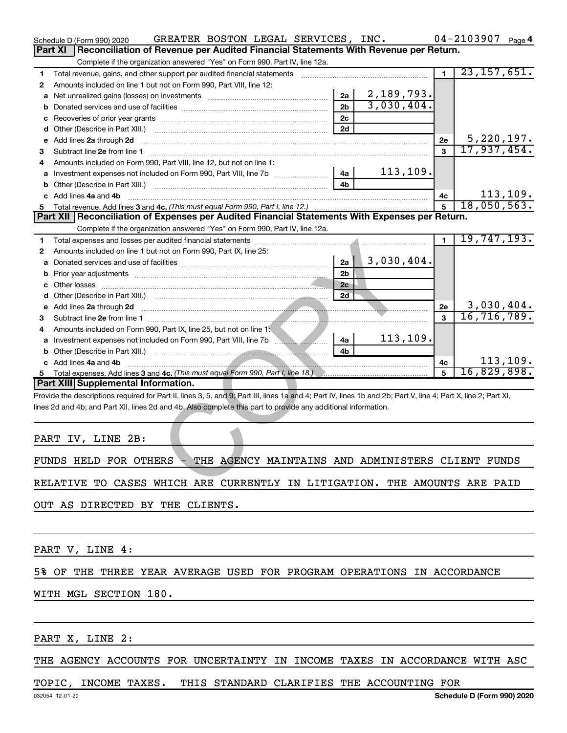Schedule D (Form 990) 2020 GREATER BOSTON LEGAL SERVICES, INC. 04-2103907 Page 4

## Part XI Reconciliation of Revenue per Audited Financial Statements With Revenue per Return.

Complete if the organization answered "Yes" on Form 990, Part IV, line 12a.

| | | | | | |
|---|---|---|---|---|---|
| 1 | Total revenue, gains, and other support per audited financial statements | | | 1 | 23,157,651. |
| 2 | Amounts included on line 1 but not on Form 990, Part VIII, line 12: | | | | |
| a | Net unrealized gains (losses) on investments | 2a | 2,189,793. | | |
| b | Donated services and use of facilities | 2b | 3,030,404. | | |
| c | Recoveries of prior year grants | 2c | | | |
| d | Other (Describe in Part XIII.) | 2d | | | |
| e | Add lines 2a through 2d | | | 2e | 5,220,197. |
| 3 | Subtract line 2e from line 1 | | | 3 | 17,937,454. |
| 4 | Amounts included on Form 990, Part VIII, line 12, but not on line 1: | | | | |
| a | Investment expenses not included on Form 990, Part VIII, line 7b | 4a | 113,109. | | |
| b | Other (Describe in Part XIII.) | 4b | | | |
| c | Add lines 4a and 4b | | | 4c | 113,109. |
| 5 | Total revenue. Add lines 3 and 4c. *(This must equal Form 990, Part I, line 12.)* | | | 5 | 18,050,563. |

## Part XII Reconciliation of Expenses per Audited Financial Statements With Expenses per Return.

Complete if the organization answered "Yes" on Form 990, Part IV, line 12a.

| | | | | | |
|---|---|---|---|---|---|
| 1 | Total expenses and losses per audited financial statements | | | 1 | 19,747,193. |
| 2 | Amounts included on line 1 but not on Form 990, Part IX, line 25: | | | | |
| a | Donated services and use of facilities | 2a | 3,030,404. | | |
| b | Prior year adjustments | 2b | | | |
| c | Other losses | 2c | | | |
| d | Other (Describe in Part XIII.) | 2d | | | |
| e | Add lines 2a through 2d | | | 2e | 3,030,404. |
| 3 | Subtract line 2e from line 1 | | | 3 | 16,716,789. |
| 4 | Amounts included on Form 990, Part IX, line 25, but not on line 1: | | | | |
| a | Investment expenses not included on Form 990, Part VIII, line 7b | 4a | 113,109. | | |
| b | Other (Describe in Part XIII.) | 4b | | | |
| c | Add lines 4a and 4b | | | 4c | 113,109. |
| 5 | Total expenses. Add lines 3 and 4c. *(This must equal Form 990, Part I, line 18.)* | | | 5 | 16,829,898. |

## Part XIII Supplemental Information.

Provide the descriptions required for Part II, lines 3, 5, and 9; Part III, lines 1a and 4; Part IV, lines 1b and 2b; Part V, line 4; Part X, line 2; Part XI, lines 2d and 4b; and Part XII, lines 2d and 4b. Also complete this part to provide any additional information.

PART IV, LINE 2B:

FUNDS HELD FOR OTHERS - THE AGENCY MAINTAINS AND ADMINISTERS CLIENT FUNDS RELATIVE TO CASES WHICH ARE CURRENTLY IN LITIGATION. THE AMOUNTS ARE PAID OUT AS DIRECTED BY THE CLIENTS.

PART V, LINE 4:

5% OF THE THREE YEAR AVERAGE USED FOR PROGRAM OPERATIONS IN ACCORDANCE WITH MGL SECTION 180.

PART X, LINE 2:

THE AGENCY ACCOUNTS FOR UNCERTAINTY IN INCOME TAXES IN ACCORDANCE WITH ASC TOPIC, INCOME TAXES. THIS STANDARD CLARIFIES THE ACCOUNTING FOR

032054 12-01-20 Schedule D (Form 990) 2020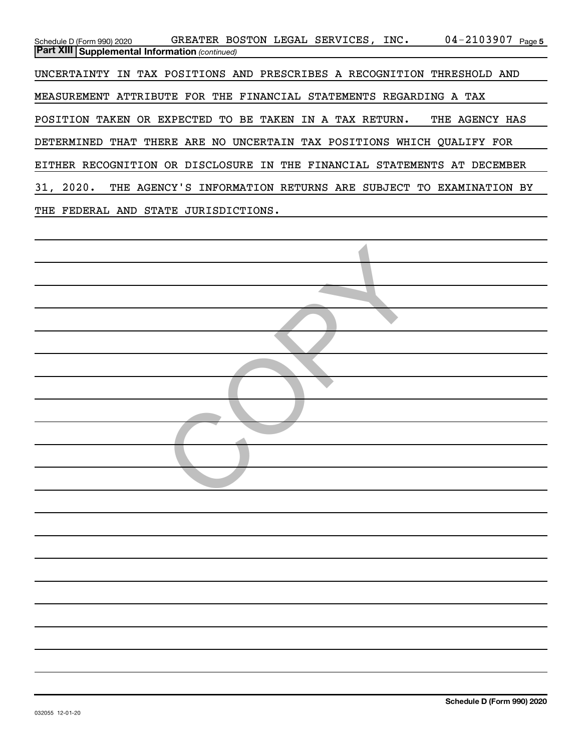## Part XIII Supplemental Information *(continued)*

UNCERTAINTY IN TAX POSITIONS AND PRESCRIBES A RECOGNITION THRESHOLD AND MEASUREMENT ATTRIBUTE FOR THE FINANCIAL STATEMENTS REGARDING A TAX POSITION TAKEN OR EXPECTED TO BE TAKEN IN A TAX RETURN. THE AGENCY HAS DETERMINED THAT THERE ARE NO UNCERTAIN TAX POSITIONS WHICH QUALIFY FOR EITHER RECOGNITION OR DISCLOSURE IN THE FINANCIAL STATEMENTS AT DECEMBER 31, 2020. THE AGENCY'S INFORMATION RETURNS ARE SUBJECT TO EXAMINATION BY THE FEDERAL AND STATE JURISDICTIONS.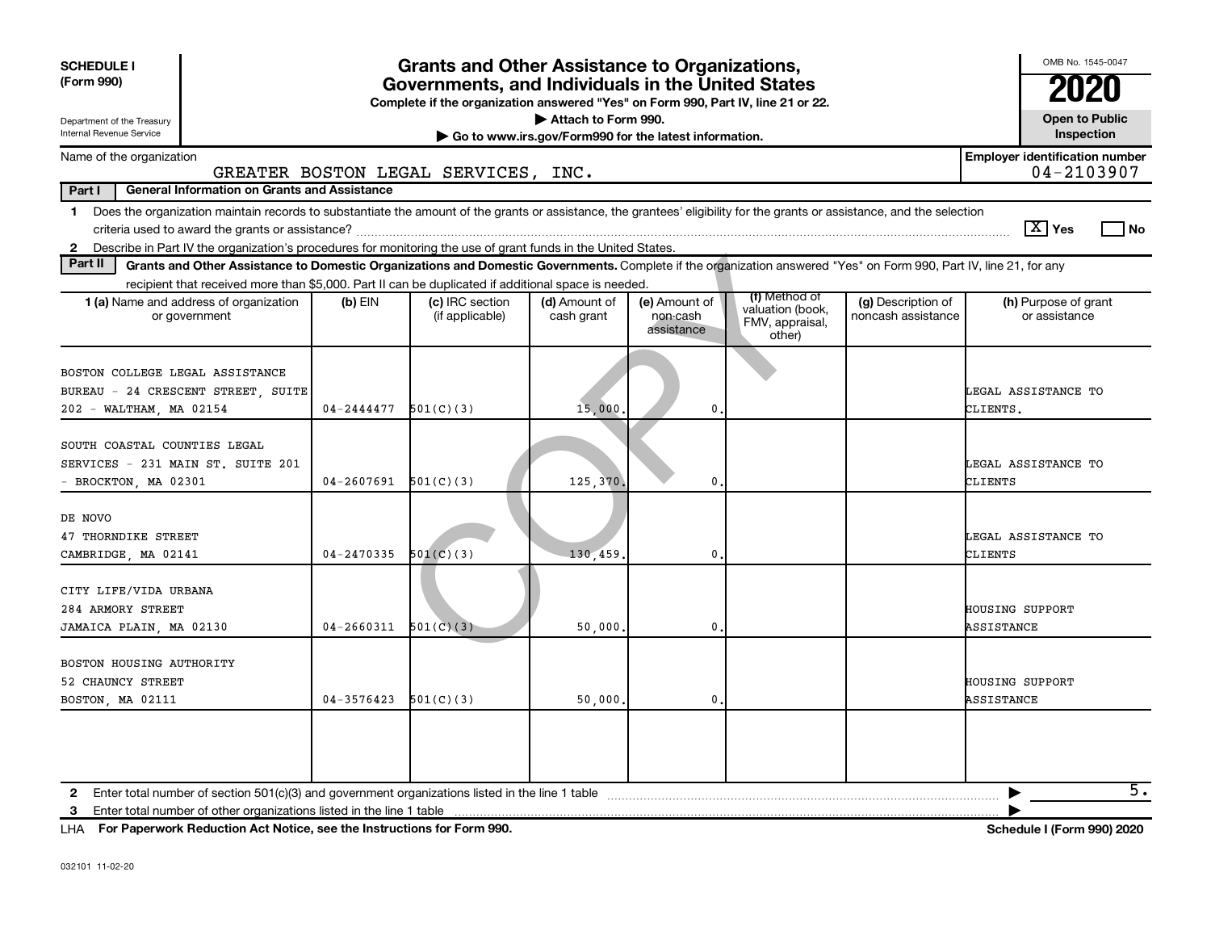**SCHEDULE I (Form 990)**

Department of the Treasury
Internal Revenue Service

# Grants and Other Assistance to Organizations, Governments, and Individuals in the United States

**Complete if the organization answered "Yes" on Form 990, Part IV, line 21 or 22.**

▶ Attach to Form 990.

▶ Go to www.irs.gov/Form990 for the latest information.

OMB No. 1545-0047

**2020**

**Open to Public Inspection**

Name of the organization: GREATER BOSTON LEGAL SERVICES, INC.

Employer identification number: 04-2103907

**Part I — General Information on Grants and Assistance**

1 Does the organization maintain records to substantiate the amount of the grants or assistance, the grantees' eligibility for the grants or assistance, and the selection criteria used to award the grants or assistance? [X] Yes [ ] No

2 Describe in Part IV the organization's procedures for monitoring the use of grant funds in the United States.

**Part II — Grants and Other Assistance to Domestic Organizations and Domestic Governments.** Complete if the organization answered "Yes" on Form 990, Part IV, line 21, for any recipient that received more than $5,000. Part II can be duplicated if additional space is needed.

| 1 (a) Name and address of organization or government | (b) EIN | (c) IRC section (if applicable) | (d) Amount of cash grant | (e) Amount of non-cash assistance | (f) Method of valuation (book, FMV, appraisal, other) | (g) Description of noncash assistance | (h) Purpose of grant or assistance |
|---|---|---|---|---|---|---|---|
| BOSTON COLLEGE LEGAL ASSISTANCE BUREAU - 24 CRESCENT STREET, SUITE 202 - WALTHAM, MA 02154 | 04-2444477 | 501(C)(3) | 15,000. | 0. | | | LEGAL ASSISTANCE TO CLIENTS. |
| SOUTH COASTAL COUNTIES LEGAL SERVICES - 231 MAIN ST. SUITE 201 - BROCKTON, MA 02301 | 04-2607691 | 501(C)(3) | 125,370. | 0. | | | LEGAL ASSISTANCE TO CLIENTS |
| DE NOVO 47 THORNDIKE STREET CAMBRIDGE, MA 02141 | 04-2470335 | 501(C)(3) | 130,459. | 0. | | | LEGAL ASSISTANCE TO CLIENTS |
| CITY LIFE/VIDA URBANA 284 ARMORY STREET JAMAICA PLAIN, MA 02130 | 04-2660311 | 501(C)(3) | 50,000. | 0. | | | HOUSING SUPPORT ASSISTANCE |
| BOSTON HOUSING AUTHORITY 52 CHAUNCY STREET BOSTON, MA 02111 | 04-3576423 | 501(C)(3) | 50,000. | 0. | | | HOUSING SUPPORT ASSISTANCE |
| | | | | | | | |

2 Enter total number of section 501(c)(3) and government organizations listed in the line 1 table ▶ 5.

3 Enter total number of other organizations listed in the line 1 table ▶

LHA **For Paperwork Reduction Act Notice, see the Instructions for Form 990.** **Schedule I (Form 990) 2020**

032101 11-02-20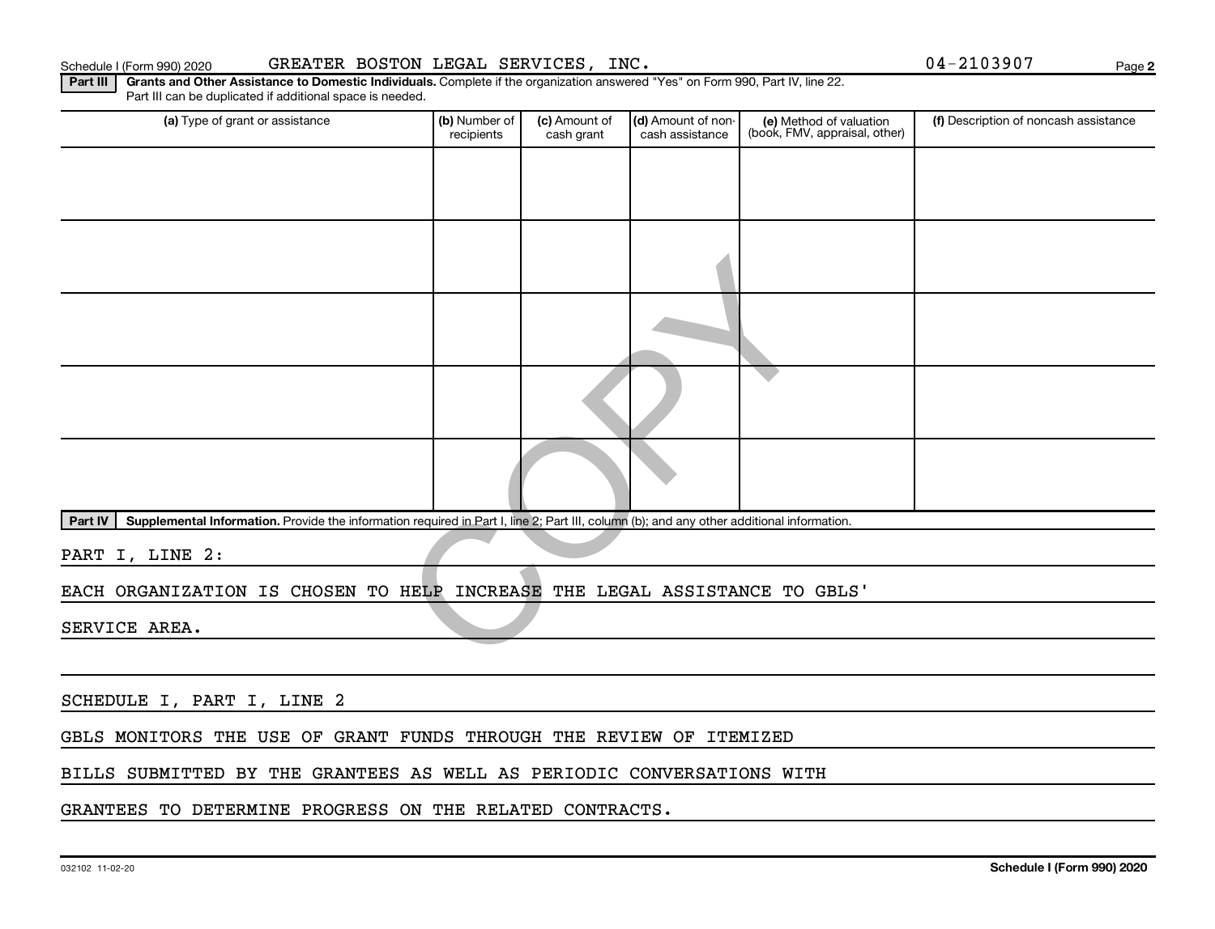Schedule I (Form 990) 2020 GREATER BOSTON LEGAL SERVICES, INC. 04-2103907

**Part III** **Grants and Other Assistance to Domestic Individuals.** Complete if the organization answered "Yes" on Form 990, Part IV, line 22. Part III can be duplicated if additional space is needed.

| (a) Type of grant or assistance | (b) Number of recipients | (c) Amount of cash grant | (d) Amount of non-cash assistance | (e) Method of valuation (book, FMV, appraisal, other) | (f) Description of noncash assistance |
|---|---|---|---|---|---|
| | | | | | |
| | | | | | |
| | | | | | |
| | | | | | |
| | | | | | |

**Part IV** **Supplemental Information.** Provide the information required in Part I, line 2; Part III, column (b); and any other additional information.

PART I, LINE 2:

EACH ORGANIZATION IS CHOSEN TO HELP INCREASE THE LEGAL ASSISTANCE TO GBLS' SERVICE AREA.

SCHEDULE I, PART I, LINE 2

GBLS MONITORS THE USE OF GRANT FUNDS THROUGH THE REVIEW OF ITEMIZED BILLS SUBMITTED BY THE GRANTEES AS WELL AS PERIODIC CONVERSATIONS WITH GRANTEES TO DETERMINE PROGRESS ON THE RELATED CONTRACTS.

032102 11-02-20 **Schedule I (Form 990) 2020**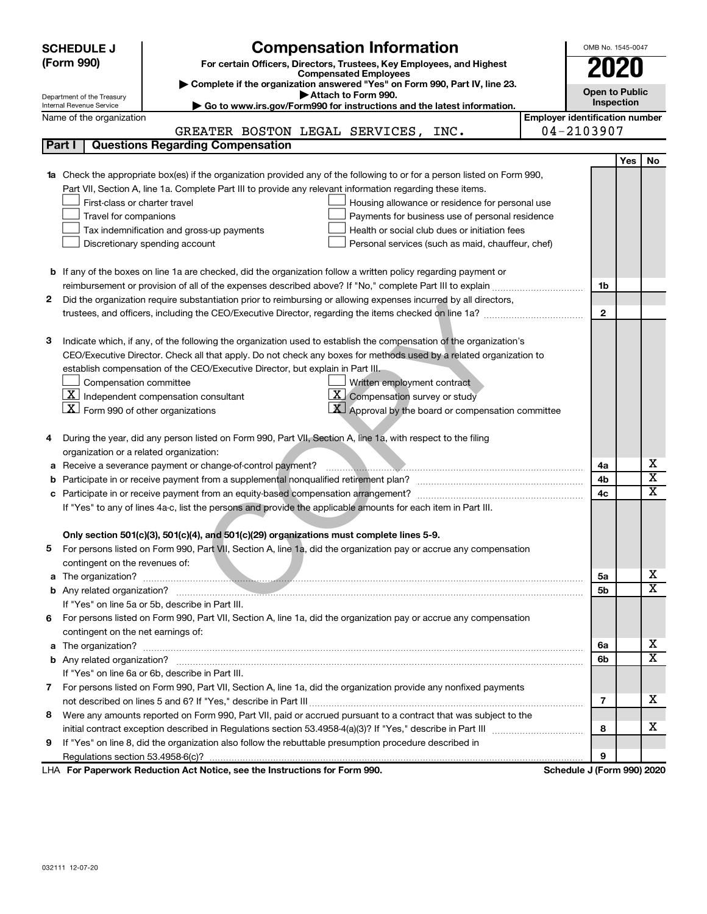**SCHEDULE J (Form 990)**

# Compensation Information

**For certain Officers, Directors, Trustees, Key Employees, and Highest Compensated Employees**

▶ Complete if the organization answered "Yes" on Form 990, Part IV, line 23.
▶ Attach to Form 990.
▶ Go to www.irs.gov/Form990 for instructions and the latest information.

Department of the Treasury
Internal Revenue Service

OMB No. 1545-0047

**2020**

**Open to Public Inspection**

Name of the organization: GREATER BOSTON LEGAL SERVICES, INC.

Employer identification number: 04-2103907

## Part I | Questions Regarding Compensation

| | | | Yes | No |
|---|---|---|---|---|
| **1a** | Check the appropriate box(es) if the organization provided any of the following to or for a person listed on Form 990, Part VII, Section A, line 1a. Complete Part III to provide any relevant information regarding these items.<br>☐ First-class or charter travel ☐ Housing allowance or residence for personal use<br>☐ Travel for companions ☐ Payments for business use of personal residence<br>☐ Tax indemnification and gross-up payments ☐ Health or social club dues or initiation fees<br>☐ Discretionary spending account ☐ Personal services (such as maid, chauffeur, chef) | | | |
| **b** | If any of the boxes on line 1a are checked, did the organization follow a written policy regarding payment or reimbursement or provision of all of the expenses described above? If "No," complete Part III to explain | 1b | | |
| **2** | Did the organization require substantiation prior to reimbursing or allowing expenses incurred by all directors, trustees, and officers, including the CEO/Executive Director, regarding the items checked on line 1a? | 2 | | |
| **3** | Indicate which, if any, of the following the organization used to establish the compensation of the organization's CEO/Executive Director. Check all that apply. Do not check any boxes for methods used by a related organization to establish compensation of the CEO/Executive Director, but explain in Part III.<br>☐ Compensation committee ☐ Written employment contract<br>☒ Independent compensation consultant ☒ Compensation survey or study<br>☒ Form 990 of other organizations ☒ Approval by the board or compensation committee | | | |
| **4** | During the year, did any person listed on Form 990, Part VII, Section A, line 1a, with respect to the filing organization or a related organization: | | | |
| **a** | Receive a severance payment or change-of-control payment? | 4a | | X |
| **b** | Participate in or receive payment from a supplemental nonqualified retirement plan? | 4b | | X |
| **c** | Participate in or receive payment from an equity-based compensation arrangement? | 4c | | X |
| | If "Yes" to any of lines 4a-c, list the persons and provide the applicable amounts for each item in Part III. | | | |
| | **Only section 501(c)(3), 501(c)(4), and 501(c)(29) organizations must complete lines 5-9.** | | | |
| **5** | For persons listed on Form 990, Part VII, Section A, line 1a, did the organization pay or accrue any compensation contingent on the revenues of: | | | |
| **a** | The organization? | 5a | | X |
| **b** | Any related organization? | 5b | | X |
| | If "Yes" on line 5a or 5b, describe in Part III. | | | |
| **6** | For persons listed on Form 990, Part VII, Section A, line 1a, did the organization pay or accrue any compensation contingent on the net earnings of: | | | |
| **a** | The organization? | 6a | | X |
| **b** | Any related organization? | 6b | | X |
| | If "Yes" on line 6a or 6b, describe in Part III. | | | |
| **7** | For persons listed on Form 990, Part VII, Section A, line 1a, did the organization provide any nonfixed payments not described on lines 5 and 6? If "Yes," describe in Part III | 7 | | X |
| **8** | Were any amounts reported on Form 990, Part VII, paid or accrued pursuant to a contract that was subject to the initial contract exception described in Regulations section 53.4958-4(a)(3)? If "Yes," describe in Part III | 8 | | X |
| **9** | If "Yes" on line 8, did the organization also follow the rebuttable presumption procedure described in Regulations section 53.4958-6(c)? | 9 | | |

LHA **For Paperwork Reduction Act Notice, see the Instructions for Form 990.** **Schedule J (Form 990) 2020**

032111 12-07-20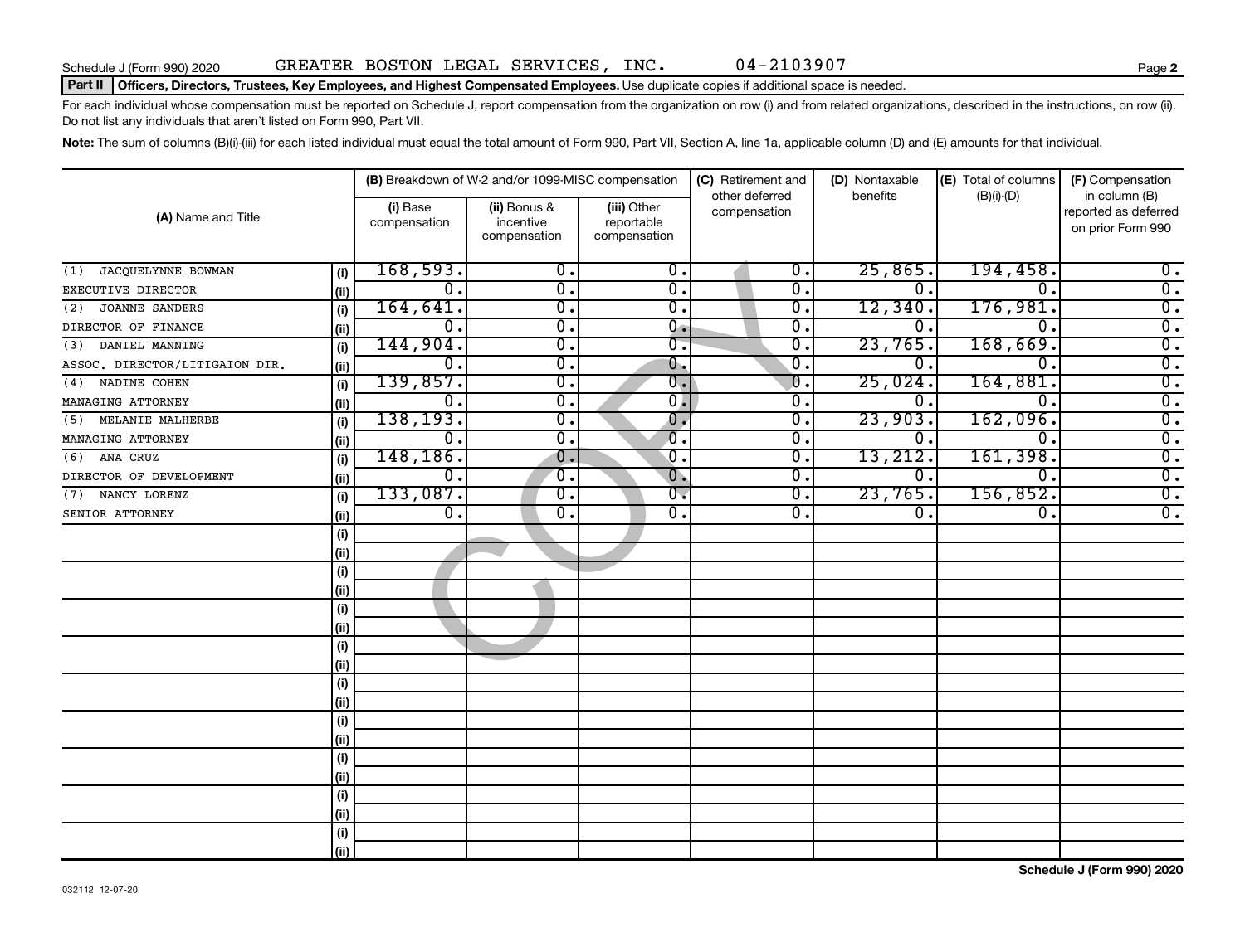Schedule J (Form 990) 2020 GREATER BOSTON LEGAL SERVICES, INC. 04-2103907

## Part II Officers, Directors, Trustees, Key Employees, and Highest Compensated Employees. Use duplicate copies if additional space is needed.

For each individual whose compensation must be reported on Schedule J, report compensation from the organization on row (i) and from related organizations, described in the instructions, on row (ii). Do not list any individuals that aren't listed on Form 990, Part VII.

**Note:** The sum of columns (B)(i)-(iii) for each listed individual must equal the total amount of Form 990, Part VII, Section A, line 1a, applicable column (D) and (E) amounts for that individual.

| (A) Name and Title | | (B) Breakdown of W-2 and/or 1099-MISC compensation | | | (C) Retirement and other deferred compensation | (D) Nontaxable benefits | (E) Total of columns (B)(i)-(D) | (F) Compensation in column (B) reported as deferred on prior Form 990 |
|---|---|---|---|---|---|---|---|---|
| | | (i) Base compensation | (ii) Bonus & incentive compensation | (iii) Other reportable compensation | | | | |
| (1) JACQUELYNNE BOWMAN | (i) | 168,593. | 0. | 0. | 0. | 25,865. | 194,458. | 0. |
| EXECUTIVE DIRECTOR | (ii) | 0. | 0. | 0. | 0. | 0. | 0. | 0. |
| (2) JOANNE SANDERS | (i) | 164,641. | 0. | 0. | 0. | 12,340. | 176,981. | 0. |
| DIRECTOR OF FINANCE | (ii) | 0. | 0. | 0. | 0. | 0. | 0. | 0. |
| (3) DANIEL MANNING | (i) | 144,904. | 0. | 0. | 0. | 23,765. | 168,669. | 0. |
| ASSOC. DIRECTOR/LITIGAION DIR. | (ii) | 0. | 0. | 0. | 0. | 0. | 0. | 0. |
| (4) NADINE COHEN | (i) | 139,857. | 0. | 0. | 0. | 25,024. | 164,881. | 0. |
| MANAGING ATTORNEY | (ii) | 0. | 0. | 0. | 0. | 0. | 0. | 0. |
| (5) MELANIE MALHERBE | (i) | 138,193. | 0. | 0. | 0. | 23,903. | 162,096. | 0. |
| MANAGING ATTORNEY | (ii) | 0. | 0. | 0. | 0. | 0. | 0. | 0. |
| (6) ANA CRUZ | (i) | 148,186. | 0. | 0. | 0. | 13,212. | 161,398. | 0. |
| DIRECTOR OF DEVELOPMENT | (ii) | 0. | 0. | 0. | 0. | 0. | 0. | 0. |
| (7) NANCY LORENZ | (i) | 133,087. | 0. | 0. | 0. | 23,765. | 156,852. | 0. |
| SENIOR ATTORNEY | (ii) | 0. | 0. | 0. | 0. | 0. | 0. | 0. |

Schedule J (Form 990) 2020

032112 12-07-20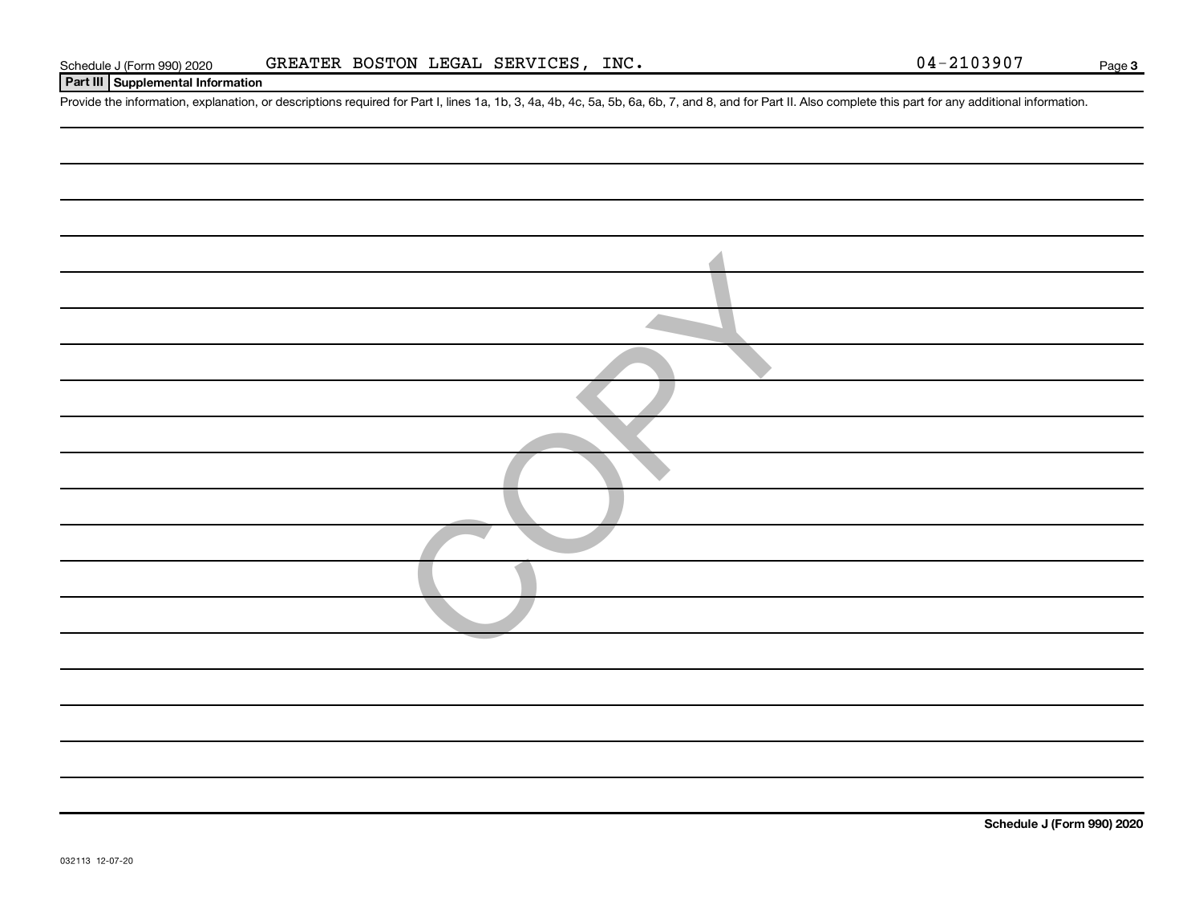Schedule J (Form 990) 2020 GREATER BOSTON LEGAL SERVICES, INC. 04-2103907

**Part III | Supplemental Information**

Provide the information, explanation, or descriptions required for Part I, lines 1a, 1b, 3, 4a, 4b, 4c, 5a, 5b, 6a, 6b, 7, and 8, and for Part II. Also complete this part for any additional information.

COPY

**Schedule J (Form 990) 2020**

032113 12-07-20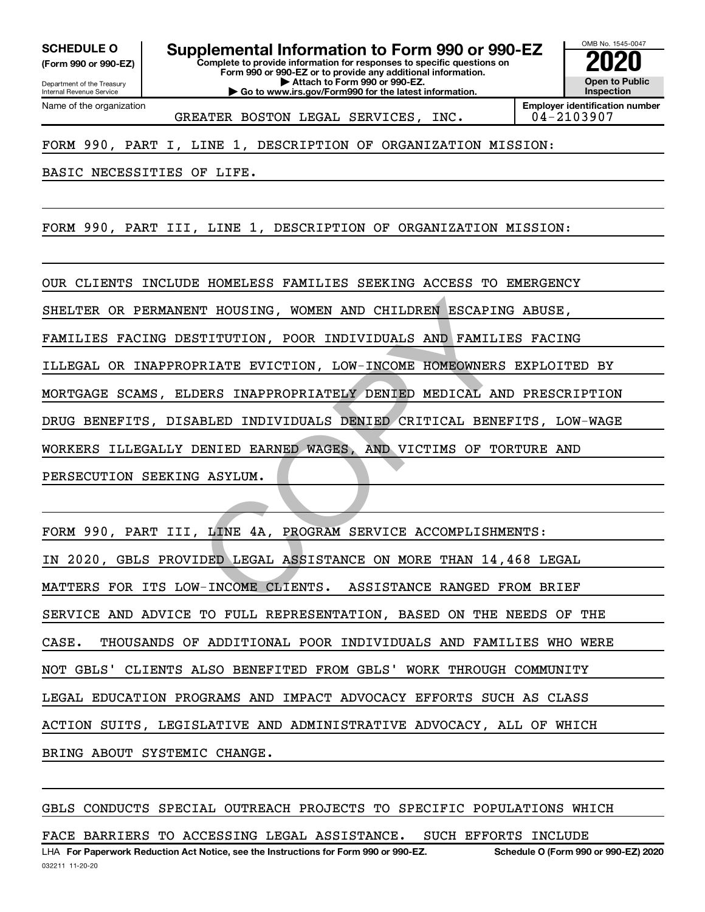**SCHEDULE O (Form 990 or 990-EZ)**

Department of the Treasury
Internal Revenue Service

# Supplemental Information to Form 990 or 990-EZ

**Complete to provide information for responses to specific questions on Form 990 or 990-EZ or to provide any additional information.**
**▶ Attach to Form 990 or 990-EZ.**
**▶ Go to www.irs.gov/Form990 for the latest information.**

OMB No. 1545-0047
**2020**
**Open to Public Inspection**

Name of the organization: GREATER BOSTON LEGAL SERVICES, INC.
**Employer identification number**: 04-2103907

FORM 990, PART I, LINE 1, DESCRIPTION OF ORGANIZATION MISSION:

BASIC NECESSITIES OF LIFE.

FORM 990, PART III, LINE 1, DESCRIPTION OF ORGANIZATION MISSION:

OUR CLIENTS INCLUDE HOMELESS FAMILIES SEEKING ACCESS TO EMERGENCY SHELTER OR PERMANENT HOUSING, WOMEN AND CHILDREN ESCAPING ABUSE, FAMILIES FACING DESTITUTION, POOR INDIVIDUALS AND FAMILIES FACING ILLEGAL OR INAPPROPRIATE EVICTION, LOW-INCOME HOMEOWNERS EXPLOITED BY MORTGAGE SCAMS, ELDERS INAPPROPRIATELY DENIED MEDICAL AND PRESCRIPTION DRUG BENEFITS, DISABLED INDIVIDUALS DENIED CRITICAL BENEFITS, LOW-WAGE WORKERS ILLEGALLY DENIED EARNED WAGES, AND VICTIMS OF TORTURE AND PERSECUTION SEEKING ASYLUM.

FORM 990, PART III, LINE 4A, PROGRAM SERVICE ACCOMPLISHMENTS:

IN 2020, GBLS PROVIDED LEGAL ASSISTANCE ON MORE THAN 14,468 LEGAL MATTERS FOR ITS LOW-INCOME CLIENTS. ASSISTANCE RANGED FROM BRIEF SERVICE AND ADVICE TO FULL REPRESENTATION, BASED ON THE NEEDS OF THE CASE. THOUSANDS OF ADDITIONAL POOR INDIVIDUALS AND FAMILIES WHO WERE NOT GBLS' CLIENTS ALSO BENEFITED FROM GBLS' WORK THROUGH COMMUNITY LEGAL EDUCATION PROGRAMS AND IMPACT ADVOCACY EFFORTS SUCH AS CLASS ACTION SUITS, LEGISLATIVE AND ADMINISTRATIVE ADVOCACY, ALL OF WHICH BRING ABOUT SYSTEMIC CHANGE.

GBLS CONDUCTS SPECIAL OUTREACH PROJECTS TO SPECIFIC POPULATIONS WHICH FACE BARRIERS TO ACCESSING LEGAL ASSISTANCE. SUCH EFFORTS INCLUDE

LHA **For Paperwork Reduction Act Notice, see the Instructions for Form 990 or 990-EZ.** **Schedule O (Form 990 or 990-EZ) 2020**
032211 11-20-20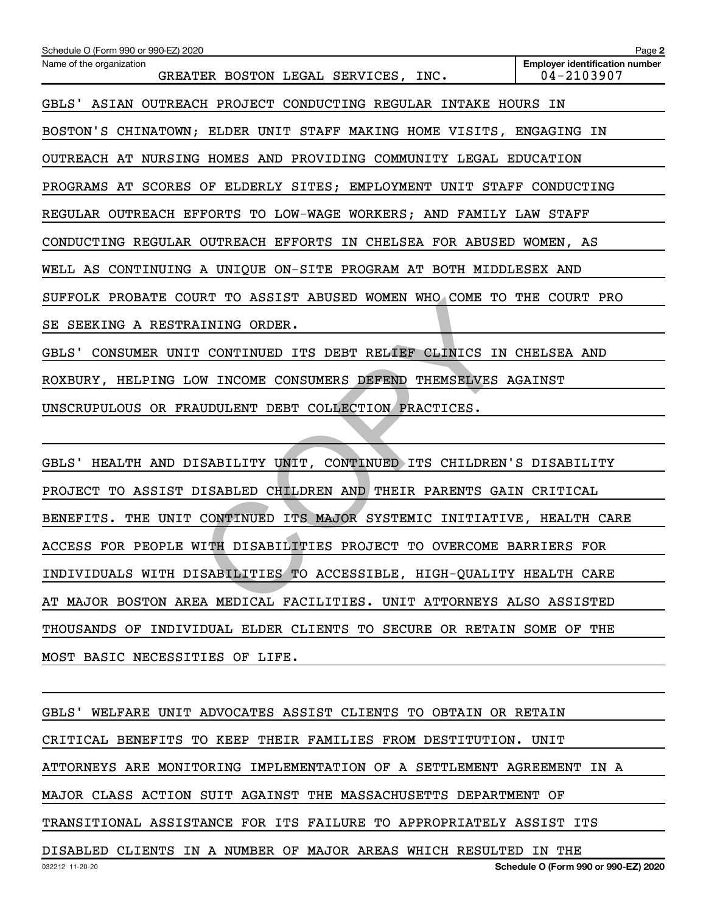GBLS' ASIAN OUTREACH PROJECT CONDUCTING REGULAR INTAKE HOURS IN BOSTON'S CHINATOWN; ELDER UNIT STAFF MAKING HOME VISITS, ENGAGING IN OUTREACH AT NURSING HOMES AND PROVIDING COMMUNITY LEGAL EDUCATION PROGRAMS AT SCORES OF ELDERLY SITES; EMPLOYMENT UNIT STAFF CONDUCTING REGULAR OUTREACH EFFORTS TO LOW-WAGE WORKERS; AND FAMILY LAW STAFF CONDUCTING REGULAR OUTREACH EFFORTS IN CHELSEA FOR ABUSED WOMEN, AS WELL AS CONTINUING A UNIQUE ON-SITE PROGRAM AT BOTH MIDDLESEX AND SUFFOLK PROBATE COURT TO ASSIST ABUSED WOMEN WHO COME TO THE COURT PRO SE SEEKING A RESTRAINING ORDER.

GBLS' CONSUMER UNIT CONTINUED ITS DEBT RELIEF CLINICS IN CHELSEA AND ROXBURY, HELPING LOW INCOME CONSUMERS DEFEND THEMSELVES AGAINST UNSCRUPULOUS OR FRAUDULENT DEBT COLLECTION PRACTICES.

GBLS' HEALTH AND DISABILITY UNIT, CONTINUED ITS CHILDREN'S DISABILITY PROJECT TO ASSIST DISABLED CHILDREN AND THEIR PARENTS GAIN CRITICAL BENEFITS. THE UNIT CONTINUED ITS MAJOR SYSTEMIC INITIATIVE, HEALTH CARE ACCESS FOR PEOPLE WITH DISABILITIES PROJECT TO OVERCOME BARRIERS FOR INDIVIDUALS WITH DISABILITIES TO ACCESSIBLE, HIGH-QUALITY HEALTH CARE AT MAJOR BOSTON AREA MEDICAL FACILITIES. UNIT ATTORNEYS ALSO ASSISTED THOUSANDS OF INDIVIDUAL ELDER CLIENTS TO SECURE OR RETAIN SOME OF THE MOST BASIC NECESSITIES OF LIFE.

GBLS' WELFARE UNIT ADVOCATES ASSIST CLIENTS TO OBTAIN OR RETAIN CRITICAL BENEFITS TO KEEP THEIR FAMILIES FROM DESTITUTION. UNIT ATTORNEYS ARE MONITORING IMPLEMENTATION OF A SETTLEMENT AGREEMENT IN A MAJOR CLASS ACTION SUIT AGAINST THE MASSACHUSETTS DEPARTMENT OF TRANSITIONAL ASSISTANCE FOR ITS FAILURE TO APPROPRIATELY ASSIST ITS DISABLED CLIENTS IN A NUMBER OF MAJOR AREAS WHICH RESULTED IN THE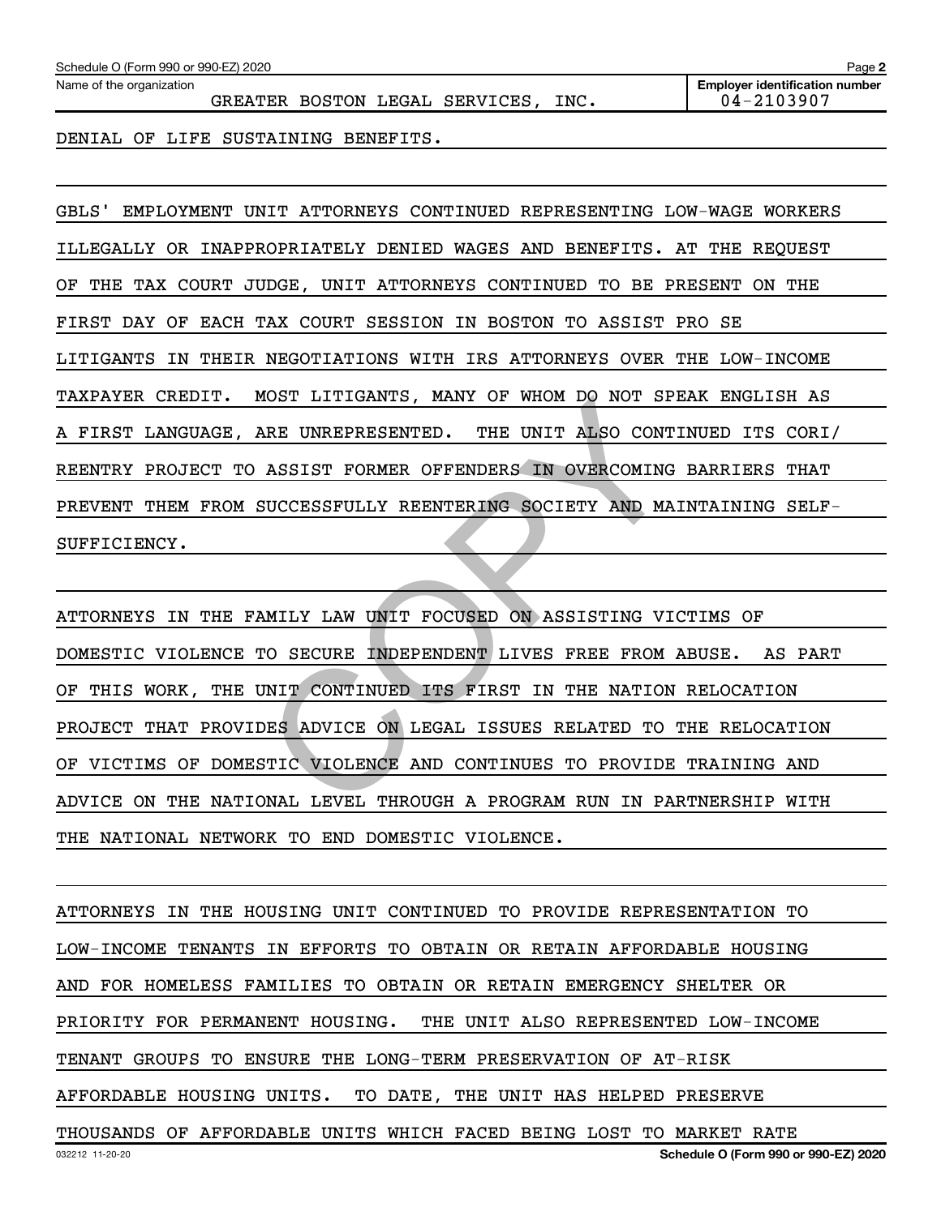DENIAL OF LIFE SUSTAINING BENEFITS.

GBLS' EMPLOYMENT UNIT ATTORNEYS CONTINUED REPRESENTING LOW-WAGE WORKERS ILLEGALLY OR INAPPROPRIATELY DENIED WAGES AND BENEFITS. AT THE REQUEST OF THE TAX COURT JUDGE, UNIT ATTORNEYS CONTINUED TO BE PRESENT ON THE FIRST DAY OF EACH TAX COURT SESSION IN BOSTON TO ASSIST PRO SE LITIGANTS IN THEIR NEGOTIATIONS WITH IRS ATTORNEYS OVER THE LOW-INCOME TAXPAYER CREDIT. MOST LITIGANTS, MANY OF WHOM DO NOT SPEAK ENGLISH AS A FIRST LANGUAGE, ARE UNREPRESENTED. THE UNIT ALSO CONTINUED ITS CORI/ REENTRY PROJECT TO ASSIST FORMER OFFENDERS IN OVERCOMING BARRIERS THAT PREVENT THEM FROM SUCCESSFULLY REENTERING SOCIETY AND MAINTAINING SELF-SUFFICIENCY.

ATTORNEYS IN THE FAMILY LAW UNIT FOCUSED ON ASSISTING VICTIMS OF DOMESTIC VIOLENCE TO SECURE INDEPENDENT LIVES FREE FROM ABUSE. AS PART OF THIS WORK, THE UNIT CONTINUED ITS FIRST IN THE NATION RELOCATION PROJECT THAT PROVIDES ADVICE ON LEGAL ISSUES RELATED TO THE RELOCATION OF VICTIMS OF DOMESTIC VIOLENCE AND CONTINUES TO PROVIDE TRAINING AND ADVICE ON THE NATIONAL LEVEL THROUGH A PROGRAM RUN IN PARTNERSHIP WITH THE NATIONAL NETWORK TO END DOMESTIC VIOLENCE.

ATTORNEYS IN THE HOUSING UNIT CONTINUED TO PROVIDE REPRESENTATION TO LOW-INCOME TENANTS IN EFFORTS TO OBTAIN OR RETAIN AFFORDABLE HOUSING AND FOR HOMELESS FAMILIES TO OBTAIN OR RETAIN EMERGENCY SHELTER OR PRIORITY FOR PERMANENT HOUSING. THE UNIT ALSO REPRESENTED LOW-INCOME TENANT GROUPS TO ENSURE THE LONG-TERM PRESERVATION OF AT-RISK AFFORDABLE HOUSING UNITS. TO DATE, THE UNIT HAS HELPED PRESERVE THOUSANDS OF AFFORDABLE UNITS WHICH FACED BEING LOST TO MARKET RATE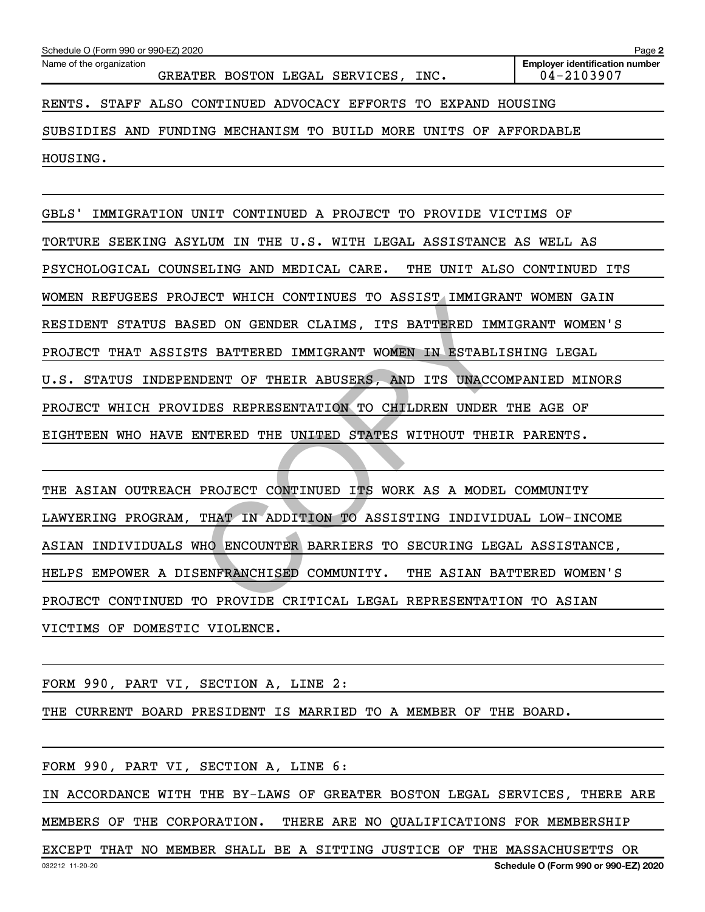RENTS. STAFF ALSO CONTINUED ADVOCACY EFFORTS TO EXPAND HOUSING SUBSIDIES AND FUNDING MECHANISM TO BUILD MORE UNITS OF AFFORDABLE HOUSING.

GBLS' IMMIGRATION UNIT CONTINUED A PROJECT TO PROVIDE VICTIMS OF TORTURE SEEKING ASYLUM IN THE U.S. WITH LEGAL ASSISTANCE AS WELL AS PSYCHOLOGICAL COUNSELING AND MEDICAL CARE. THE UNIT ALSO CONTINUED ITS WOMEN REFUGEES PROJECT WHICH CONTINUES TO ASSIST IMMIGRANT WOMEN GAIN RESIDENT STATUS BASED ON GENDER CLAIMS, ITS BATTERED IMMIGRANT WOMEN'S PROJECT THAT ASSISTS BATTERED IMMIGRANT WOMEN IN ESTABLISHING LEGAL U.S. STATUS INDEPENDENT OF THEIR ABUSERS, AND ITS UNACCOMPANIED MINORS PROJECT WHICH PROVIDES REPRESENTATION TO CHILDREN UNDER THE AGE OF EIGHTEEN WHO HAVE ENTERED THE UNITED STATES WITHOUT THEIR PARENTS.

THE ASIAN OUTREACH PROJECT CONTINUED ITS WORK AS A MODEL COMMUNITY LAWYERING PROGRAM, THAT IN ADDITION TO ASSISTING INDIVIDUAL LOW-INCOME ASIAN INDIVIDUALS WHO ENCOUNTER BARRIERS TO SECURING LEGAL ASSISTANCE, HELPS EMPOWER A DISENFRANCHISED COMMUNITY. THE ASIAN BATTERED WOMEN'S PROJECT CONTINUED TO PROVIDE CRITICAL LEGAL REPRESENTATION TO ASIAN VICTIMS OF DOMESTIC VIOLENCE.

FORM 990, PART VI, SECTION A, LINE 2:

THE CURRENT BOARD PRESIDENT IS MARRIED TO A MEMBER OF THE BOARD.

FORM 990, PART VI, SECTION A, LINE 6:

IN ACCORDANCE WITH THE BY-LAWS OF GREATER BOSTON LEGAL SERVICES, THERE ARE MEMBERS OF THE CORPORATION. THERE ARE NO QUALIFICATIONS FOR MEMBERSHIP EXCEPT THAT NO MEMBER SHALL BE A SITTING JUSTICE OF THE MASSACHUSETTS OR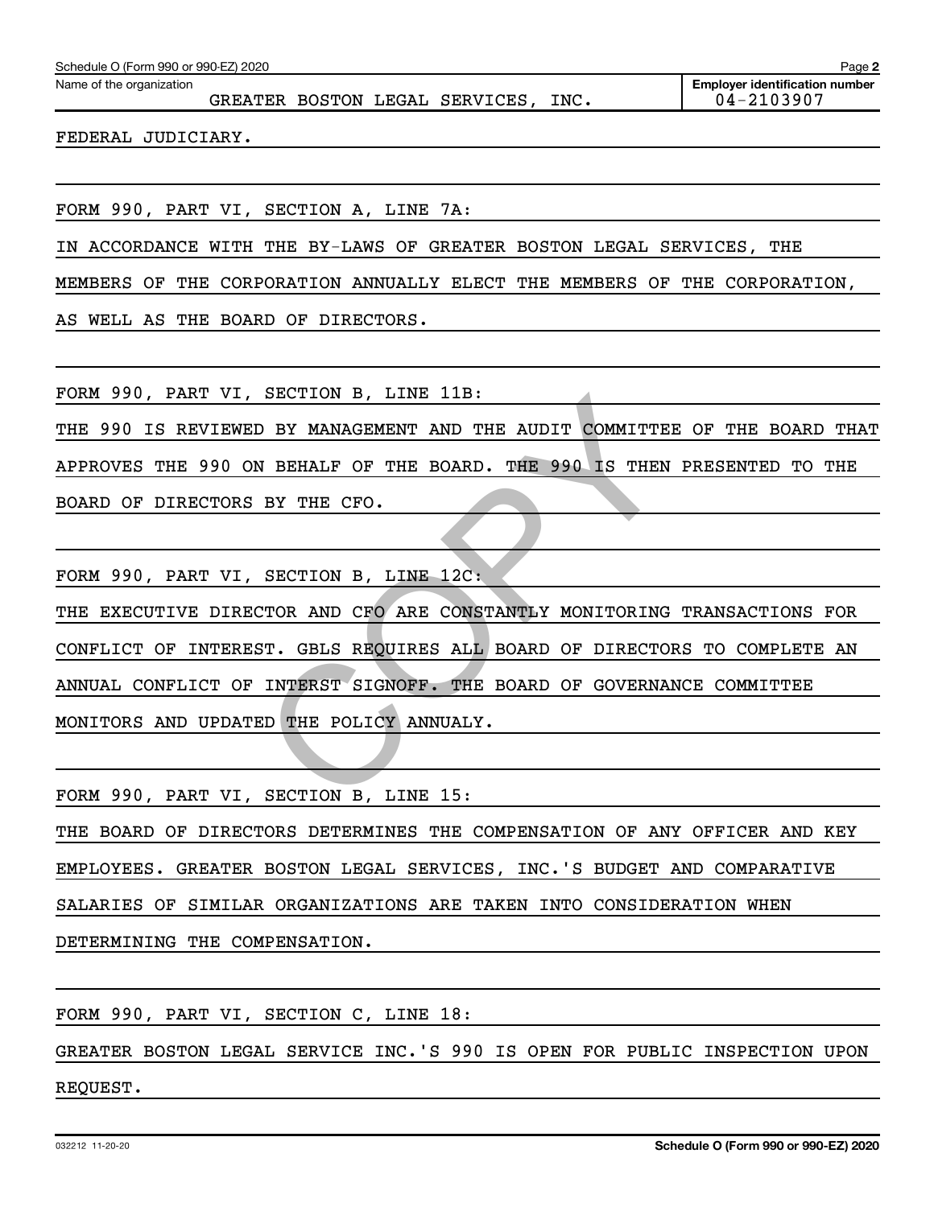FEDERAL JUDICIARY.

FORM 990, PART VI, SECTION A, LINE 7A:

IN ACCORDANCE WITH THE BY-LAWS OF GREATER BOSTON LEGAL SERVICES, THE MEMBERS OF THE CORPORATION ANNUALLY ELECT THE MEMBERS OF THE CORPORATION, AS WELL AS THE BOARD OF DIRECTORS.

FORM 990, PART VI, SECTION B, LINE 11B:

THE 990 IS REVIEWED BY MANAGEMENT AND THE AUDIT COMMITTEE OF THE BOARD THAT APPROVES THE 990 ON BEHALF OF THE BOARD. THE 990 IS THEN PRESENTED TO THE BOARD OF DIRECTORS BY THE CFO.

FORM 990, PART VI, SECTION B, LINE 12C:

THE EXECUTIVE DIRECTOR AND CFO ARE CONSTANTLY MONITORING TRANSACTIONS FOR CONFLICT OF INTEREST. GBLS REQUIRES ALL BOARD OF DIRECTORS TO COMPLETE AN ANNUAL CONFLICT OF INTERST SIGNOFF. THE BOARD OF GOVERNANCE COMMITTEE MONITORS AND UPDATED THE POLICY ANNUALY.

FORM 990, PART VI, SECTION B, LINE 15:

THE BOARD OF DIRECTORS DETERMINES THE COMPENSATION OF ANY OFFICER AND KEY EMPLOYEES. GREATER BOSTON LEGAL SERVICES, INC.'S BUDGET AND COMPARATIVE SALARIES OF SIMILAR ORGANIZATIONS ARE TAKEN INTO CONSIDERATION WHEN DETERMINING THE COMPENSATION.

FORM 990, PART VI, SECTION C, LINE 18:

GREATER BOSTON LEGAL SERVICE INC.'S 990 IS OPEN FOR PUBLIC INSPECTION UPON REQUEST.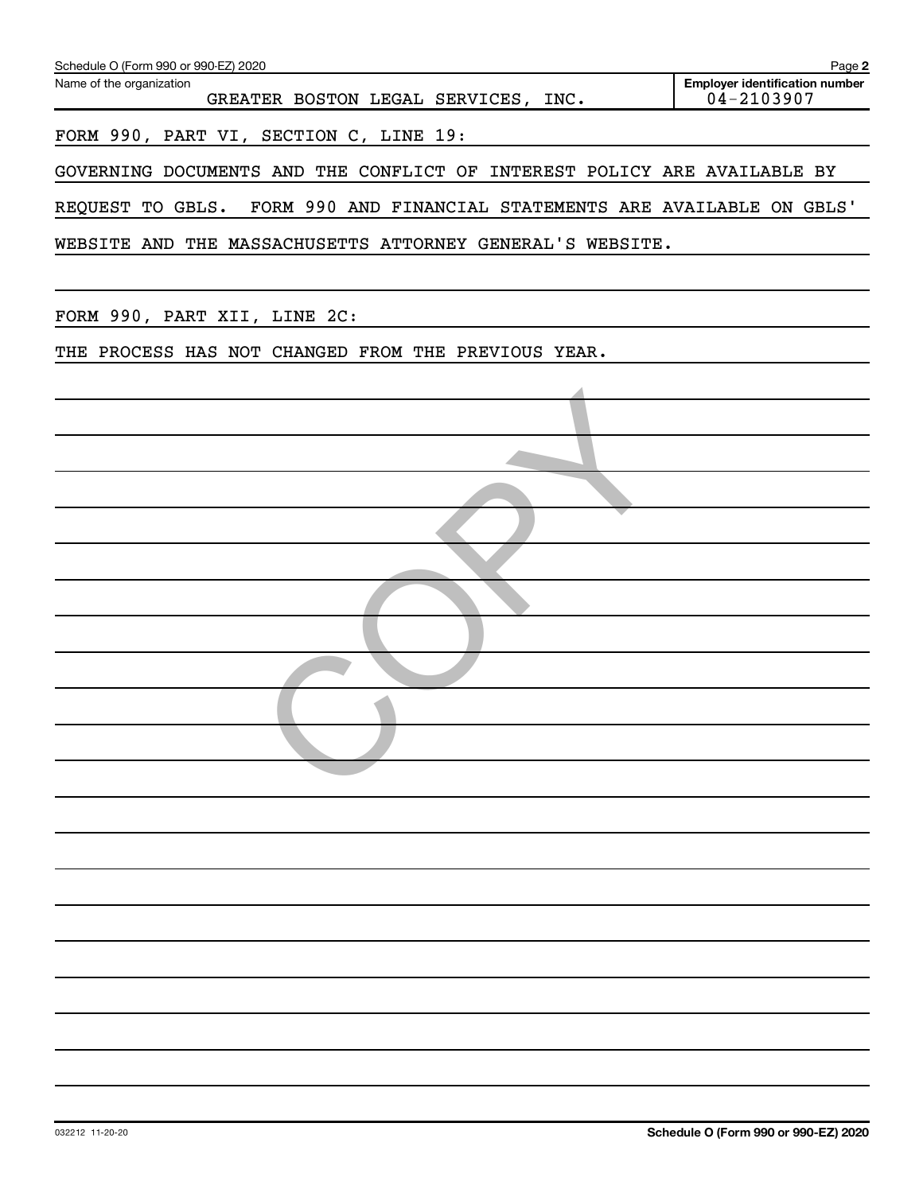Schedule O (Form 990 or 990-EZ) 2020

Name of the organization: GREATER BOSTON LEGAL SERVICES, INC.

Employer identification number: 04-2103907

FORM 990, PART VI, SECTION C, LINE 19:

GOVERNING DOCUMENTS AND THE CONFLICT OF INTEREST POLICY ARE AVAILABLE BY REQUEST TO GBLS. FORM 990 AND FINANCIAL STATEMENTS ARE AVAILABLE ON GBLS' WEBSITE AND THE MASSACHUSETTS ATTORNEY GENERAL'S WEBSITE.

FORM 990, PART XII, LINE 2C:

THE PROCESS HAS NOT CHANGED FROM THE PREVIOUS YEAR.

032212 11-20-20

Schedule O (Form 990 or 990-EZ) 2020